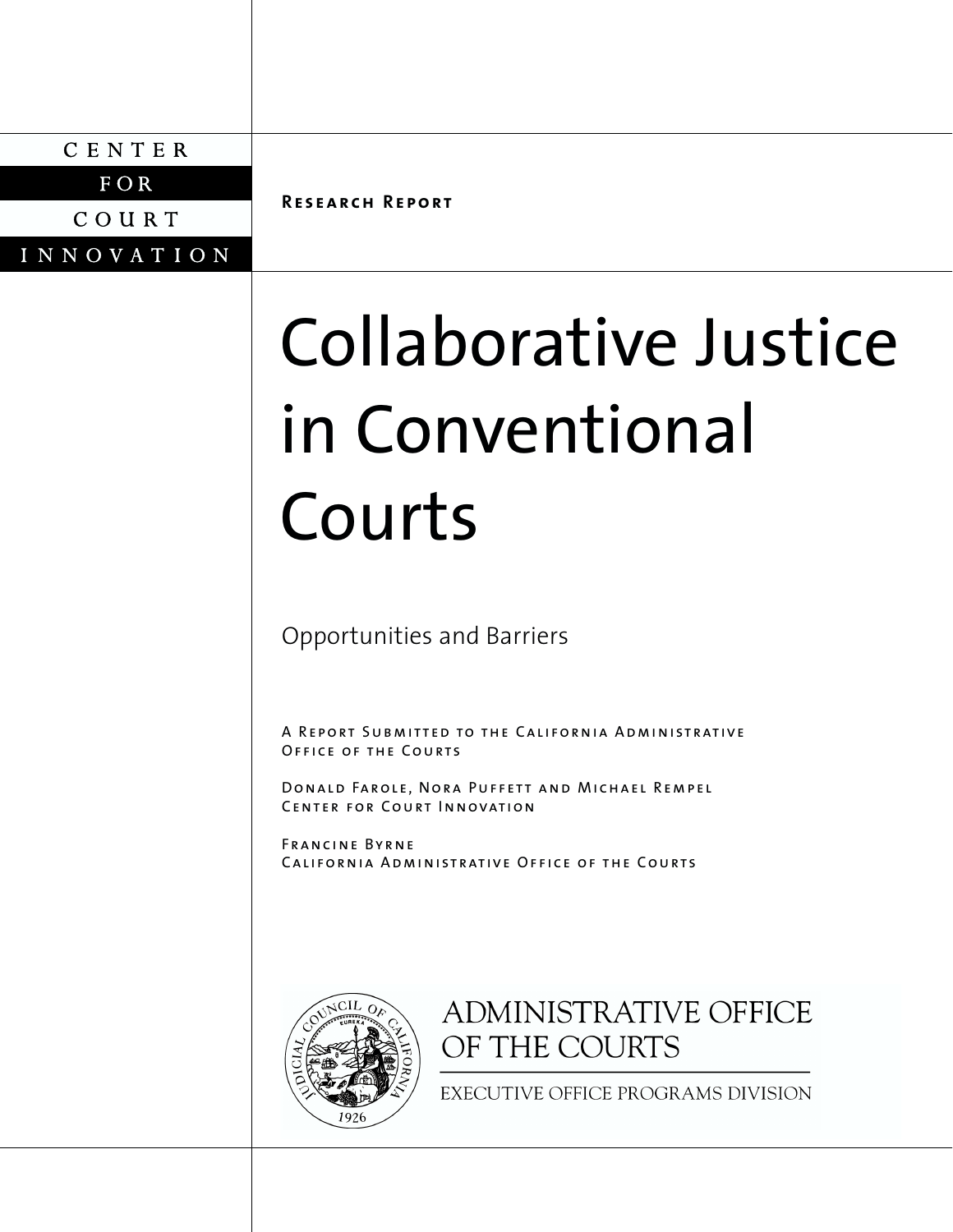CENTER FOR COURT INNOVATION

**Research Report**

# Collaborative Justice in Conventional Courts

## Opportunities and Barriers

A Report Submitted to the California Administrative Office of the Courts

Donald Farole, Nora Puffett and Michael Rempel
Center for Court Innovation

Francine Byrne
California Administrative Office of the Courts

JUDICIAL COUNCIL OF CALIFORNIA
EUREKA
1926

ADMINISTRATIVE OFFICE OF THE COURTS

EXECUTIVE OFFICE PROGRAMS DIVISION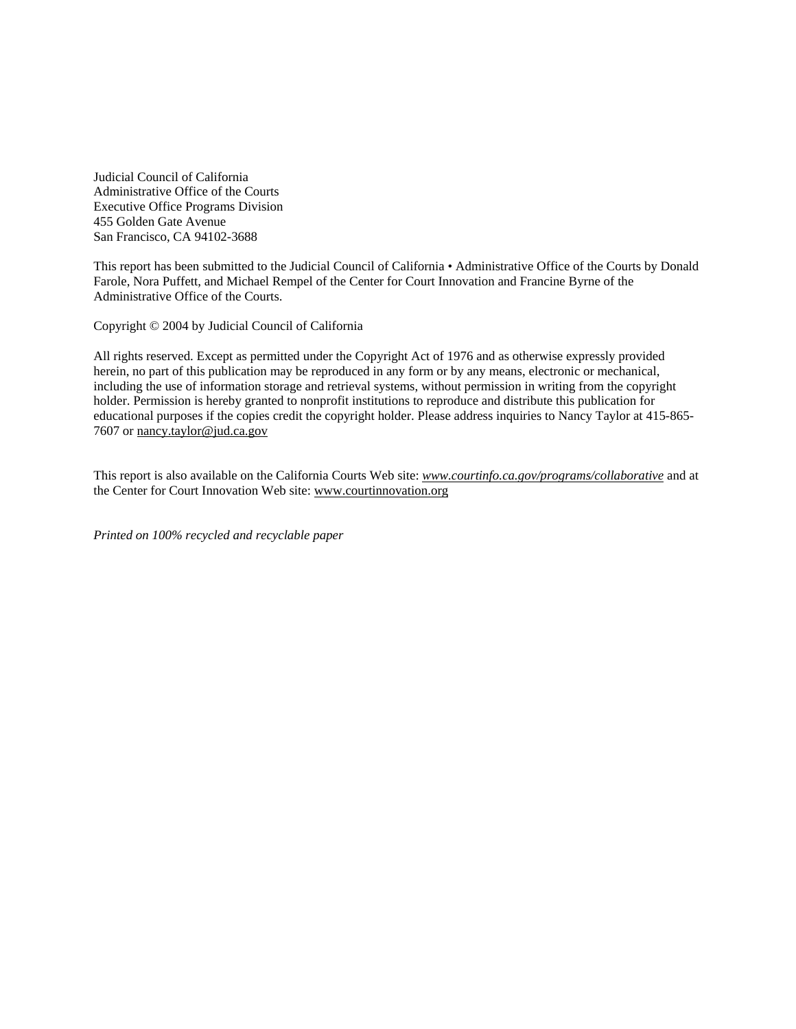Judicial Council of California
Administrative Office of the Courts
Executive Office Programs Division
455 Golden Gate Avenue
San Francisco, CA 94102-3688

This report has been submitted to the Judicial Council of California • Administrative Office of the Courts by Donald Farole, Nora Puffett, and Michael Rempel of the Center for Court Innovation and Francine Byrne of the Administrative Office of the Courts.

Copyright © 2004 by Judicial Council of California

All rights reserved. Except as permitted under the Copyright Act of 1976 and as otherwise expressly provided herein, no part of this publication may be reproduced in any form or by any means, electronic or mechanical, including the use of information storage and retrieval systems, without permission in writing from the copyright holder. Permission is hereby granted to nonprofit institutions to reproduce and distribute this publication for educational purposes if the copies credit the copyright holder. Please address inquiries to Nancy Taylor at 415-865-7607 or nancy.taylor@jud.ca.gov

This report is also available on the California Courts Web site: *www.courtinfo.ca.gov/programs/collaborative* and at the Center for Court Innovation Web site: www.courtinnovation.org

*Printed on 100% recycled and recyclable paper*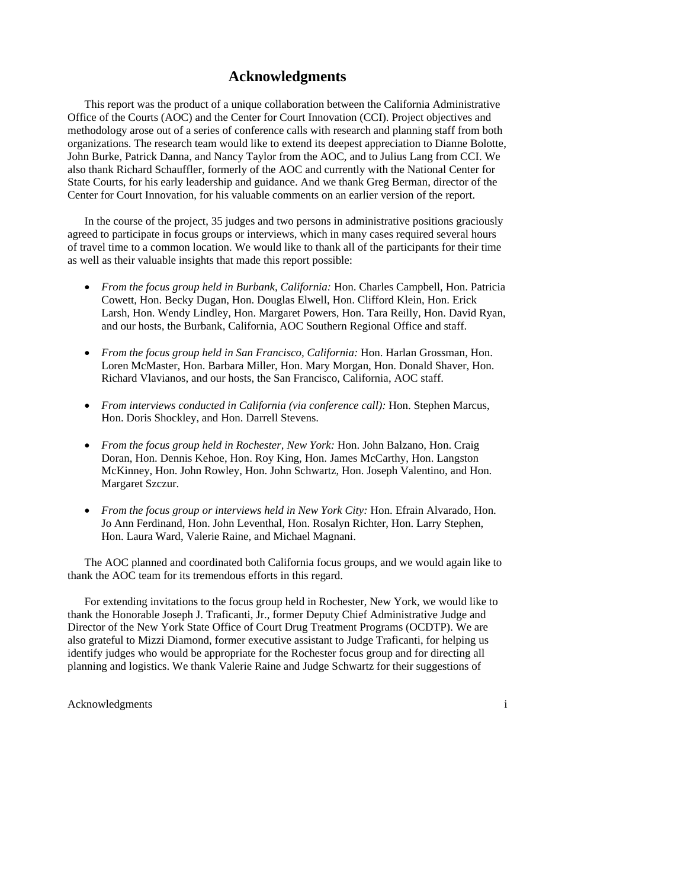# Acknowledgments

This report was the product of a unique collaboration between the California Administrative Office of the Courts (AOC) and the Center for Court Innovation (CCI). Project objectives and methodology arose out of a series of conference calls with research and planning staff from both organizations. The research team would like to extend its deepest appreciation to Dianne Bolotte, John Burke, Patrick Danna, and Nancy Taylor from the AOC, and to Julius Lang from CCI. We also thank Richard Schauffler, formerly of the AOC and currently with the National Center for State Courts, for his early leadership and guidance. And we thank Greg Berman, director of the Center for Court Innovation, for his valuable comments on an earlier version of the report.

In the course of the project, 35 judges and two persons in administrative positions graciously agreed to participate in focus groups or interviews, which in many cases required several hours of travel time to a common location. We would like to thank all of the participants for their time as well as their valuable insights that made this report possible:

- *From the focus group held in Burbank, California:* Hon. Charles Campbell, Hon. Patricia Cowett, Hon. Becky Dugan, Hon. Douglas Elwell, Hon. Clifford Klein, Hon. Erick Larsh, Hon. Wendy Lindley, Hon. Margaret Powers, Hon. Tara Reilly, Hon. David Ryan, and our hosts, the Burbank, California, AOC Southern Regional Office and staff.

- *From the focus group held in San Francisco, California:* Hon. Harlan Grossman, Hon. Loren McMaster, Hon. Barbara Miller, Hon. Mary Morgan, Hon. Donald Shaver, Hon. Richard Vlavianos, and our hosts, the San Francisco, California, AOC staff.

- *From interviews conducted in California (via conference call):* Hon. Stephen Marcus, Hon. Doris Shockley, and Hon. Darrell Stevens.

- *From the focus group held in Rochester, New York:* Hon. John Balzano, Hon. Craig Doran, Hon. Dennis Kehoe, Hon. Roy King, Hon. James McCarthy, Hon. Langston McKinney, Hon. John Rowley, Hon. John Schwartz, Hon. Joseph Valentino, and Hon. Margaret Szczur.

- *From the focus group or interviews held in New York City:* Hon. Efrain Alvarado, Hon. Jo Ann Ferdinand, Hon. John Leventhal, Hon. Rosalyn Richter, Hon. Larry Stephen, Hon. Laura Ward, Valerie Raine, and Michael Magnani.

The AOC planned and coordinated both California focus groups, and we would again like to thank the AOC team for its tremendous efforts in this regard.

For extending invitations to the focus group held in Rochester, New York, we would like to thank the Honorable Joseph J. Traficanti, Jr., former Deputy Chief Administrative Judge and Director of the New York State Office of Court Drug Treatment Programs (OCDTP). We are also grateful to Mizzi Diamond, former executive assistant to Judge Traficanti, for helping us identify judges who would be appropriate for the Rochester focus group and for directing all planning and logistics. We thank Valerie Raine and Judge Schwartz for their suggestions of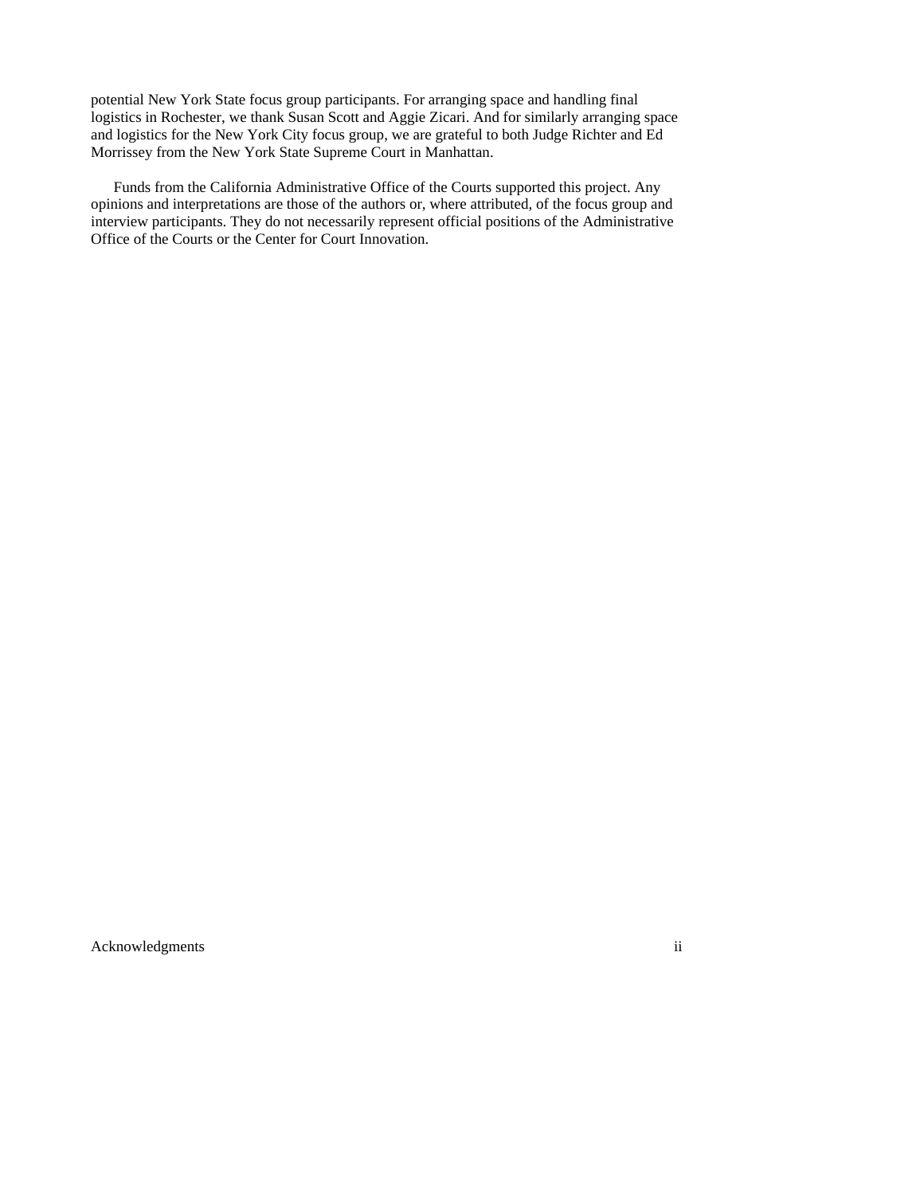potential New York State focus group participants. For arranging space and handling final logistics in Rochester, we thank Susan Scott and Aggie Zicari. And for similarly arranging space and logistics for the New York City focus group, we are grateful to both Judge Richter and Ed Morrissey from the New York State Supreme Court in Manhattan.

Funds from the California Administrative Office of the Courts supported this project. Any opinions and interpretations are those of the authors or, where attributed, of the focus group and interview participants. They do not necessarily represent official positions of the Administrative Office of the Courts or the Center for Court Innovation.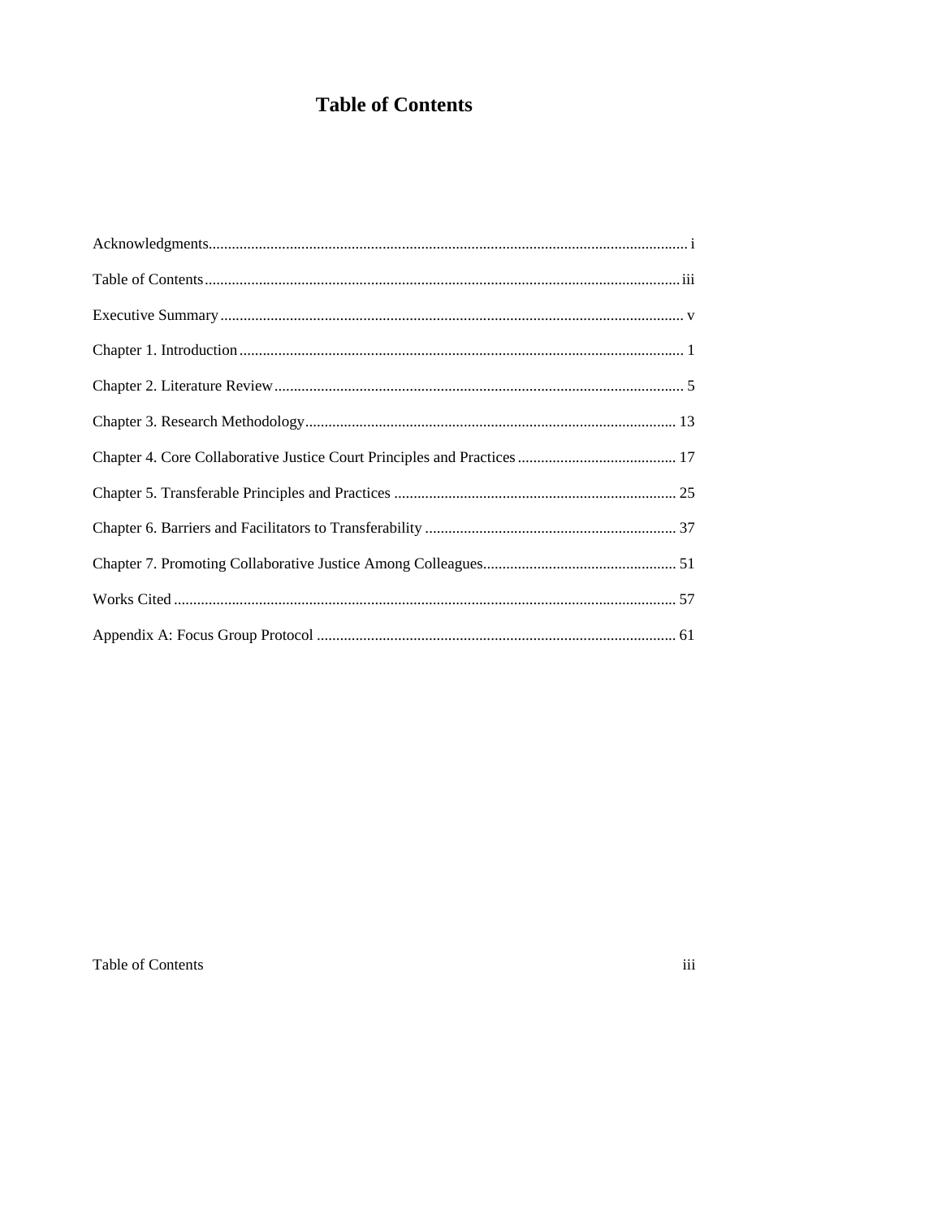# Table of Contents

Acknowledgments........................................................................................................................ i

Table of Contents........................................................................................................................ iii

Executive Summary..................................................................................................................... v

Chapter 1. Introduction................................................................................................................ 1

Chapter 2. Literature Review....................................................................................................... 5

Chapter 3. Research Methodology............................................................................................. 13

Chapter 4. Core Collaborative Justice Court Principles and Practices........................................ 17

Chapter 5. Transferable Principles and Practices ........................................................................ 25

Chapter 6. Barriers and Facilitators to Transferability ................................................................ 37

Chapter 7. Promoting Collaborative Justice Among Colleagues................................................. 51

Works Cited ................................................................................................................................ 57

Appendix A: Focus Group Protocol ........................................................................................... 61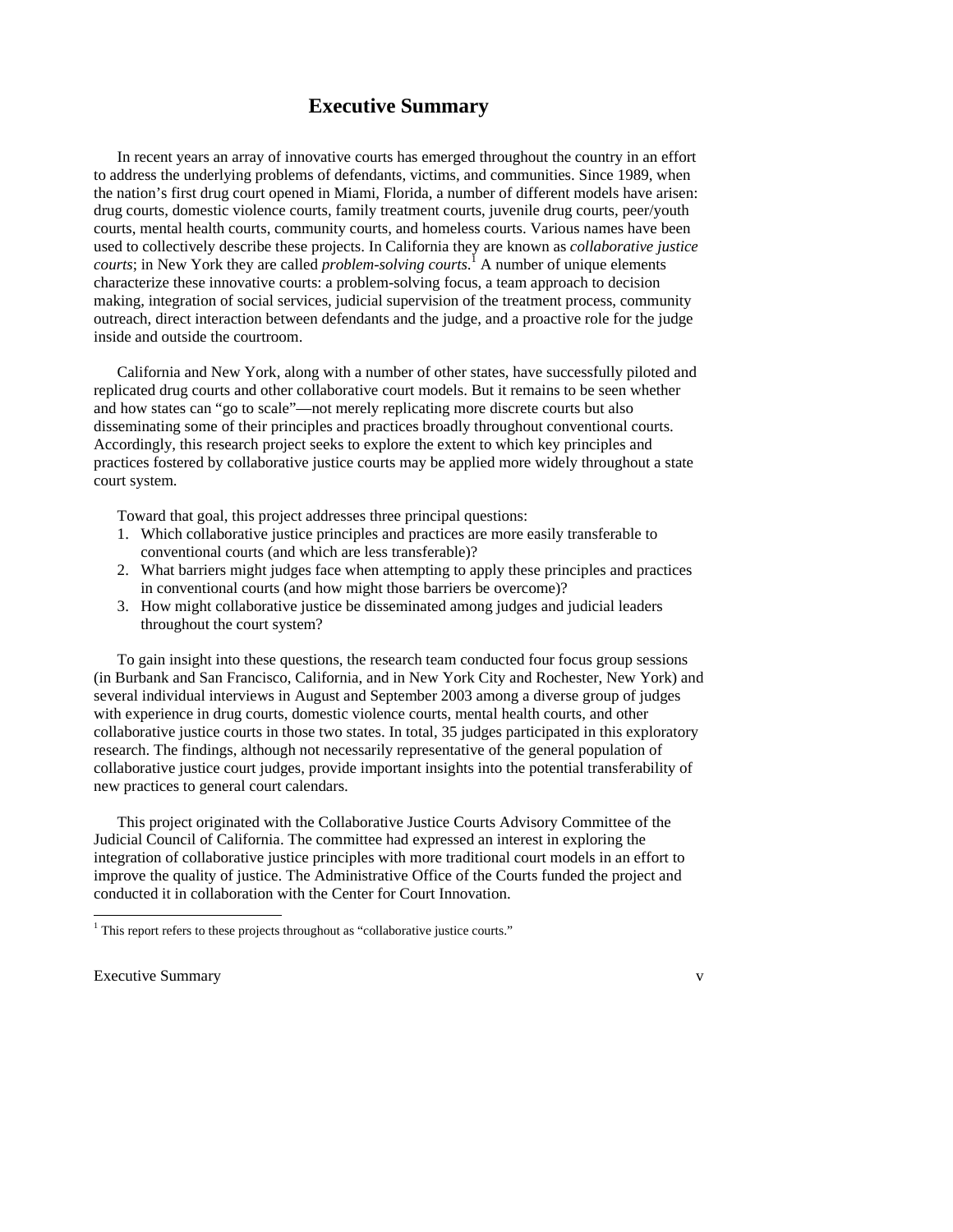# Executive Summary

In recent years an array of innovative courts has emerged throughout the country in an effort to address the underlying problems of defendants, victims, and communities. Since 1989, when the nation's first drug court opened in Miami, Florida, a number of different models have arisen: drug courts, domestic violence courts, family treatment courts, juvenile drug courts, peer/youth courts, mental health courts, community courts, and homeless courts. Various names have been used to collectively describe these projects. In California they are known as *collaborative justice courts*; in New York they are called *problem-solving courts*.[1] A number of unique elements characterize these innovative courts: a problem-solving focus, a team approach to decision making, integration of social services, judicial supervision of the treatment process, community outreach, direct interaction between defendants and the judge, and a proactive role for the judge inside and outside the courtroom.

California and New York, along with a number of other states, have successfully piloted and replicated drug courts and other collaborative court models. But it remains to be seen whether and how states can "go to scale"—not merely replicating more discrete courts but also disseminating some of their principles and practices broadly throughout conventional courts. Accordingly, this research project seeks to explore the extent to which key principles and practices fostered by collaborative justice courts may be applied more widely throughout a state court system.

Toward that goal, this project addresses three principal questions:

1. Which collaborative justice principles and practices are more easily transferable to conventional courts (and which are less transferable)?
2. What barriers might judges face when attempting to apply these principles and practices in conventional courts (and how might those barriers be overcome)?
3. How might collaborative justice be disseminated among judges and judicial leaders throughout the court system?

To gain insight into these questions, the research team conducted four focus group sessions (in Burbank and San Francisco, California, and in New York City and Rochester, New York) and several individual interviews in August and September 2003 among a diverse group of judges with experience in drug courts, domestic violence courts, mental health courts, and other collaborative justice courts in those two states. In total, 35 judges participated in this exploratory research. The findings, although not necessarily representative of the general population of collaborative justice court judges, provide important insights into the potential transferability of new practices to general court calendars.

This project originated with the Collaborative Justice Courts Advisory Committee of the Judicial Council of California. The committee had expressed an interest in exploring the integration of collaborative justice principles with more traditional court models in an effort to improve the quality of justice. The Administrative Office of the Courts funded the project and conducted it in collaboration with the Center for Court Innovation.

---

[1] This report refers to these projects throughout as "collaborative justice courts."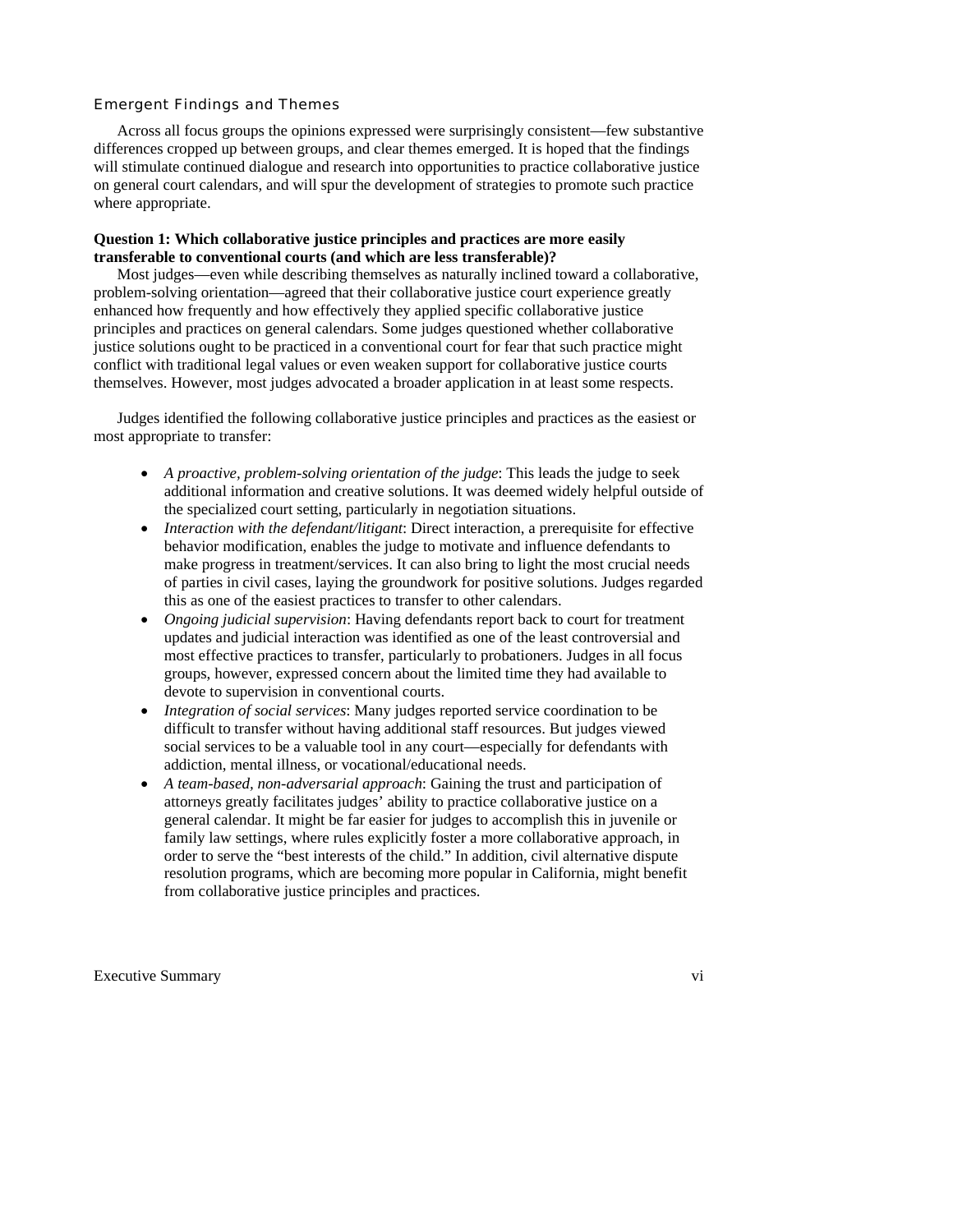### Emergent Findings and Themes

Across all focus groups the opinions expressed were surprisingly consistent—few substantive differences cropped up between groups, and clear themes emerged. It is hoped that the findings will stimulate continued dialogue and research into opportunities to practice collaborative justice on general court calendars, and will spur the development of strategies to promote such practice where appropriate.

**Question 1: Which collaborative justice principles and practices are more easily transferable to conventional courts (and which are less transferable)?**

Most judges—even while describing themselves as naturally inclined toward a collaborative, problem-solving orientation—agreed that their collaborative justice court experience greatly enhanced how frequently and how effectively they applied specific collaborative justice principles and practices on general calendars. Some judges questioned whether collaborative justice solutions ought to be practiced in a conventional court for fear that such practice might conflict with traditional legal values or even weaken support for collaborative justice courts themselves. However, most judges advocated a broader application in at least some respects.

Judges identified the following collaborative justice principles and practices as the easiest or most appropriate to transfer:

- *A proactive, problem-solving orientation of the judge*: This leads the judge to seek additional information and creative solutions. It was deemed widely helpful outside of the specialized court setting, particularly in negotiation situations.
- *Interaction with the defendant/litigant*: Direct interaction, a prerequisite for effective behavior modification, enables the judge to motivate and influence defendants to make progress in treatment/services. It can also bring to light the most crucial needs of parties in civil cases, laying the groundwork for positive solutions. Judges regarded this as one of the easiest practices to transfer to other calendars.
- *Ongoing judicial supervision*: Having defendants report back to court for treatment updates and judicial interaction was identified as one of the least controversial and most effective practices to transfer, particularly to probationers. Judges in all focus groups, however, expressed concern about the limited time they had available to devote to supervision in conventional courts.
- *Integration of social services*: Many judges reported service coordination to be difficult to transfer without having additional staff resources. But judges viewed social services to be a valuable tool in any court—especially for defendants with addiction, mental illness, or vocational/educational needs.
- *A team-based, non-adversarial approach*: Gaining the trust and participation of attorneys greatly facilitates judges' ability to practice collaborative justice on a general calendar. It might be far easier for judges to accomplish this in juvenile or family law settings, where rules explicitly foster a more collaborative approach, in order to serve the "best interests of the child." In addition, civil alternative dispute resolution programs, which are becoming more popular in California, might benefit from collaborative justice principles and practices.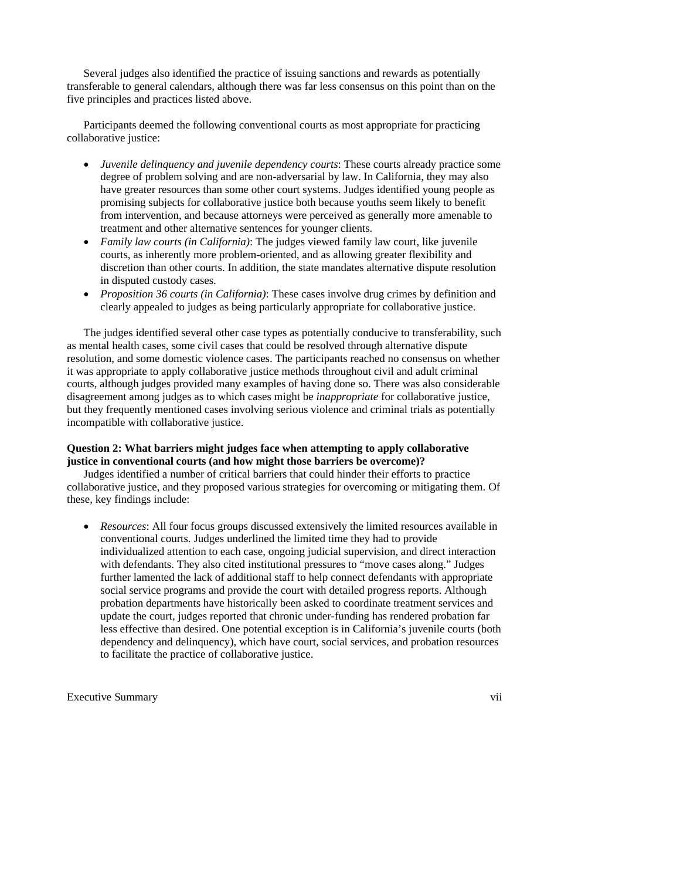Several judges also identified the practice of issuing sanctions and rewards as potentially transferable to general calendars, although there was far less consensus on this point than on the five principles and practices listed above.

Participants deemed the following conventional courts as most appropriate for practicing collaborative justice:

- *Juvenile delinquency and juvenile dependency courts*: These courts already practice some degree of problem solving and are non-adversarial by law. In California, they may also have greater resources than some other court systems. Judges identified young people as promising subjects for collaborative justice both because youths seem likely to benefit from intervention, and because attorneys were perceived as generally more amenable to treatment and other alternative sentences for younger clients.
- *Family law courts (in California)*: The judges viewed family law court, like juvenile courts, as inherently more problem-oriented, and as allowing greater flexibility and discretion than other courts. In addition, the state mandates alternative dispute resolution in disputed custody cases.
- *Proposition 36 courts (in California)*: These cases involve drug crimes by definition and clearly appealed to judges as being particularly appropriate for collaborative justice.

The judges identified several other case types as potentially conducive to transferability, such as mental health cases, some civil cases that could be resolved through alternative dispute resolution, and some domestic violence cases. The participants reached no consensus on whether it was appropriate to apply collaborative justice methods throughout civil and adult criminal courts, although judges provided many examples of having done so. There was also considerable disagreement among judges as to which cases might be *inappropriate* for collaborative justice, but they frequently mentioned cases involving serious violence and criminal trials as potentially incompatible with collaborative justice.

**Question 2: What barriers might judges face when attempting to apply collaborative justice in conventional courts (and how might those barriers be overcome)?**

Judges identified a number of critical barriers that could hinder their efforts to practice collaborative justice, and they proposed various strategies for overcoming or mitigating them. Of these, key findings include:

- *Resources*: All four focus groups discussed extensively the limited resources available in conventional courts. Judges underlined the limited time they had to provide individualized attention to each case, ongoing judicial supervision, and direct interaction with defendants. They also cited institutional pressures to "move cases along." Judges further lamented the lack of additional staff to help connect defendants with appropriate social service programs and provide the court with detailed progress reports. Although probation departments have historically been asked to coordinate treatment services and update the court, judges reported that chronic under-funding has rendered probation far less effective than desired. One potential exception is in California's juvenile courts (both dependency and delinquency), which have court, social services, and probation resources to facilitate the practice of collaborative justice.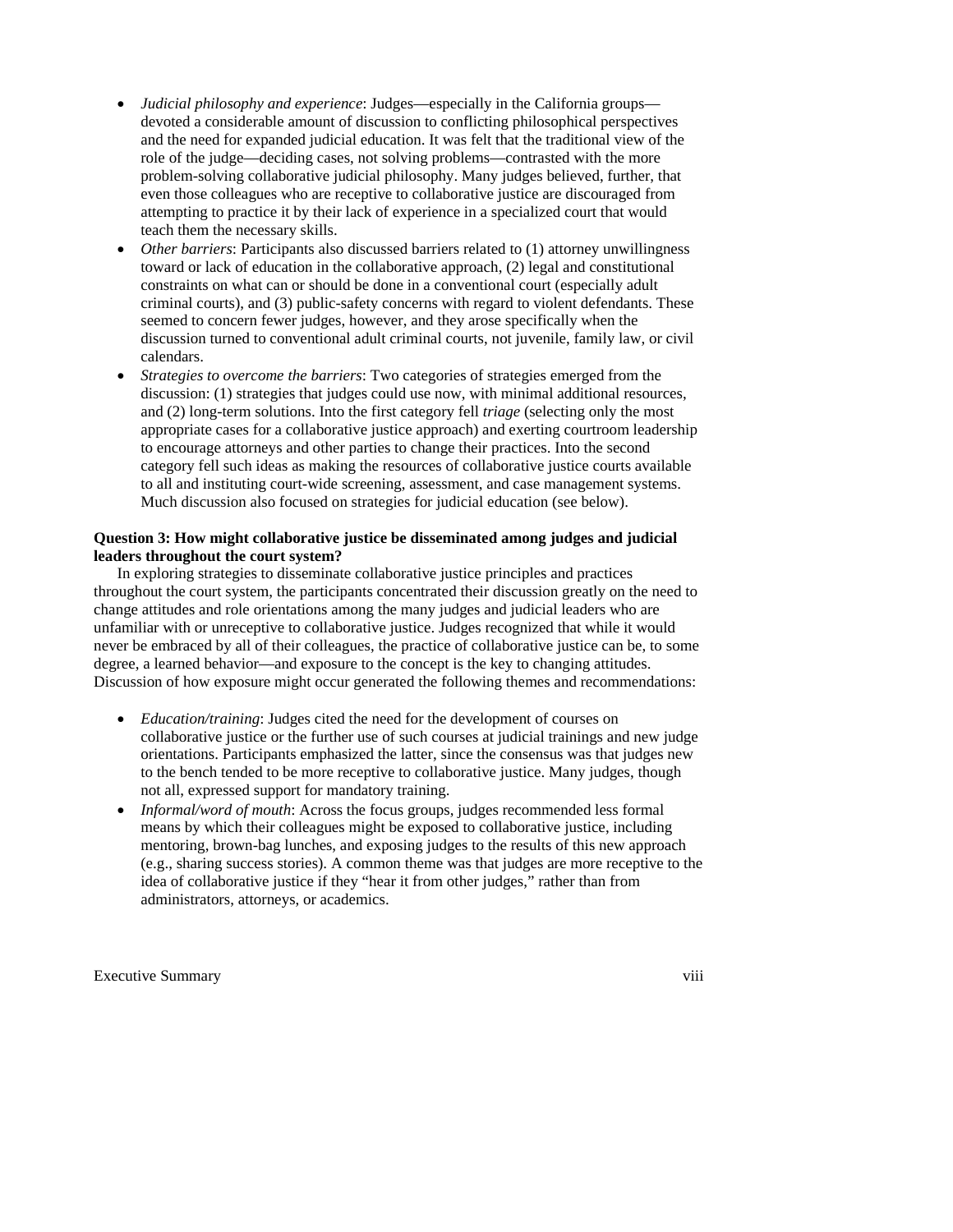- *Judicial philosophy and experience*: Judges—especially in the California groups—devoted a considerable amount of discussion to conflicting philosophical perspectives and the need for expanded judicial education. It was felt that the traditional view of the role of the judge—deciding cases, not solving problems—contrasted with the more problem-solving collaborative judicial philosophy. Many judges believed, further, that even those colleagues who are receptive to collaborative justice are discouraged from attempting to practice it by their lack of experience in a specialized court that would teach them the necessary skills.
- *Other barriers*: Participants also discussed barriers related to (1) attorney unwillingness toward or lack of education in the collaborative approach, (2) legal and constitutional constraints on what can or should be done in a conventional court (especially adult criminal courts), and (3) public-safety concerns with regard to violent defendants. These seemed to concern fewer judges, however, and they arose specifically when the discussion turned to conventional adult criminal courts, not juvenile, family law, or civil calendars.
- *Strategies to overcome the barriers*: Two categories of strategies emerged from the discussion: (1) strategies that judges could use now, with minimal additional resources, and (2) long-term solutions. Into the first category fell *triage* (selecting only the most appropriate cases for a collaborative justice approach) and exerting courtroom leadership to encourage attorneys and other parties to change their practices. Into the second category fell such ideas as making the resources of collaborative justice courts available to all and instituting court-wide screening, assessment, and case management systems. Much discussion also focused on strategies for judicial education (see below).

**Question 3: How might collaborative justice be disseminated among judges and judicial leaders throughout the court system?**

In exploring strategies to disseminate collaborative justice principles and practices throughout the court system, the participants concentrated their discussion greatly on the need to change attitudes and role orientations among the many judges and judicial leaders who are unfamiliar with or unreceptive to collaborative justice. Judges recognized that while it would never be embraced by all of their colleagues, the practice of collaborative justice can be, to some degree, a learned behavior—and exposure to the concept is the key to changing attitudes. Discussion of how exposure might occur generated the following themes and recommendations:

- *Education/training*: Judges cited the need for the development of courses on collaborative justice or the further use of such courses at judicial trainings and new judge orientations. Participants emphasized the latter, since the consensus was that judges new to the bench tended to be more receptive to collaborative justice. Many judges, though not all, expressed support for mandatory training.
- *Informal/word of mouth*: Across the focus groups, judges recommended less formal means by which their colleagues might be exposed to collaborative justice, including mentoring, brown-bag lunches, and exposing judges to the results of this new approach (e.g., sharing success stories). A common theme was that judges are more receptive to the idea of collaborative justice if they "hear it from other judges," rather than from administrators, attorneys, or academics.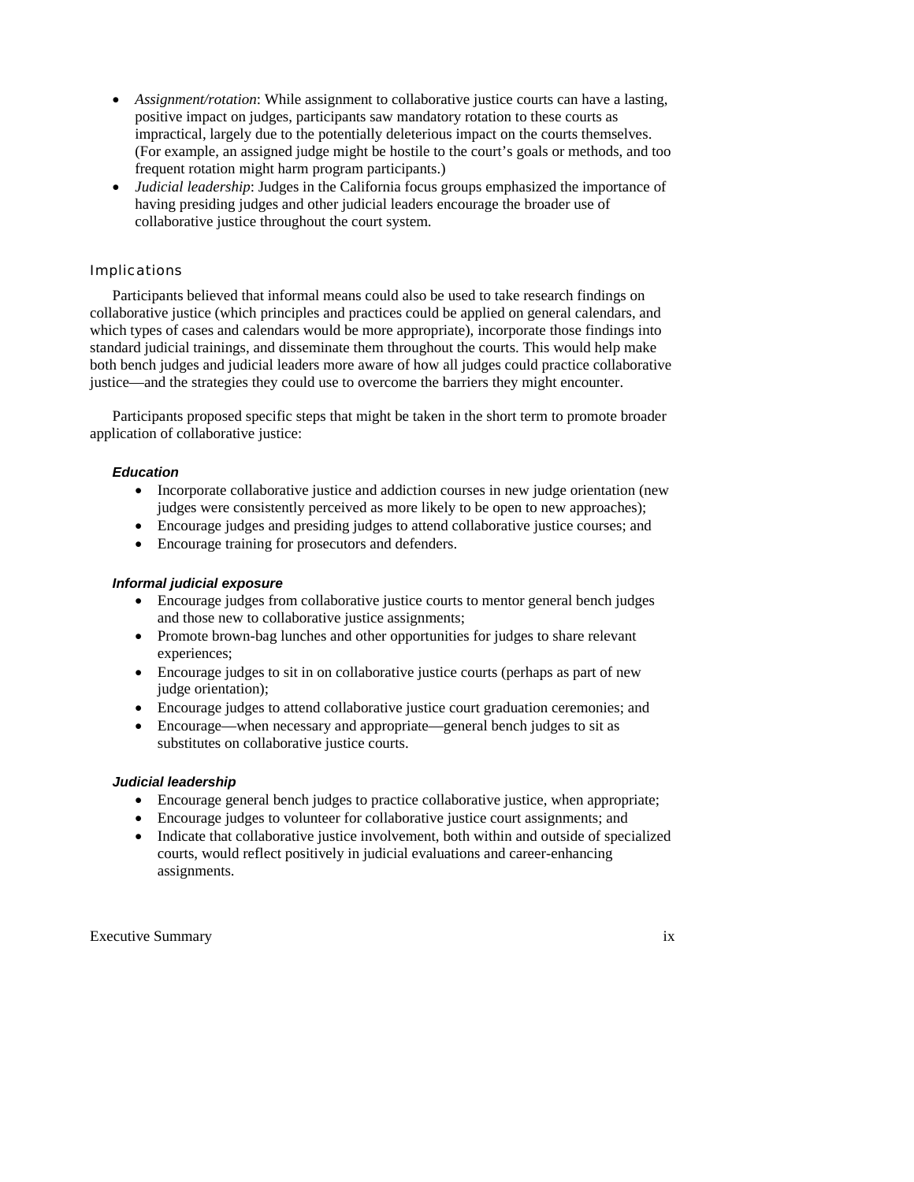- *Assignment/rotation*: While assignment to collaborative justice courts can have a lasting, positive impact on judges, participants saw mandatory rotation to these courts as impractical, largely due to the potentially deleterious impact on the courts themselves. (For example, an assigned judge might be hostile to the court's goals or methods, and too frequent rotation might harm program participants.)
- *Judicial leadership*: Judges in the California focus groups emphasized the importance of having presiding judges and other judicial leaders encourage the broader use of collaborative justice throughout the court system.

### Implications

Participants believed that informal means could also be used to take research findings on collaborative justice (which principles and practices could be applied on general calendars, and which types of cases and calendars would be more appropriate), incorporate those findings into standard judicial trainings, and disseminate them throughout the courts. This would help make both bench judges and judicial leaders more aware of how all judges could practice collaborative justice—and the strategies they could use to overcome the barriers they might encounter.

Participants proposed specific steps that might be taken in the short term to promote broader application of collaborative justice:

#### *Education*

- Incorporate collaborative justice and addiction courses in new judge orientation (new judges were consistently perceived as more likely to be open to new approaches);
- Encourage judges and presiding judges to attend collaborative justice courses; and
- Encourage training for prosecutors and defenders.

#### *Informal judicial exposure*

- Encourage judges from collaborative justice courts to mentor general bench judges and those new to collaborative justice assignments;
- Promote brown-bag lunches and other opportunities for judges to share relevant experiences;
- Encourage judges to sit in on collaborative justice courts (perhaps as part of new judge orientation);
- Encourage judges to attend collaborative justice court graduation ceremonies; and
- Encourage—when necessary and appropriate—general bench judges to sit as substitutes on collaborative justice courts.

#### *Judicial leadership*

- Encourage general bench judges to practice collaborative justice, when appropriate;
- Encourage judges to volunteer for collaborative justice court assignments; and
- Indicate that collaborative justice involvement, both within and outside of specialized courts, would reflect positively in judicial evaluations and career-enhancing assignments.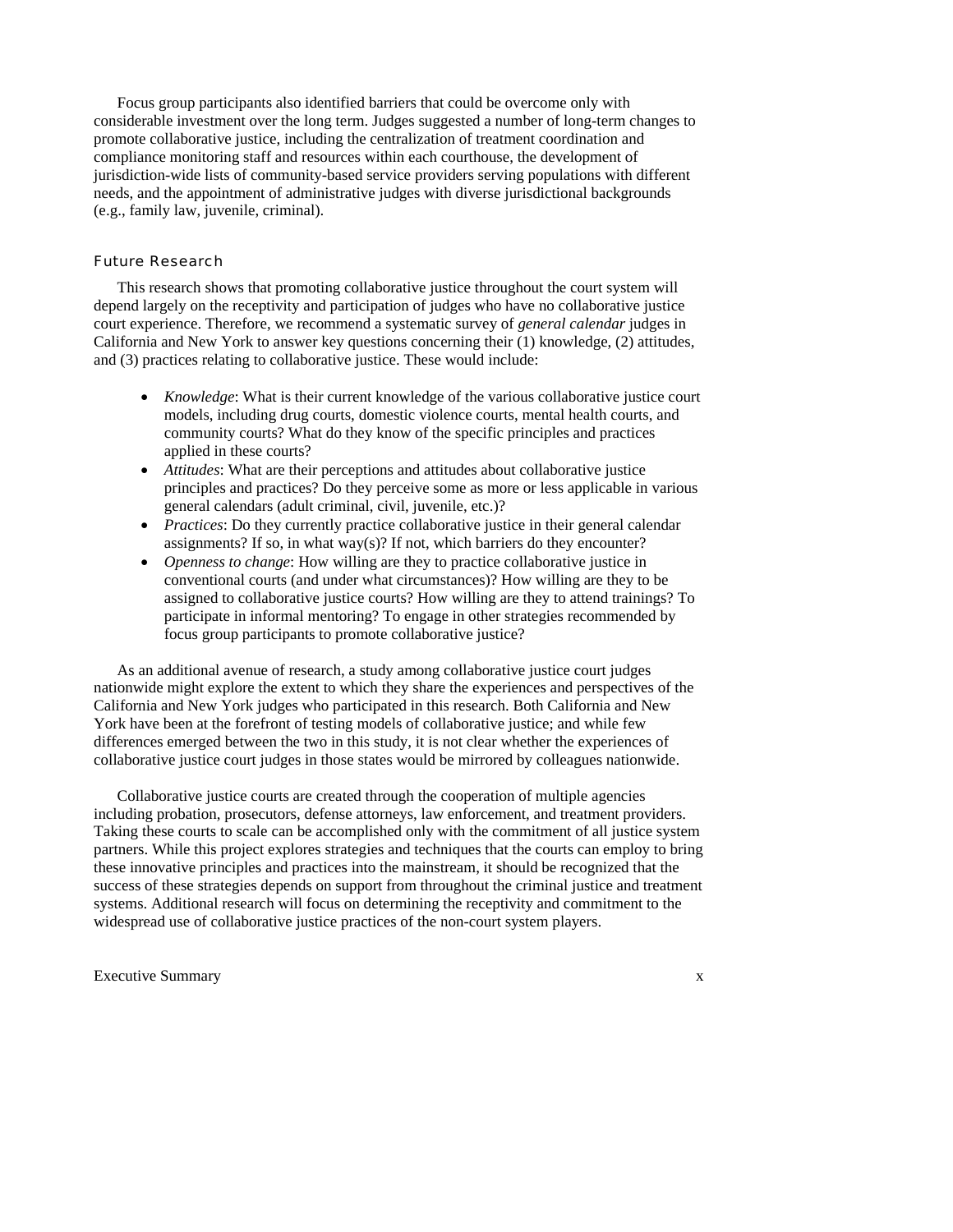Focus group participants also identified barriers that could be overcome only with considerable investment over the long term. Judges suggested a number of long-term changes to promote collaborative justice, including the centralization of treatment coordination and compliance monitoring staff and resources within each courthouse, the development of jurisdiction-wide lists of community-based service providers serving populations with different needs, and the appointment of administrative judges with diverse jurisdictional backgrounds (e.g., family law, juvenile, criminal).

### Future Research

This research shows that promoting collaborative justice throughout the court system will depend largely on the receptivity and participation of judges who have no collaborative justice court experience. Therefore, we recommend a systematic survey of *general calendar* judges in California and New York to answer key questions concerning their (1) knowledge, (2) attitudes, and (3) practices relating to collaborative justice. These would include:

- *Knowledge*: What is their current knowledge of the various collaborative justice court models, including drug courts, domestic violence courts, mental health courts, and community courts? What do they know of the specific principles and practices applied in these courts?
- *Attitudes*: What are their perceptions and attitudes about collaborative justice principles and practices? Do they perceive some as more or less applicable in various general calendars (adult criminal, civil, juvenile, etc.)?
- *Practices*: Do they currently practice collaborative justice in their general calendar assignments? If so, in what way(s)? If not, which barriers do they encounter?
- *Openness to change*: How willing are they to practice collaborative justice in conventional courts (and under what circumstances)? How willing are they to be assigned to collaborative justice courts? How willing are they to attend trainings? To participate in informal mentoring? To engage in other strategies recommended by focus group participants to promote collaborative justice?

As an additional avenue of research, a study among collaborative justice court judges nationwide might explore the extent to which they share the experiences and perspectives of the California and New York judges who participated in this research. Both California and New York have been at the forefront of testing models of collaborative justice; and while few differences emerged between the two in this study, it is not clear whether the experiences of collaborative justice court judges in those states would be mirrored by colleagues nationwide.

Collaborative justice courts are created through the cooperation of multiple agencies including probation, prosecutors, defense attorneys, law enforcement, and treatment providers. Taking these courts to scale can be accomplished only with the commitment of all justice system partners. While this project explores strategies and techniques that the courts can employ to bring these innovative principles and practices into the mainstream, it should be recognized that the success of these strategies depends on support from throughout the criminal justice and treatment systems. Additional research will focus on determining the receptivity and commitment to the widespread use of collaborative justice practices of the non-court system players.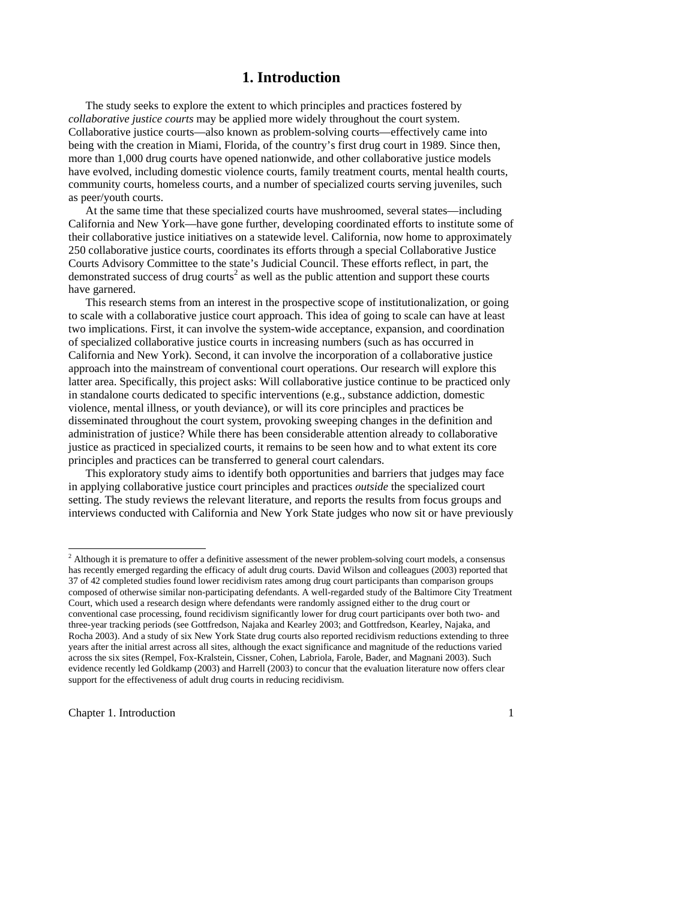# 1. Introduction

The study seeks to explore the extent to which principles and practices fostered by *collaborative justice courts* may be applied more widely throughout the court system. Collaborative justice courts—also known as problem-solving courts—effectively came into being with the creation in Miami, Florida, of the country's first drug court in 1989. Since then, more than 1,000 drug courts have opened nationwide, and other collaborative justice models have evolved, including domestic violence courts, family treatment courts, mental health courts, community courts, homeless courts, and a number of specialized courts serving juveniles, such as peer/youth courts.

At the same time that these specialized courts have mushroomed, several states—including California and New York—have gone further, developing coordinated efforts to institute some of their collaborative justice initiatives on a statewide level. California, now home to approximately 250 collaborative justice courts, coordinates its efforts through a special Collaborative Justice Courts Advisory Committee to the state's Judicial Council. These efforts reflect, in part, the demonstrated success of drug courts[2] as well as the public attention and support these courts have garnered.

This research stems from an interest in the prospective scope of institutionalization, or going to scale with a collaborative justice court approach. This idea of going to scale can have at least two implications. First, it can involve the system-wide acceptance, expansion, and coordination of specialized collaborative justice courts in increasing numbers (such as has occurred in California and New York). Second, it can involve the incorporation of a collaborative justice approach into the mainstream of conventional court operations. Our research will explore this latter area. Specifically, this project asks: Will collaborative justice continue to be practiced only in standalone courts dedicated to specific interventions (e.g., substance addiction, domestic violence, mental illness, or youth deviance), or will its core principles and practices be disseminated throughout the court system, provoking sweeping changes in the definition and administration of justice? While there has been considerable attention already to collaborative justice as practiced in specialized courts, it remains to be seen how and to what extent its core principles and practices can be transferred to general court calendars.

This exploratory study aims to identify both opportunities and barriers that judges may face in applying collaborative justice court principles and practices *outside* the specialized court setting. The study reviews the relevant literature, and reports the results from focus groups and interviews conducted with California and New York State judges who now sit or have previously

---

[2] Although it is premature to offer a definitive assessment of the newer problem-solving court models, a consensus has recently emerged regarding the efficacy of adult drug courts. David Wilson and colleagues (2003) reported that 37 of 42 completed studies found lower recidivism rates among drug court participants than comparison groups composed of otherwise similar non-participating defendants. A well-regarded study of the Baltimore City Treatment Court, which used a research design where defendants were randomly assigned either to the drug court or conventional case processing, found recidivism significantly lower for drug court participants over both two- and three-year tracking periods (see Gottfredson, Najaka and Kearley 2003; and Gottfredson, Kearley, Najaka, and Rocha 2003). And a study of six New York State drug courts also reported recidivism reductions extending to three years after the initial arrest across all sites, although the exact significance and magnitude of the reductions varied across the six sites (Rempel, Fox-Kralstein, Cissner, Cohen, Labriola, Farole, Bader, and Magnani 2003). Such evidence recently led Goldkamp (2003) and Harrell (2003) to concur that the evaluation literature now offers clear support for the effectiveness of adult drug courts in reducing recidivism.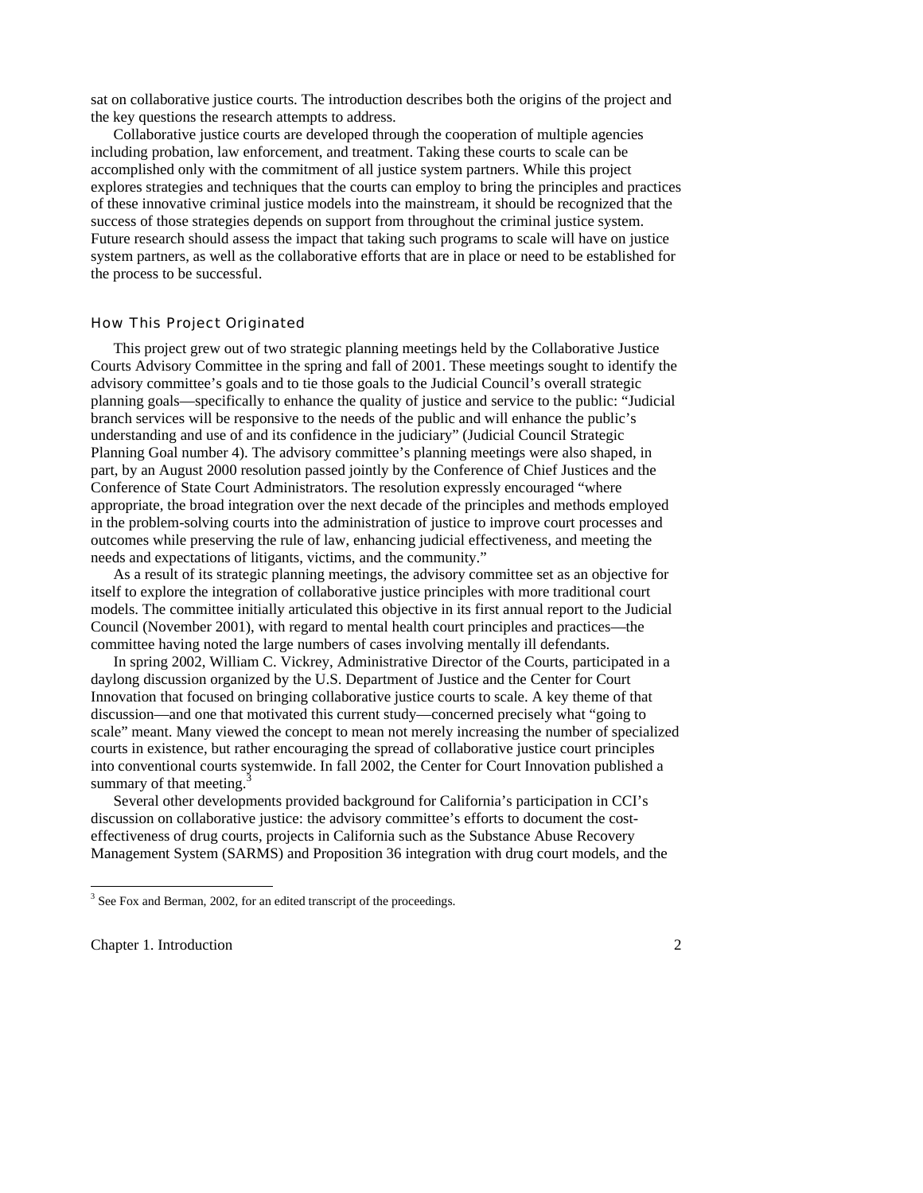sat on collaborative justice courts. The introduction describes both the origins of the project and the key questions the research attempts to address.

Collaborative justice courts are developed through the cooperation of multiple agencies including probation, law enforcement, and treatment. Taking these courts to scale can be accomplished only with the commitment of all justice system partners. While this project explores strategies and techniques that the courts can employ to bring the principles and practices of these innovative criminal justice models into the mainstream, it should be recognized that the success of those strategies depends on support from throughout the criminal justice system. Future research should assess the impact that taking such programs to scale will have on justice system partners, as well as the collaborative efforts that are in place or need to be established for the process to be successful.

### How This Project Originated

This project grew out of two strategic planning meetings held by the Collaborative Justice Courts Advisory Committee in the spring and fall of 2001. These meetings sought to identify the advisory committee's goals and to tie those goals to the Judicial Council's overall strategic planning goals—specifically to enhance the quality of justice and service to the public: "Judicial branch services will be responsive to the needs of the public and will enhance the public's understanding and use of and its confidence in the judiciary" (Judicial Council Strategic Planning Goal number 4). The advisory committee's planning meetings were also shaped, in part, by an August 2000 resolution passed jointly by the Conference of Chief Justices and the Conference of State Court Administrators. The resolution expressly encouraged "where appropriate, the broad integration over the next decade of the principles and methods employed in the problem-solving courts into the administration of justice to improve court processes and outcomes while preserving the rule of law, enhancing judicial effectiveness, and meeting the needs and expectations of litigants, victims, and the community."

As a result of its strategic planning meetings, the advisory committee set as an objective for itself to explore the integration of collaborative justice principles with more traditional court models. The committee initially articulated this objective in its first annual report to the Judicial Council (November 2001), with regard to mental health court principles and practices—the committee having noted the large numbers of cases involving mentally ill defendants.

In spring 2002, William C. Vickrey, Administrative Director of the Courts, participated in a daylong discussion organized by the U.S. Department of Justice and the Center for Court Innovation that focused on bringing collaborative justice courts to scale. A key theme of that discussion—and one that motivated this current study—concerned precisely what "going to scale" meant. Many viewed the concept to mean not merely increasing the number of specialized courts in existence, but rather encouraging the spread of collaborative justice court principles into conventional courts systemwide. In fall 2002, the Center for Court Innovation published a summary of that meeting.[3]

Several other developments provided background for California's participation in CCI's discussion on collaborative justice: the advisory committee's efforts to document the cost-effectiveness of drug courts, projects in California such as the Substance Abuse Recovery Management System (SARMS) and Proposition 36 integration with drug court models, and the

[3] See Fox and Berman, 2002, for an edited transcript of the proceedings.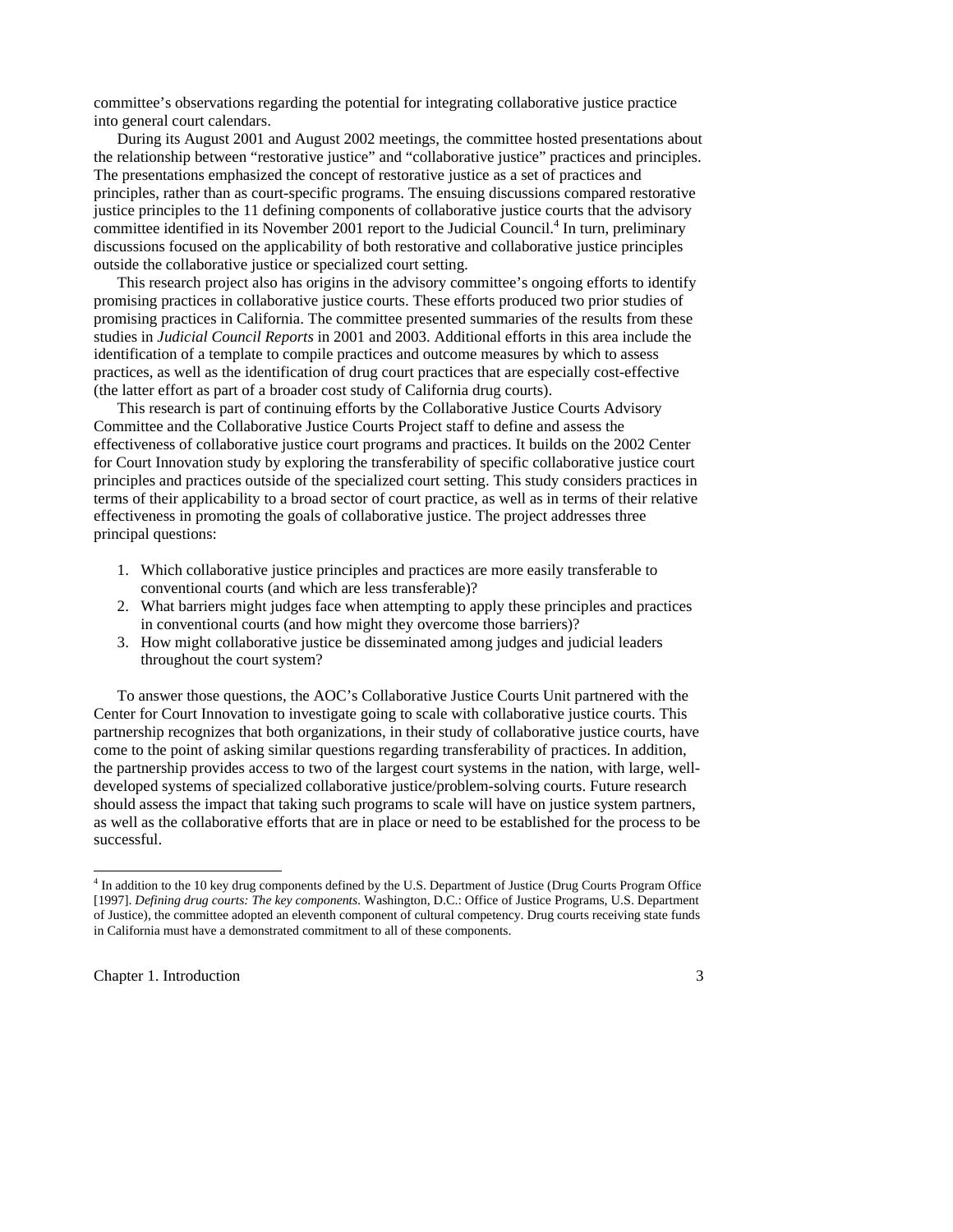committee's observations regarding the potential for integrating collaborative justice practice into general court calendars.

During its August 2001 and August 2002 meetings, the committee hosted presentations about the relationship between "restorative justice" and "collaborative justice" practices and principles. The presentations emphasized the concept of restorative justice as a set of practices and principles, rather than as court-specific programs. The ensuing discussions compared restorative justice principles to the 11 defining components of collaborative justice courts that the advisory committee identified in its November 2001 report to the Judicial Council.[4] In turn, preliminary discussions focused on the applicability of both restorative and collaborative justice principles outside the collaborative justice or specialized court setting.

This research project also has origins in the advisory committee's ongoing efforts to identify promising practices in collaborative justice courts. These efforts produced two prior studies of promising practices in California. The committee presented summaries of the results from these studies in *Judicial Council Reports* in 2001 and 2003. Additional efforts in this area include the identification of a template to compile practices and outcome measures by which to assess practices, as well as the identification of drug court practices that are especially cost-effective (the latter effort as part of a broader cost study of California drug courts).

This research is part of continuing efforts by the Collaborative Justice Courts Advisory Committee and the Collaborative Justice Courts Project staff to define and assess the effectiveness of collaborative justice court programs and practices. It builds on the 2002 Center for Court Innovation study by exploring the transferability of specific collaborative justice court principles and practices outside of the specialized court setting. This study considers practices in terms of their applicability to a broad sector of court practice, as well as in terms of their relative effectiveness in promoting the goals of collaborative justice. The project addresses three principal questions:

1. Which collaborative justice principles and practices are more easily transferable to conventional courts (and which are less transferable)?
2. What barriers might judges face when attempting to apply these principles and practices in conventional courts (and how might they overcome those barriers)?
3. How might collaborative justice be disseminated among judges and judicial leaders throughout the court system?

To answer those questions, the AOC's Collaborative Justice Courts Unit partnered with the Center for Court Innovation to investigate going to scale with collaborative justice courts. This partnership recognizes that both organizations, in their study of collaborative justice courts, have come to the point of asking similar questions regarding transferability of practices. In addition, the partnership provides access to two of the largest court systems in the nation, with large, well-developed systems of specialized collaborative justice/problem-solving courts. Future research should assess the impact that taking such programs to scale will have on justice system partners, as well as the collaborative efforts that are in place or need to be established for the process to be successful.

[4] In addition to the 10 key drug components defined by the U.S. Department of Justice (Drug Courts Program Office [1997]. *Defining drug courts: The key components*. Washington, D.C.: Office of Justice Programs, U.S. Department of Justice), the committee adopted an eleventh component of cultural competency. Drug courts receiving state funds in California must have a demonstrated commitment to all of these components.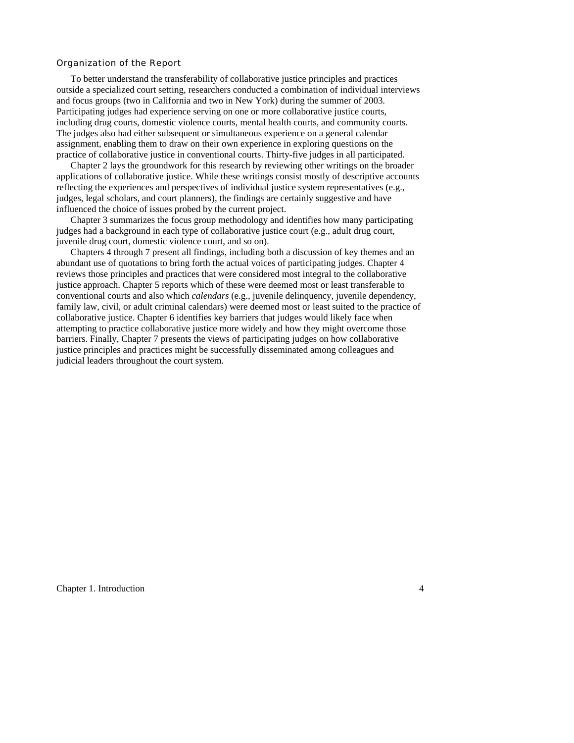### Organization of the Report

To better understand the transferability of collaborative justice principles and practices outside a specialized court setting, researchers conducted a combination of individual interviews and focus groups (two in California and two in New York) during the summer of 2003. Participating judges had experience serving on one or more collaborative justice courts, including drug courts, domestic violence courts, mental health courts, and community courts. The judges also had either subsequent or simultaneous experience on a general calendar assignment, enabling them to draw on their own experience in exploring questions on the practice of collaborative justice in conventional courts. Thirty-five judges in all participated.

Chapter 2 lays the groundwork for this research by reviewing other writings on the broader applications of collaborative justice. While these writings consist mostly of descriptive accounts reflecting the experiences and perspectives of individual justice system representatives (e.g., judges, legal scholars, and court planners), the findings are certainly suggestive and have influenced the choice of issues probed by the current project.

Chapter 3 summarizes the focus group methodology and identifies how many participating judges had a background in each type of collaborative justice court (e.g., adult drug court, juvenile drug court, domestic violence court, and so on).

Chapters 4 through 7 present all findings, including both a discussion of key themes and an abundant use of quotations to bring forth the actual voices of participating judges. Chapter 4 reviews those principles and practices that were considered most integral to the collaborative justice approach. Chapter 5 reports which of these were deemed most or least transferable to conventional courts and also which *calendars* (e.g., juvenile delinquency, juvenile dependency, family law, civil, or adult criminal calendars) were deemed most or least suited to the practice of collaborative justice. Chapter 6 identifies key barriers that judges would likely face when attempting to practice collaborative justice more widely and how they might overcome those barriers. Finally, Chapter 7 presents the views of participating judges on how collaborative justice principles and practices might be successfully disseminated among colleagues and judicial leaders throughout the court system.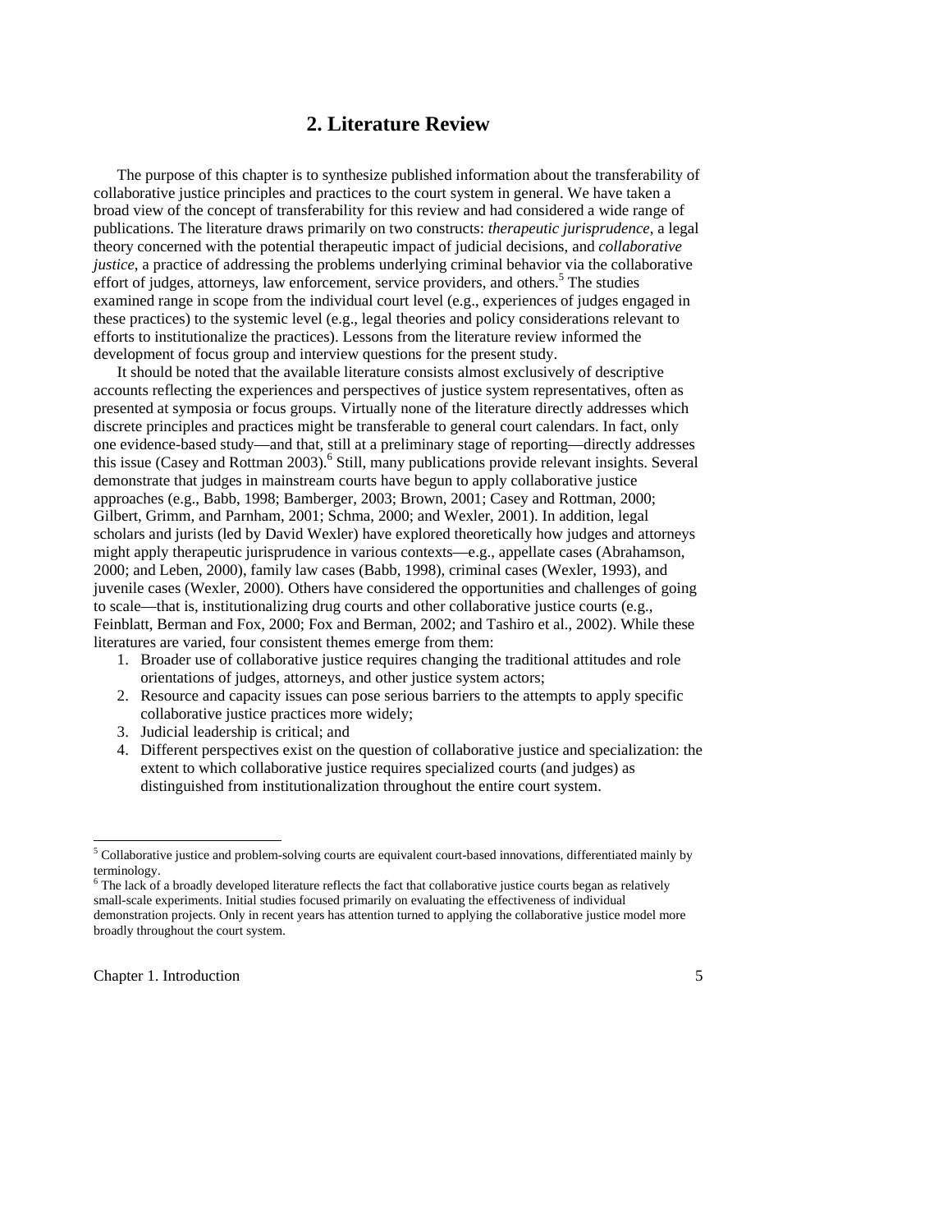## 2. Literature Review

The purpose of this chapter is to synthesize published information about the transferability of collaborative justice principles and practices to the court system in general. We have taken a broad view of the concept of transferability for this review and had considered a wide range of publications. The literature draws primarily on two constructs: *therapeutic jurisprudence*, a legal theory concerned with the potential therapeutic impact of judicial decisions, and *collaborative justice*, a practice of addressing the problems underlying criminal behavior via the collaborative effort of judges, attorneys, law enforcement, service providers, and others.[5] The studies examined range in scope from the individual court level (e.g., experiences of judges engaged in these practices) to the systemic level (e.g., legal theories and policy considerations relevant to efforts to institutionalize the practices). Lessons from the literature review informed the development of focus group and interview questions for the present study.

It should be noted that the available literature consists almost exclusively of descriptive accounts reflecting the experiences and perspectives of justice system representatives, often as presented at symposia or focus groups. Virtually none of the literature directly addresses which discrete principles and practices might be transferable to general court calendars. In fact, only one evidence-based study—and that, still at a preliminary stage of reporting—directly addresses this issue (Casey and Rottman 2003).[6] Still, many publications provide relevant insights. Several demonstrate that judges in mainstream courts have begun to apply collaborative justice approaches (e.g., Babb, 1998; Bamberger, 2003; Brown, 2001; Casey and Rottman, 2000; Gilbert, Grimm, and Parnham, 2001; Schma, 2000; and Wexler, 2001). In addition, legal scholars and jurists (led by David Wexler) have explored theoretically how judges and attorneys might apply therapeutic jurisprudence in various contexts—e.g., appellate cases (Abrahamson, 2000; and Leben, 2000), family law cases (Babb, 1998), criminal cases (Wexler, 1993), and juvenile cases (Wexler, 2000). Others have considered the opportunities and challenges of going to scale—that is, institutionalizing drug courts and other collaborative justice courts (e.g., Feinblatt, Berman and Fox, 2000; Fox and Berman, 2002; and Tashiro et al., 2002). While these literatures are varied, four consistent themes emerge from them:

1. Broader use of collaborative justice requires changing the traditional attitudes and role orientations of judges, attorneys, and other justice system actors;
2. Resource and capacity issues can pose serious barriers to the attempts to apply specific collaborative justice practices more widely;
3. Judicial leadership is critical; and
4. Different perspectives exist on the question of collaborative justice and specialization: the extent to which collaborative justice requires specialized courts (and judges) as distinguished from institutionalization throughout the entire court system.

---

[5] Collaborative justice and problem-solving courts are equivalent court-based innovations, differentiated mainly by terminology.

[6] The lack of a broadly developed literature reflects the fact that collaborative justice courts began as relatively small-scale experiments. Initial studies focused primarily on evaluating the effectiveness of individual demonstration projects. Only in recent years has attention turned to applying the collaborative justice model more broadly throughout the court system.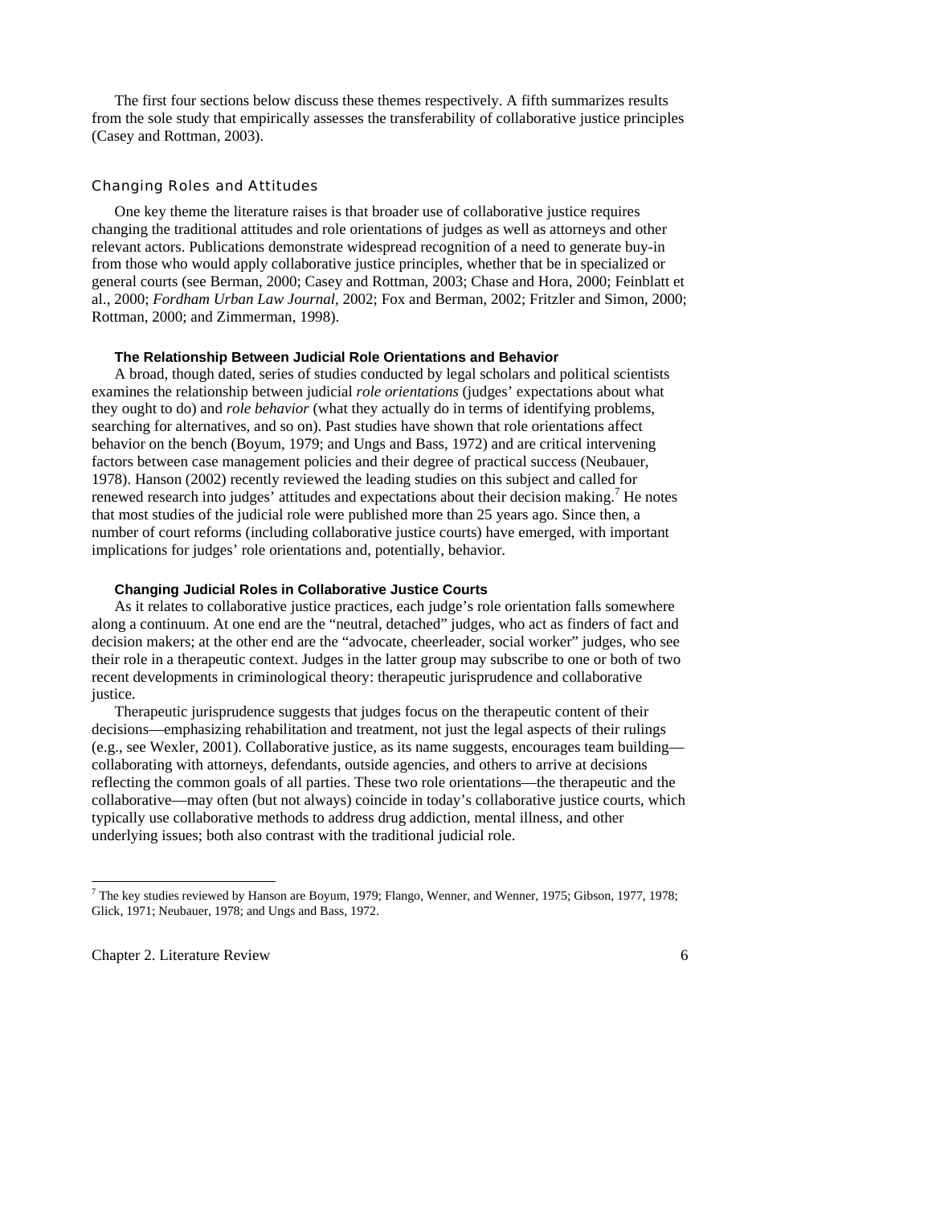The first four sections below discuss these themes respectively. A fifth summarizes results from the sole study that empirically assesses the transferability of collaborative justice principles (Casey and Rottman, 2003).

## Changing Roles and Attitudes

One key theme the literature raises is that broader use of collaborative justice requires changing the traditional attitudes and role orientations of judges as well as attorneys and other relevant actors. Publications demonstrate widespread recognition of a need to generate buy-in from those who would apply collaborative justice principles, whether that be in specialized or general courts (see Berman, 2000; Casey and Rottman, 2003; Chase and Hora, 2000; Feinblatt et al., 2000; *Fordham Urban Law Journal*, 2002; Fox and Berman, 2002; Fritzler and Simon, 2000; Rottman, 2000; and Zimmerman, 1998).

### The Relationship Between Judicial Role Orientations and Behavior

A broad, though dated, series of studies conducted by legal scholars and political scientists examines the relationship between judicial *role orientations* (judges' expectations about what they ought to do) and *role behavior* (what they actually do in terms of identifying problems, searching for alternatives, and so on). Past studies have shown that role orientations affect behavior on the bench (Boyum, 1979; and Ungs and Bass, 1972) and are critical intervening factors between case management policies and their degree of practical success (Neubauer, 1978). Hanson (2002) recently reviewed the leading studies on this subject and called for renewed research into judges' attitudes and expectations about their decision making.[7] He notes that most studies of the judicial role were published more than 25 years ago. Since then, a number of court reforms (including collaborative justice courts) have emerged, with important implications for judges' role orientations and, potentially, behavior.

### Changing Judicial Roles in Collaborative Justice Courts

As it relates to collaborative justice practices, each judge's role orientation falls somewhere along a continuum. At one end are the "neutral, detached" judges, who act as finders of fact and decision makers; at the other end are the "advocate, cheerleader, social worker" judges, who see their role in a therapeutic context. Judges in the latter group may subscribe to one or both of two recent developments in criminological theory: therapeutic jurisprudence and collaborative justice.

Therapeutic jurisprudence suggests that judges focus on the therapeutic content of their decisions—emphasizing rehabilitation and treatment, not just the legal aspects of their rulings (e.g., see Wexler, 2001). Collaborative justice, as its name suggests, encourages team building—collaborating with attorneys, defendants, outside agencies, and others to arrive at decisions reflecting the common goals of all parties. These two role orientations—the therapeutic and the collaborative—may often (but not always) coincide in today's collaborative justice courts, which typically use collaborative methods to address drug addiction, mental illness, and other underlying issues; both also contrast with the traditional judicial role.

---

[7] The key studies reviewed by Hanson are Boyum, 1979; Flango, Wenner, and Wenner, 1975; Gibson, 1977, 1978; Glick, 1971; Neubauer, 1978; and Ungs and Bass, 1972.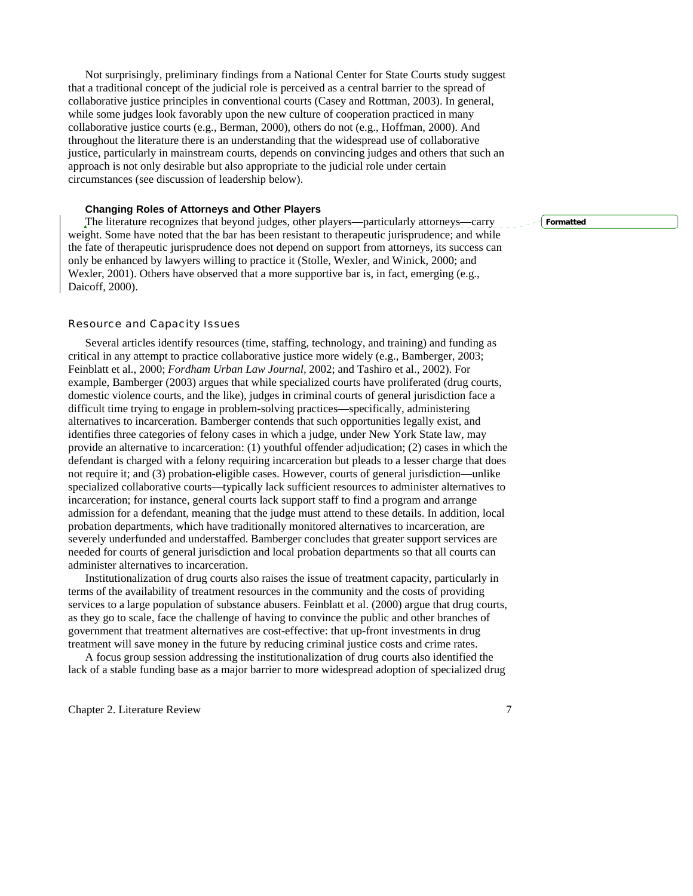Not surprisingly, preliminary findings from a National Center for State Courts study suggest that a traditional concept of the judicial role is perceived as a central barrier to the spread of collaborative justice principles in conventional courts (Casey and Rottman, 2003). In general, while some judges look favorably upon the new culture of cooperation practiced in many collaborative justice courts (e.g., Berman, 2000), others do not (e.g., Hoffman, 2000). And throughout the literature there is an understanding that the widespread use of collaborative justice, particularly in mainstream courts, depends on convincing judges and others that such an approach is not only desirable but also appropriate to the judicial role under certain circumstances (see discussion of leadership below).

#### Changing Roles of Attorneys and Other Players

The literature recognizes that beyond judges, other players—particularly attorneys—carry weight. Some have noted that the bar has been resistant to therapeutic jurisprudence; and while the fate of therapeutic jurisprudence does not depend on support from attorneys, its success can only be enhanced by lawyers willing to practice it (Stolle, Wexler, and Winick, 2000; and Wexler, 2001). Others have observed that a more supportive bar is, in fact, emerging (e.g., Daicoff, 2000).

### Resource and Capacity Issues

Several articles identify resources (time, staffing, technology, and training) and funding as critical in any attempt to practice collaborative justice more widely (e.g., Bamberger, 2003; Feinblatt et al., 2000; *Fordham Urban Law Journal,* 2002; and Tashiro et al., 2002). For example, Bamberger (2003) argues that while specialized courts have proliferated (drug courts, domestic violence courts, and the like), judges in criminal courts of general jurisdiction face a difficult time trying to engage in problem-solving practices—specifically, administering alternatives to incarceration. Bamberger contends that such opportunities legally exist, and identifies three categories of felony cases in which a judge, under New York State law, may provide an alternative to incarceration: (1) youthful offender adjudication; (2) cases in which the defendant is charged with a felony requiring incarceration but pleads to a lesser charge that does not require it; and (3) probation-eligible cases. However, courts of general jurisdiction—unlike specialized collaborative courts—typically lack sufficient resources to administer alternatives to incarceration; for instance, general courts lack support staff to find a program and arrange admission for a defendant, meaning that the judge must attend to these details. In addition, local probation departments, which have traditionally monitored alternatives to incarceration, are severely underfunded and understaffed. Bamberger concludes that greater support services are needed for courts of general jurisdiction and local probation departments so that all courts can administer alternatives to incarceration.

Institutionalization of drug courts also raises the issue of treatment capacity, particularly in terms of the availability of treatment resources in the community and the costs of providing services to a large population of substance abusers. Feinblatt et al. (2000) argue that drug courts, as they go to scale, face the challenge of having to convince the public and other branches of government that treatment alternatives are cost-effective: that up-front investments in drug treatment will save money in the future by reducing criminal justice costs and crime rates.

A focus group session addressing the institutionalization of drug courts also identified the lack of a stable funding base as a major barrier to more widespread adoption of specialized drug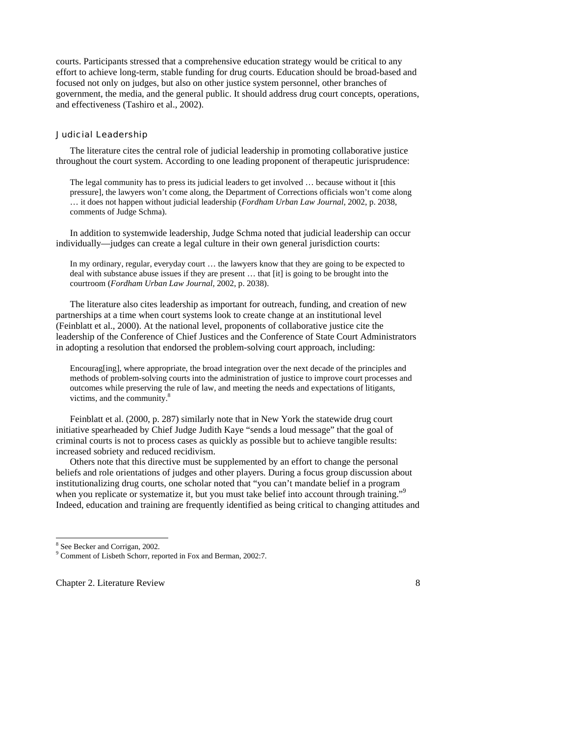courts. Participants stressed that a comprehensive education strategy would be critical to any effort to achieve long-term, stable funding for drug courts. Education should be broad-based and focused not only on judges, but also on other justice system personnel, other branches of government, the media, and the general public. It should address drug court concepts, operations, and effectiveness (Tashiro et al., 2002).

### Judicial Leadership

The literature cites the central role of judicial leadership in promoting collaborative justice throughout the court system. According to one leading proponent of therapeutic jurisprudence:

> The legal community has to press its judicial leaders to get involved … because without it [this pressure], the lawyers won't come along, the Department of Corrections officials won't come along … it does not happen without judicial leadership (*Fordham Urban Law Journal,* 2002, p. 2038, comments of Judge Schma).

In addition to systemwide leadership, Judge Schma noted that judicial leadership can occur individually—judges can create a legal culture in their own general jurisdiction courts:

> In my ordinary, regular, everyday court … the lawyers know that they are going to be expected to deal with substance abuse issues if they are present … that [it] is going to be brought into the courtroom (*Fordham Urban Law Journal,* 2002, p. 2038).

The literature also cites leadership as important for outreach, funding, and creation of new partnerships at a time when court systems look to create change at an institutional level (Feinblatt et al., 2000). At the national level, proponents of collaborative justice cite the leadership of the Conference of Chief Justices and the Conference of State Court Administrators in adopting a resolution that endorsed the problem-solving court approach, including:

> Encourag[ing], where appropriate, the broad integration over the next decade of the principles and methods of problem-solving courts into the administration of justice to improve court processes and outcomes while preserving the rule of law, and meeting the needs and expectations of litigants, victims, and the community.[8]

Feinblatt et al. (2000, p. 287) similarly note that in New York the statewide drug court initiative spearheaded by Chief Judge Judith Kaye "sends a loud message" that the goal of criminal courts is not to process cases as quickly as possible but to achieve tangible results: increased sobriety and reduced recidivism.

Others note that this directive must be supplemented by an effort to change the personal beliefs and role orientations of judges and other players. During a focus group discussion about institutionalizing drug courts, one scholar noted that "you can't mandate belief in a program when you replicate or systematize it, but you must take belief into account through training."[9] Indeed, education and training are frequently identified as being critical to changing attitudes and

---

[8] See Becker and Corrigan, 2002.

[9] Comment of Lisbeth Schorr, reported in Fox and Berman, 2002:7.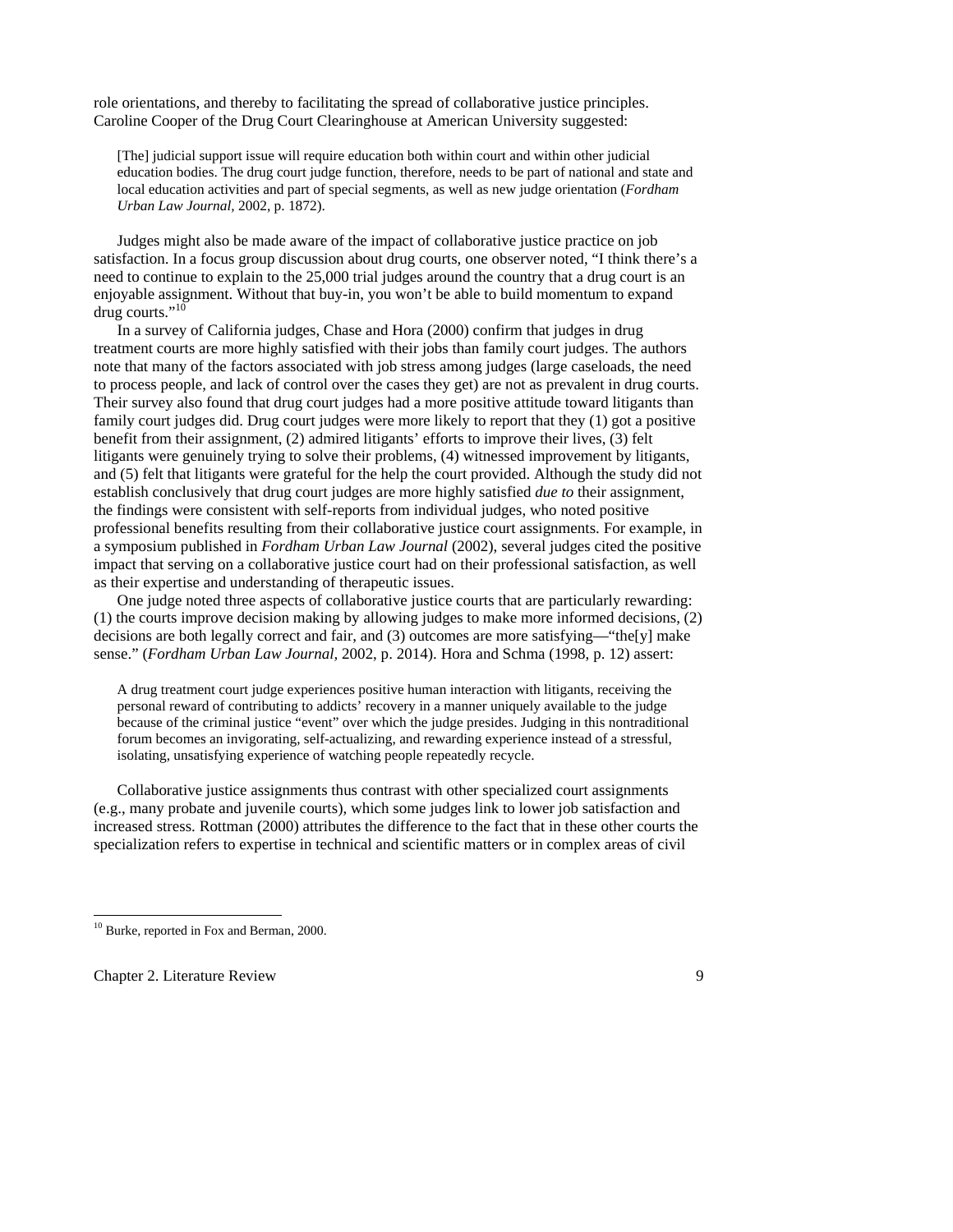role orientations, and thereby to facilitating the spread of collaborative justice principles. Caroline Cooper of the Drug Court Clearinghouse at American University suggested:

> [The] judicial support issue will require education both within court and within other judicial education bodies. The drug court judge function, therefore, needs to be part of national and state and local education activities and part of special segments, as well as new judge orientation (*Fordham Urban Law Journal*, 2002, p. 1872).

Judges might also be made aware of the impact of collaborative justice practice on job satisfaction. In a focus group discussion about drug courts, one observer noted, "I think there's a need to continue to explain to the 25,000 trial judges around the country that a drug court is an enjoyable assignment. Without that buy-in, you won't be able to build momentum to expand drug courts."[10]

In a survey of California judges, Chase and Hora (2000) confirm that judges in drug treatment courts are more highly satisfied with their jobs than family court judges. The authors note that many of the factors associated with job stress among judges (large caseloads, the need to process people, and lack of control over the cases they get) are not as prevalent in drug courts. Their survey also found that drug court judges had a more positive attitude toward litigants than family court judges did. Drug court judges were more likely to report that they (1) got a positive benefit from their assignment, (2) admired litigants' efforts to improve their lives, (3) felt litigants were genuinely trying to solve their problems, (4) witnessed improvement by litigants, and (5) felt that litigants were grateful for the help the court provided. Although the study did not establish conclusively that drug court judges are more highly satisfied *due to* their assignment, the findings were consistent with self-reports from individual judges, who noted positive professional benefits resulting from their collaborative justice court assignments. For example, in a symposium published in *Fordham Urban Law Journal* (2002), several judges cited the positive impact that serving on a collaborative justice court had on their professional satisfaction, as well as their expertise and understanding of therapeutic issues.

One judge noted three aspects of collaborative justice courts that are particularly rewarding: (1) the courts improve decision making by allowing judges to make more informed decisions, (2) decisions are both legally correct and fair, and (3) outcomes are more satisfying—"the[y] make sense." (*Fordham Urban Law Journal*, 2002, p. 2014). Hora and Schma (1998, p. 12) assert:

> A drug treatment court judge experiences positive human interaction with litigants, receiving the personal reward of contributing to addicts' recovery in a manner uniquely available to the judge because of the criminal justice "event" over which the judge presides. Judging in this nontraditional forum becomes an invigorating, self-actualizing, and rewarding experience instead of a stressful, isolating, unsatisfying experience of watching people repeatedly recycle.

Collaborative justice assignments thus contrast with other specialized court assignments (e.g., many probate and juvenile courts), which some judges link to lower job satisfaction and increased stress. Rottman (2000) attributes the difference to the fact that in these other courts the specialization refers to expertise in technical and scientific matters or in complex areas of civil

[10] Burke, reported in Fox and Berman, 2000.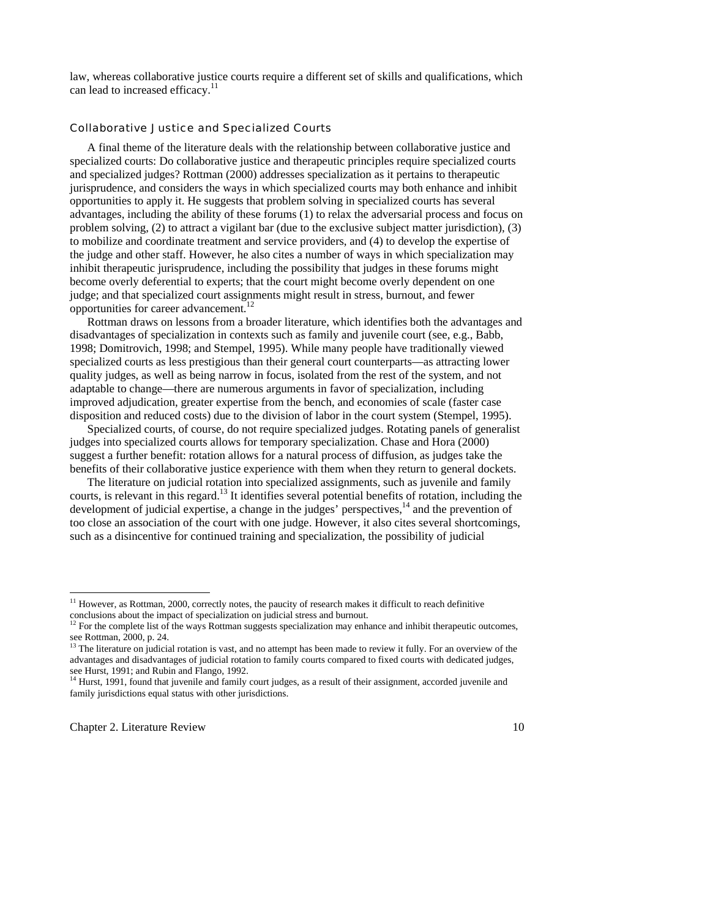law, whereas collaborative justice courts require a different set of skills and qualifications, which can lead to increased efficacy.[11]

### Collaborative Justice and Specialized Courts

A final theme of the literature deals with the relationship between collaborative justice and specialized courts: Do collaborative justice and therapeutic principles require specialized courts and specialized judges? Rottman (2000) addresses specialization as it pertains to therapeutic jurisprudence, and considers the ways in which specialized courts may both enhance and inhibit opportunities to apply it. He suggests that problem solving in specialized courts has several advantages, including the ability of these forums (1) to relax the adversarial process and focus on problem solving, (2) to attract a vigilant bar (due to the exclusive subject matter jurisdiction), (3) to mobilize and coordinate treatment and service providers, and (4) to develop the expertise of the judge and other staff. However, he also cites a number of ways in which specialization may inhibit therapeutic jurisprudence, including the possibility that judges in these forums might become overly deferential to experts; that the court might become overly dependent on one judge; and that specialized court assignments might result in stress, burnout, and fewer opportunities for career advancement.[12]

Rottman draws on lessons from a broader literature, which identifies both the advantages and disadvantages of specialization in contexts such as family and juvenile court (see, e.g., Babb, 1998; Domitrovich, 1998; and Stempel, 1995). While many people have traditionally viewed specialized courts as less prestigious than their general court counterparts—as attracting lower quality judges, as well as being narrow in focus, isolated from the rest of the system, and not adaptable to change—there are numerous arguments in favor of specialization, including improved adjudication, greater expertise from the bench, and economies of scale (faster case disposition and reduced costs) due to the division of labor in the court system (Stempel, 1995).

Specialized courts, of course, do not require specialized judges. Rotating panels of generalist judges into specialized courts allows for temporary specialization. Chase and Hora (2000) suggest a further benefit: rotation allows for a natural process of diffusion, as judges take the benefits of their collaborative justice experience with them when they return to general dockets.

The literature on judicial rotation into specialized assignments, such as juvenile and family courts, is relevant in this regard.[13] It identifies several potential benefits of rotation, including the development of judicial expertise, a change in the judges' perspectives,[14] and the prevention of too close an association of the court with one judge. However, it also cites several shortcomings, such as a disincentive for continued training and specialization, the possibility of judicial

---

[11] However, as Rottman, 2000, correctly notes, the paucity of research makes it difficult to reach definitive conclusions about the impact of specialization on judicial stress and burnout.

[12] For the complete list of the ways Rottman suggests specialization may enhance and inhibit therapeutic outcomes, see Rottman, 2000, p. 24.

[13] The literature on judicial rotation is vast, and no attempt has been made to review it fully. For an overview of the advantages and disadvantages of judicial rotation to family courts compared to fixed courts with dedicated judges, see Hurst, 1991; and Rubin and Flango, 1992.

[14] Hurst, 1991, found that juvenile and family court judges, as a result of their assignment, accorded juvenile and family jurisdictions equal status with other jurisdictions.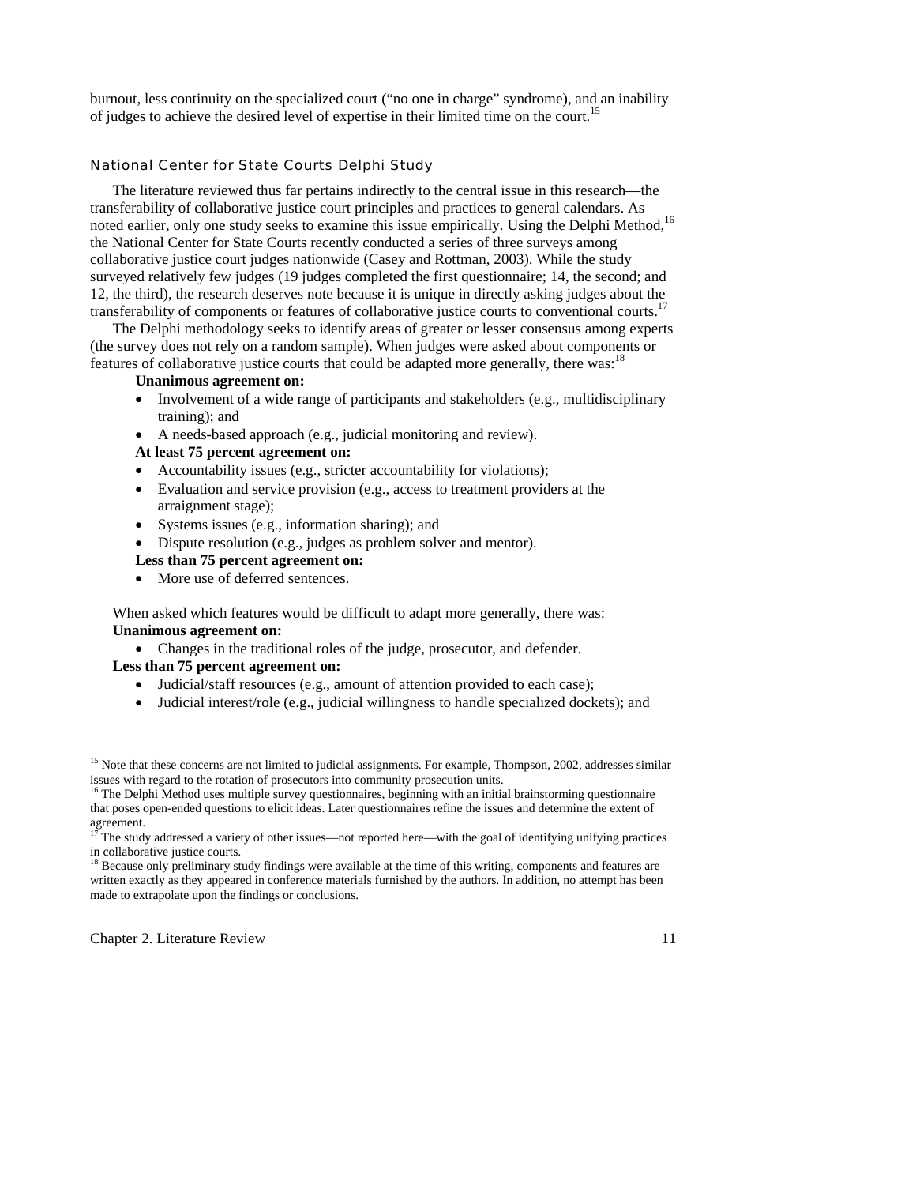burnout, less continuity on the specialized court ("no one in charge" syndrome), and an inability of judges to achieve the desired level of expertise in their limited time on the court.[15]

### National Center for State Courts Delphi Study

The literature reviewed thus far pertains indirectly to the central issue in this research—the transferability of collaborative justice court principles and practices to general calendars. As noted earlier, only one study seeks to examine this issue empirically. Using the Delphi Method,[16] the National Center for State Courts recently conducted a series of three surveys among collaborative justice court judges nationwide (Casey and Rottman, 2003). While the study surveyed relatively few judges (19 judges completed the first questionnaire; 14, the second; and 12, the third), the research deserves note because it is unique in directly asking judges about the transferability of components or features of collaborative justice courts to conventional courts.[17]

The Delphi methodology seeks to identify areas of greater or lesser consensus among experts (the survey does not rely on a random sample). When judges were asked about components or features of collaborative justice courts that could be adapted more generally, there was:[18]

**Unanimous agreement on:**

- Involvement of a wide range of participants and stakeholders (e.g., multidisciplinary training); and
- A needs-based approach (e.g., judicial monitoring and review).

**At least 75 percent agreement on:**

- Accountability issues (e.g., stricter accountability for violations);
- Evaluation and service provision (e.g., access to treatment providers at the arraignment stage);
- Systems issues (e.g., information sharing); and
- Dispute resolution (e.g., judges as problem solver and mentor).

**Less than 75 percent agreement on:**

- More use of deferred sentences.

When asked which features would be difficult to adapt more generally, there was:

**Unanimous agreement on:**

- Changes in the traditional roles of the judge, prosecutor, and defender.

**Less than 75 percent agreement on:**

- Judicial/staff resources (e.g., amount of attention provided to each case);
- Judicial interest/role (e.g., judicial willingness to handle specialized dockets); and

---

[15] Note that these concerns are not limited to judicial assignments. For example, Thompson, 2002, addresses similar issues with regard to the rotation of prosecutors into community prosecution units.

[16] The Delphi Method uses multiple survey questionnaires, beginning with an initial brainstorming questionnaire that poses open-ended questions to elicit ideas. Later questionnaires refine the issues and determine the extent of agreement.

[17] The study addressed a variety of other issues—not reported here—with the goal of identifying unifying practices in collaborative justice courts.

[18] Because only preliminary study findings were available at the time of this writing, components and features are written exactly as they appeared in conference materials furnished by the authors. In addition, no attempt has been made to extrapolate upon the findings or conclusions.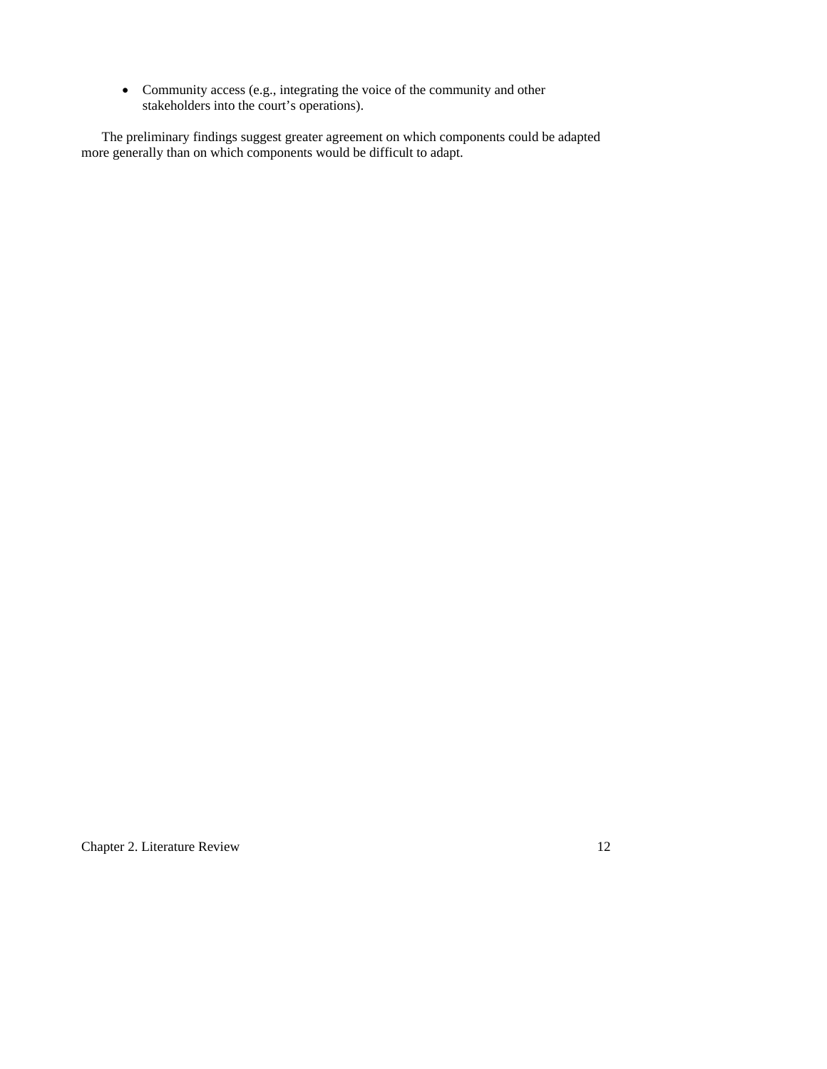- Community access (e.g., integrating the voice of the community and other stakeholders into the court's operations).

The preliminary findings suggest greater agreement on which components could be adapted more generally than on which components would be difficult to adapt.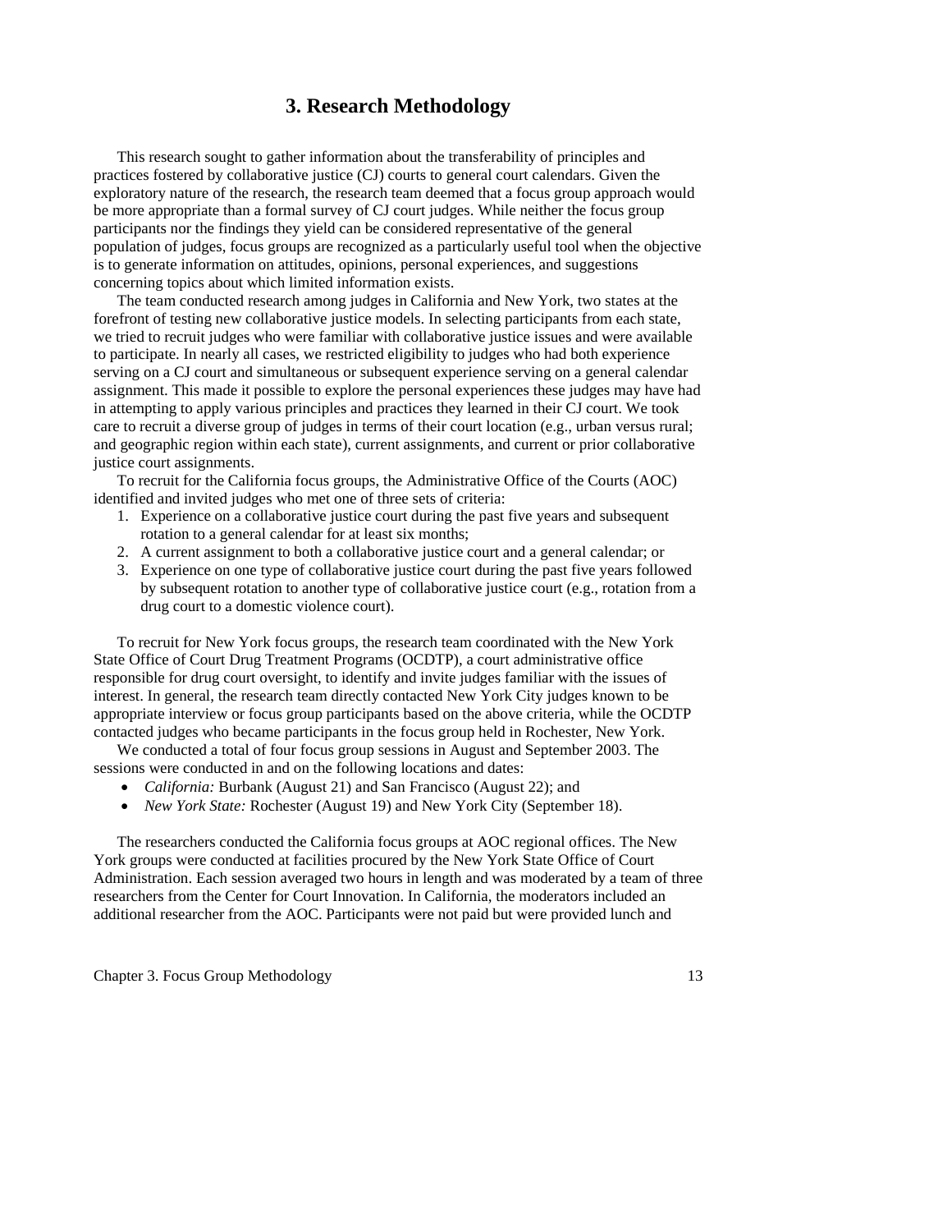# 3. Research Methodology

This research sought to gather information about the transferability of principles and practices fostered by collaborative justice (CJ) courts to general court calendars. Given the exploratory nature of the research, the research team deemed that a focus group approach would be more appropriate than a formal survey of CJ court judges. While neither the focus group participants nor the findings they yield can be considered representative of the general population of judges, focus groups are recognized as a particularly useful tool when the objective is to generate information on attitudes, opinions, personal experiences, and suggestions concerning topics about which limited information exists.

The team conducted research among judges in California and New York, two states at the forefront of testing new collaborative justice models. In selecting participants from each state, we tried to recruit judges who were familiar with collaborative justice issues and were available to participate. In nearly all cases, we restricted eligibility to judges who had both experience serving on a CJ court and simultaneous or subsequent experience serving on a general calendar assignment. This made it possible to explore the personal experiences these judges may have had in attempting to apply various principles and practices they learned in their CJ court. We took care to recruit a diverse group of judges in terms of their court location (e.g., urban versus rural; and geographic region within each state), current assignments, and current or prior collaborative justice court assignments.

To recruit for the California focus groups, the Administrative Office of the Courts (AOC) identified and invited judges who met one of three sets of criteria:

1. Experience on a collaborative justice court during the past five years and subsequent rotation to a general calendar for at least six months;
2. A current assignment to both a collaborative justice court and a general calendar; or
3. Experience on one type of collaborative justice court during the past five years followed by subsequent rotation to another type of collaborative justice court (e.g., rotation from a drug court to a domestic violence court).

To recruit for New York focus groups, the research team coordinated with the New York State Office of Court Drug Treatment Programs (OCDTP), a court administrative office responsible for drug court oversight, to identify and invite judges familiar with the issues of interest. In general, the research team directly contacted New York City judges known to be appropriate interview or focus group participants based on the above criteria, while the OCDTP contacted judges who became participants in the focus group held in Rochester, New York.

We conducted a total of four focus group sessions in August and September 2003. The sessions were conducted in and on the following locations and dates:

- *California:* Burbank (August 21) and San Francisco (August 22); and
- *New York State:* Rochester (August 19) and New York City (September 18).

The researchers conducted the California focus groups at AOC regional offices. The New York groups were conducted at facilities procured by the New York State Office of Court Administration. Each session averaged two hours in length and was moderated by a team of three researchers from the Center for Court Innovation. In California, the moderators included an additional researcher from the AOC. Participants were not paid but were provided lunch and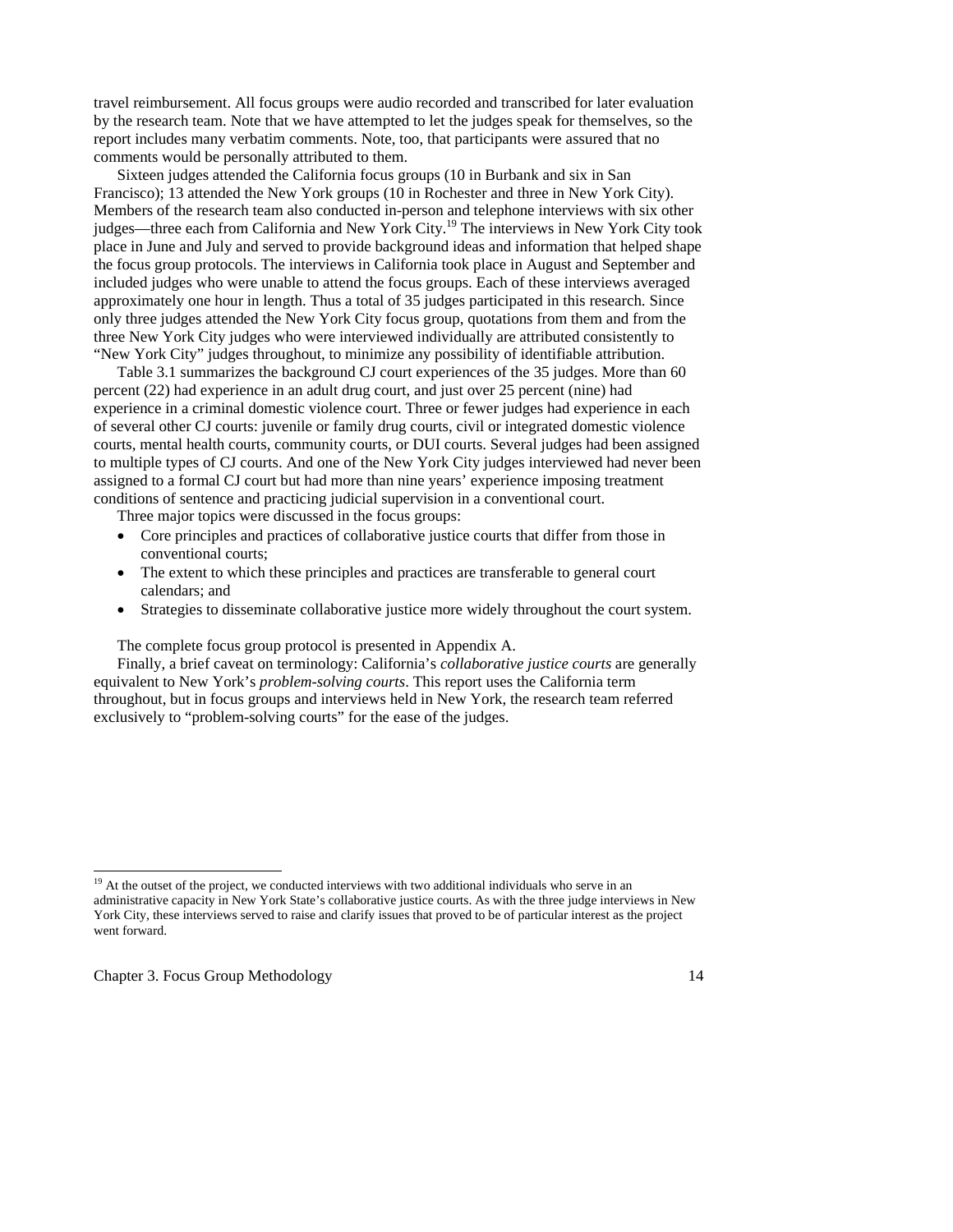travel reimbursement. All focus groups were audio recorded and transcribed for later evaluation by the research team. Note that we have attempted to let the judges speak for themselves, so the report includes many verbatim comments. Note, too, that participants were assured that no comments would be personally attributed to them.

Sixteen judges attended the California focus groups (10 in Burbank and six in San Francisco); 13 attended the New York groups (10 in Rochester and three in New York City). Members of the research team also conducted in-person and telephone interviews with six other judges—three each from California and New York City.[19] The interviews in New York City took place in June and July and served to provide background ideas and information that helped shape the focus group protocols. The interviews in California took place in August and September and included judges who were unable to attend the focus groups. Each of these interviews averaged approximately one hour in length. Thus a total of 35 judges participated in this research. Since only three judges attended the New York City focus group, quotations from them and from the three New York City judges who were interviewed individually are attributed consistently to "New York City" judges throughout, to minimize any possibility of identifiable attribution.

Table 3.1 summarizes the background CJ court experiences of the 35 judges. More than 60 percent (22) had experience in an adult drug court, and just over 25 percent (nine) had experience in a criminal domestic violence court. Three or fewer judges had experience in each of several other CJ courts: juvenile or family drug courts, civil or integrated domestic violence courts, mental health courts, community courts, or DUI courts. Several judges had been assigned to multiple types of CJ courts. And one of the New York City judges interviewed had never been assigned to a formal CJ court but had more than nine years' experience imposing treatment conditions of sentence and practicing judicial supervision in a conventional court.

Three major topics were discussed in the focus groups:

- Core principles and practices of collaborative justice courts that differ from those in conventional courts;
- The extent to which these principles and practices are transferable to general court calendars; and
- Strategies to disseminate collaborative justice more widely throughout the court system.

The complete focus group protocol is presented in Appendix A.

Finally, a brief caveat on terminology: California's *collaborative justice courts* are generally equivalent to New York's *problem-solving courts*. This report uses the California term throughout, but in focus groups and interviews held in New York, the research team referred exclusively to "problem-solving courts" for the ease of the judges.

[19] At the outset of the project, we conducted interviews with two additional individuals who serve in an administrative capacity in New York State's collaborative justice courts. As with the three judge interviews in New York City, these interviews served to raise and clarify issues that proved to be of particular interest as the project went forward.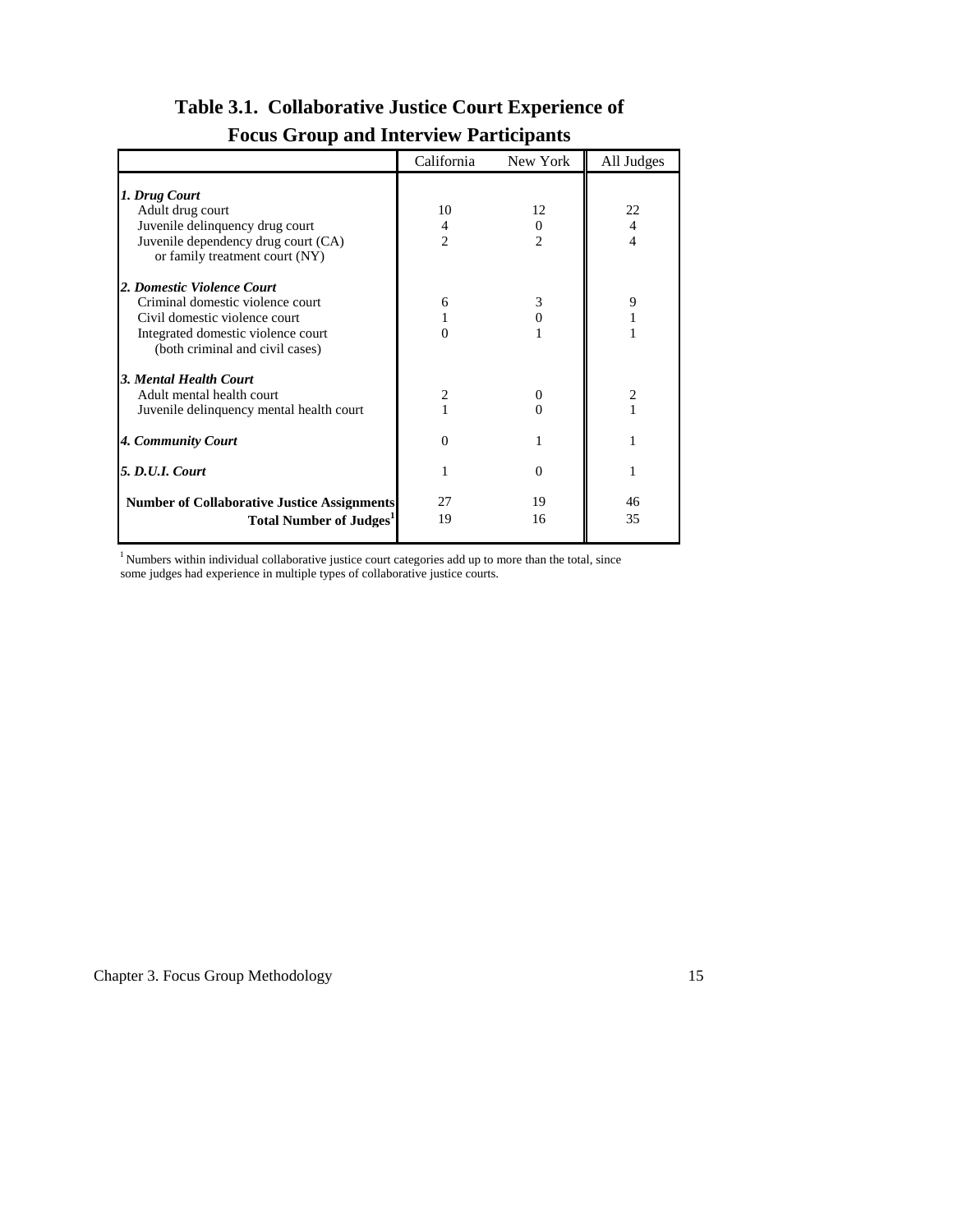# Table 3.1. Collaborative Justice Court Experience of Focus Group and Interview Participants

| | California | New York | All Judges |
|---|---|---|---|
| ***1. Drug Court*** | | | |
| Adult drug court | 10 | 12 | 22 |
| Juvenile delinquency drug court | 4 | 0 | 4 |
| Juvenile dependency drug court (CA) or family treatment court (NY) | 2 | 2 | 4 |
| ***2. Domestic Violence Court*** | | | |
| Criminal domestic violence court | 6 | 3 | 9 |
| Civil domestic violence court | 1 | 0 | 1 |
| Integrated domestic violence court (both criminal and civil cases) | 0 | 1 | 1 |
| ***3. Mental Health Court*** | | | |
| Adult mental health court | 2 | 0 | 2 |
| Juvenile delinquency mental health court | 1 | 0 | 1 |
| ***4. Community Court*** | 0 | 1 | 1 |
| ***5. D.U.I. Court*** | 1 | 0 | 1 |
| **Number of Collaborative Justice Assignments** | 27 | 19 | 46 |
| **Total Number of Judges[1]** | 19 | 16 | 35 |

[1] Numbers within individual collaborative justice court categories add up to more than the total, since some judges had experience in multiple types of collaborative justice courts.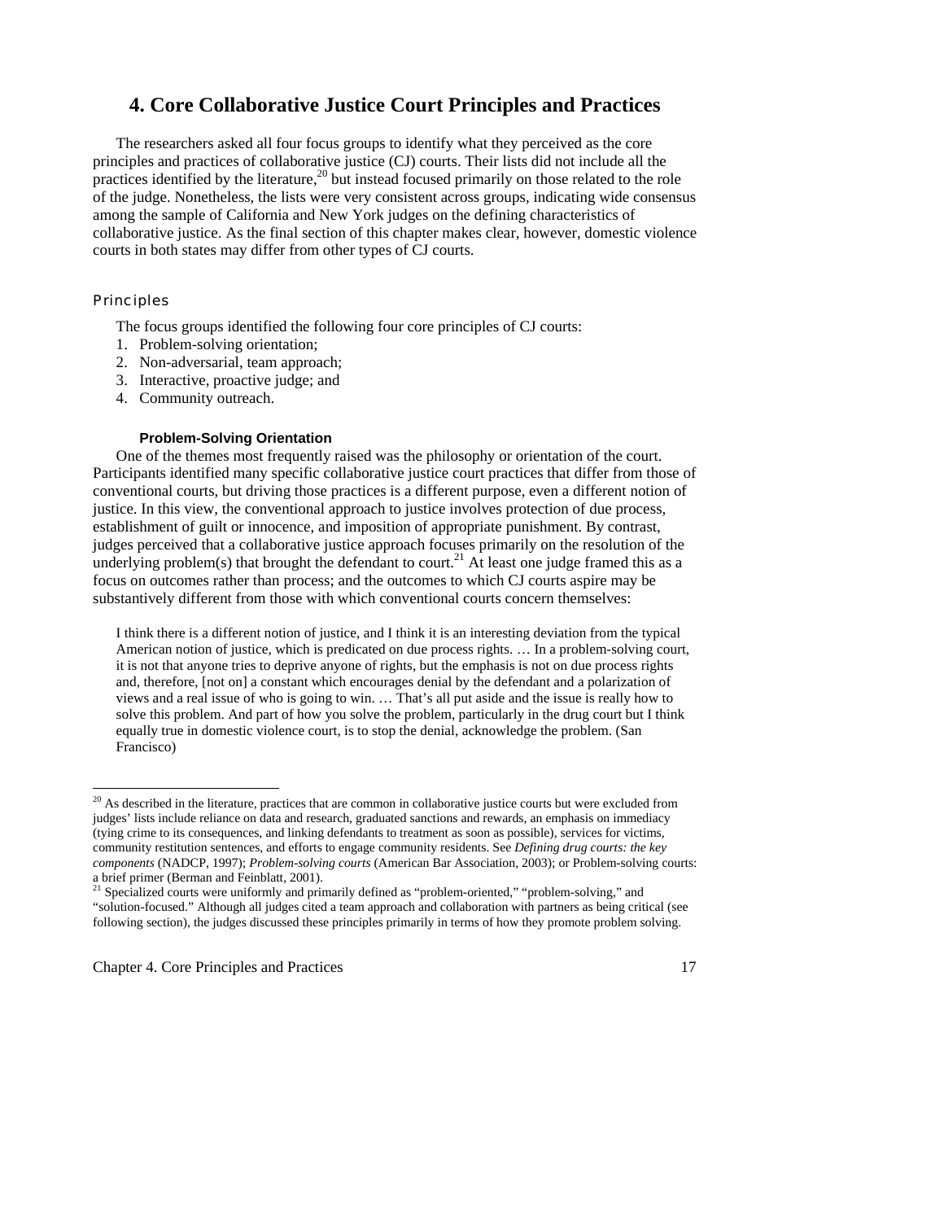# 4. Core Collaborative Justice Court Principles and Practices

The researchers asked all four focus groups to identify what they perceived as the core principles and practices of collaborative justice (CJ) courts. Their lists did not include all the practices identified by the literature,[20] but instead focused primarily on those related to the role of the judge. Nonetheless, the lists were very consistent across groups, indicating wide consensus among the sample of California and New York judges on the defining characteristics of collaborative justice. As the final section of this chapter makes clear, however, domestic violence courts in both states may differ from other types of CJ courts.

## Principles

The focus groups identified the following four core principles of CJ courts:

1. Problem-solving orientation;
2. Non-adversarial, team approach;
3. Interactive, proactive judge; and
4. Community outreach.

### Problem-Solving Orientation

One of the themes most frequently raised was the philosophy or orientation of the court. Participants identified many specific collaborative justice court practices that differ from those of conventional courts, but driving those practices is a different purpose, even a different notion of justice. In this view, the conventional approach to justice involves protection of due process, establishment of guilt or innocence, and imposition of appropriate punishment. By contrast, judges perceived that a collaborative justice approach focuses primarily on the resolution of the underlying problem(s) that brought the defendant to court.[21] At least one judge framed this as a focus on outcomes rather than process; and the outcomes to which CJ courts aspire may be substantively different from those with which conventional courts concern themselves:

> I think there is a different notion of justice, and I think it is an interesting deviation from the typical American notion of justice, which is predicated on due process rights. … In a problem-solving court, it is not that anyone tries to deprive anyone of rights, but the emphasis is not on due process rights and, therefore, [not on] a constant which encourages denial by the defendant and a polarization of views and a real issue of who is going to win. … That's all put aside and the issue is really how to solve this problem. And part of how you solve the problem, particularly in the drug court but I think equally true in domestic violence court, is to stop the denial, acknowledge the problem. (San Francisco)

---

[20] As described in the literature, practices that are common in collaborative justice courts but were excluded from judges' lists include reliance on data and research, graduated sanctions and rewards, an emphasis on immediacy (tying crime to its consequences, and linking defendants to treatment as soon as possible), services for victims, community restitution sentences, and efforts to engage community residents. See *Defining drug courts: the key components* (NADCP, 1997); *Problem-solving courts* (American Bar Association, 2003); or Problem-solving courts: a brief primer (Berman and Feinblatt, 2001).

[21] Specialized courts were uniformly and primarily defined as "problem-oriented," "problem-solving," and "solution-focused." Although all judges cited a team approach and collaboration with partners as being critical (see following section), the judges discussed these principles primarily in terms of how they promote problem solving.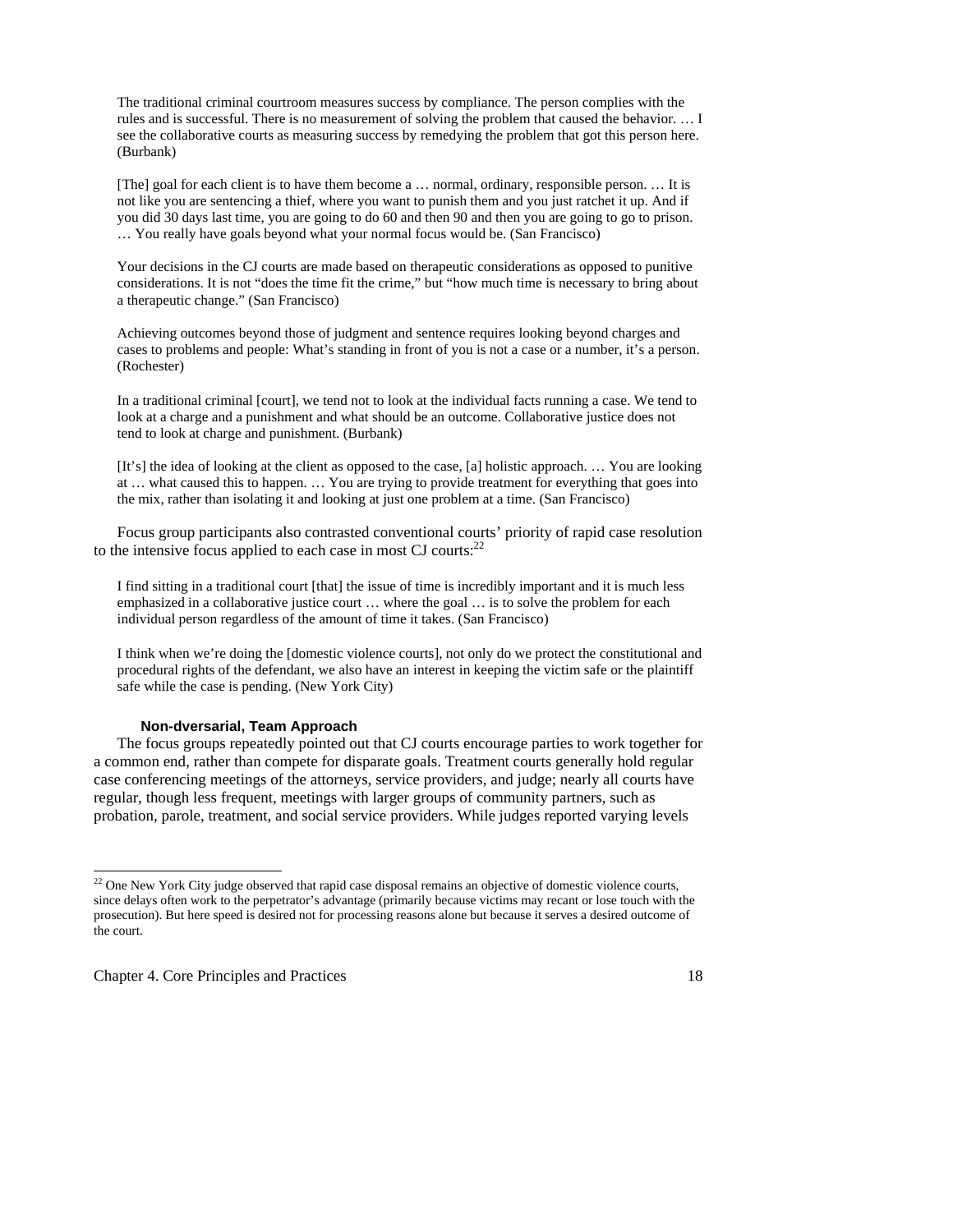> The traditional criminal courtroom measures success by compliance. The person complies with the rules and is successful. There is no measurement of solving the problem that caused the behavior. … I see the collaborative courts as measuring success by remedying the problem that got this person here. (Burbank)

> [The] goal for each client is to have them become a … normal, ordinary, responsible person. … It is not like you are sentencing a thief, where you want to punish them and you just ratchet it up. And if you did 30 days last time, you are going to do 60 and then 90 and then you are going to go to prison. … You really have goals beyond what your normal focus would be. (San Francisco)

> Your decisions in the CJ courts are made based on therapeutic considerations as opposed to punitive considerations. It is not "does the time fit the crime," but "how much time is necessary to bring about a therapeutic change." (San Francisco)

> Achieving outcomes beyond those of judgment and sentence requires looking beyond charges and cases to problems and people: What's standing in front of you is not a case or a number, it's a person. (Rochester)

> In a traditional criminal [court], we tend not to look at the individual facts running a case. We tend to look at a charge and a punishment and what should be an outcome. Collaborative justice does not tend to look at charge and punishment. (Burbank)

> [It's] the idea of looking at the client as opposed to the case, [a] holistic approach. … You are looking at … what caused this to happen. … You are trying to provide treatment for everything that goes into the mix, rather than isolating it and looking at just one problem at a time. (San Francisco)

Focus group participants also contrasted conventional courts' priority of rapid case resolution to the intensive focus applied to each case in most CJ courts:[22]

> I find sitting in a traditional court [that] the issue of time is incredibly important and it is much less emphasized in a collaborative justice court … where the goal … is to solve the problem for each individual person regardless of the amount of time it takes. (San Francisco)

> I think when we're doing the [domestic violence courts], not only do we protect the constitutional and procedural rights of the defendant, we also have an interest in keeping the victim safe or the plaintiff safe while the case is pending. (New York City)

#### Non-dversarial, Team Approach

The focus groups repeatedly pointed out that CJ courts encourage parties to work together for a common end, rather than compete for disparate goals. Treatment courts generally hold regular case conferencing meetings of the attorneys, service providers, and judge; nearly all courts have regular, though less frequent, meetings with larger groups of community partners, such as probation, parole, treatment, and social service providers. While judges reported varying levels

[22] One New York City judge observed that rapid case disposal remains an objective of domestic violence courts, since delays often work to the perpetrator's advantage (primarily because victims may recant or lose touch with the prosecution). But here speed is desired not for processing reasons alone but because it serves a desired outcome of the court.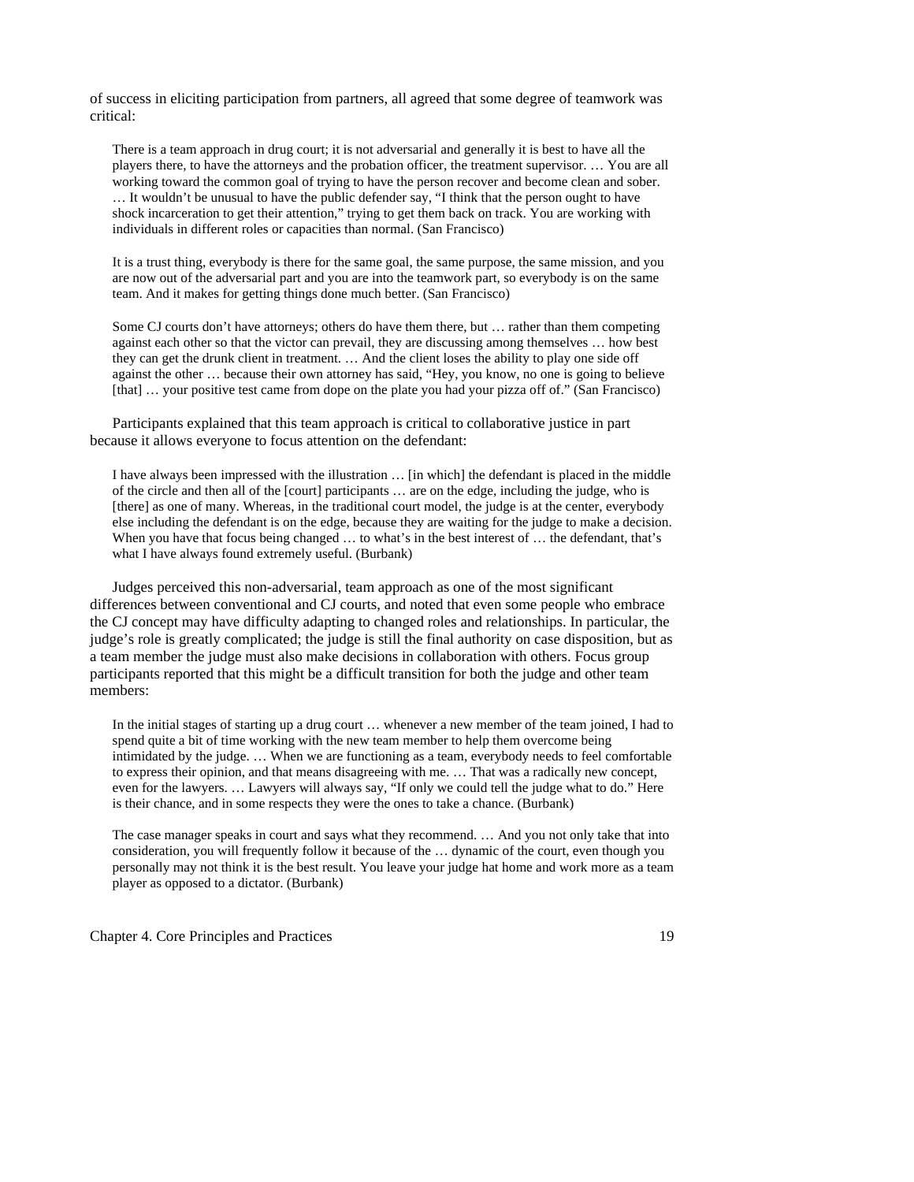of success in eliciting participation from partners, all agreed that some degree of teamwork was critical:

> There is a team approach in drug court; it is not adversarial and generally it is best to have all the players there, to have the attorneys and the probation officer, the treatment supervisor. … You are all working toward the common goal of trying to have the person recover and become clean and sober. … It wouldn't be unusual to have the public defender say, "I think that the person ought to have shock incarceration to get their attention," trying to get them back on track. You are working with individuals in different roles or capacities than normal. (San Francisco)

> It is a trust thing, everybody is there for the same goal, the same purpose, the same mission, and you are now out of the adversarial part and you are into the teamwork part, so everybody is on the same team. And it makes for getting things done much better. (San Francisco)

> Some CJ courts don't have attorneys; others do have them there, but … rather than them competing against each other so that the victor can prevail, they are discussing among themselves … how best they can get the drunk client in treatment. … And the client loses the ability to play one side off against the other … because their own attorney has said, "Hey, you know, no one is going to believe [that] … your positive test came from dope on the plate you had your pizza off of." (San Francisco)

Participants explained that this team approach is critical to collaborative justice in part because it allows everyone to focus attention on the defendant:

> I have always been impressed with the illustration … [in which] the defendant is placed in the middle of the circle and then all of the [court] participants … are on the edge, including the judge, who is [there] as one of many. Whereas, in the traditional court model, the judge is at the center, everybody else including the defendant is on the edge, because they are waiting for the judge to make a decision. When you have that focus being changed … to what's in the best interest of … the defendant, that's what I have always found extremely useful. (Burbank)

Judges perceived this non-adversarial, team approach as one of the most significant differences between conventional and CJ courts, and noted that even some people who embrace the CJ concept may have difficulty adapting to changed roles and relationships. In particular, the judge's role is greatly complicated; the judge is still the final authority on case disposition, but as a team member the judge must also make decisions in collaboration with others. Focus group participants reported that this might be a difficult transition for both the judge and other team members:

> In the initial stages of starting up a drug court … whenever a new member of the team joined, I had to spend quite a bit of time working with the new team member to help them overcome being intimidated by the judge. … When we are functioning as a team, everybody needs to feel comfortable to express their opinion, and that means disagreeing with me. … That was a radically new concept, even for the lawyers. … Lawyers will always say, "If only we could tell the judge what to do." Here is their chance, and in some respects they were the ones to take a chance. (Burbank)

> The case manager speaks in court and says what they recommend. … And you not only take that into consideration, you will frequently follow it because of the … dynamic of the court, even though you personally may not think it is the best result. You leave your judge hat home and work more as a team player as opposed to a dictator. (Burbank)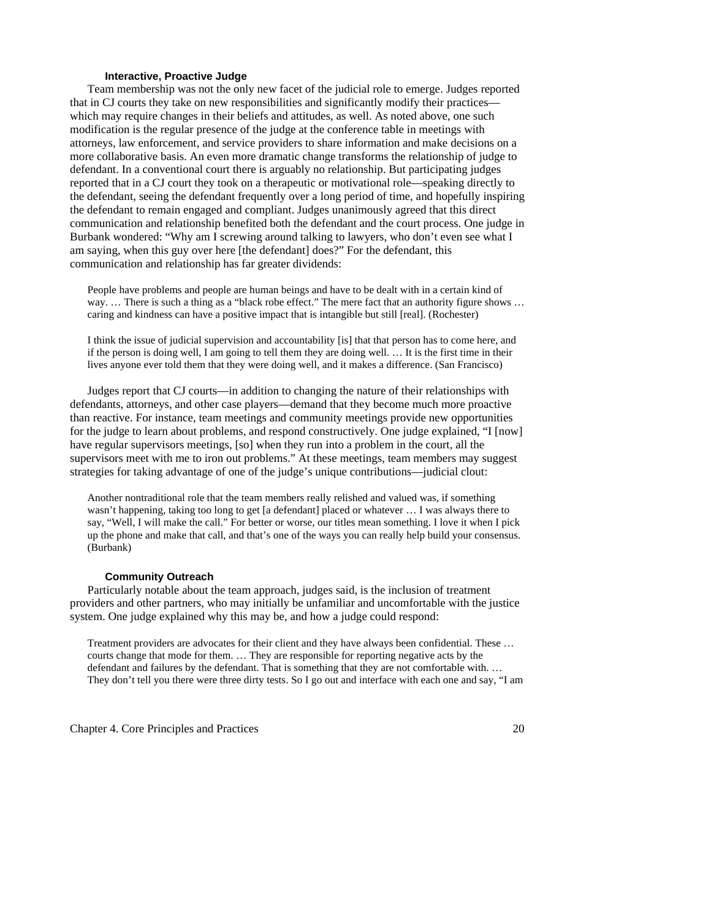### Interactive, Proactive Judge

Team membership was not the only new facet of the judicial role to emerge. Judges reported that in CJ courts they take on new responsibilities and significantly modify their practices—which may require changes in their beliefs and attitudes, as well. As noted above, one such modification is the regular presence of the judge at the conference table in meetings with attorneys, law enforcement, and service providers to share information and make decisions on a more collaborative basis. An even more dramatic change transforms the relationship of judge to defendant. In a conventional court there is arguably no relationship. But participating judges reported that in a CJ court they took on a therapeutic or motivational role—speaking directly to the defendant, seeing the defendant frequently over a long period of time, and hopefully inspiring the defendant to remain engaged and compliant. Judges unanimously agreed that this direct communication and relationship benefited both the defendant and the court process. One judge in Burbank wondered: "Why am I screwing around talking to lawyers, who don't even see what I am saying, when this guy over here [the defendant] does?" For the defendant, this communication and relationship has far greater dividends:

> People have problems and people are human beings and have to be dealt with in a certain kind of way. … There is such a thing as a "black robe effect." The mere fact that an authority figure shows … caring and kindness can have a positive impact that is intangible but still [real]. (Rochester)

> I think the issue of judicial supervision and accountability [is] that that person has to come here, and if the person is doing well, I am going to tell them they are doing well. … It is the first time in their lives anyone ever told them that they were doing well, and it makes a difference. (San Francisco)

Judges report that CJ courts—in addition to changing the nature of their relationships with defendants, attorneys, and other case players—demand that they become much more proactive than reactive. For instance, team meetings and community meetings provide new opportunities for the judge to learn about problems, and respond constructively. One judge explained, "I [now] have regular supervisors meetings, [so] when they run into a problem in the court, all the supervisors meet with me to iron out problems." At these meetings, team members may suggest strategies for taking advantage of one of the judge's unique contributions—judicial clout:

> Another nontraditional role that the team members really relished and valued was, if something wasn't happening, taking too long to get [a defendant] placed or whatever … I was always there to say, "Well, I will make the call." For better or worse, our titles mean something. I love it when I pick up the phone and make that call, and that's one of the ways you can really help build your consensus. (Burbank)

### Community Outreach

Particularly notable about the team approach, judges said, is the inclusion of treatment providers and other partners, who may initially be unfamiliar and uncomfortable with the justice system. One judge explained why this may be, and how a judge could respond:

> Treatment providers are advocates for their client and they have always been confidential. These … courts change that mode for them. … They are responsible for reporting negative acts by the defendant and failures by the defendant. That is something that they are not comfortable with. … They don't tell you there were three dirty tests. So I go out and interface with each one and say, "I am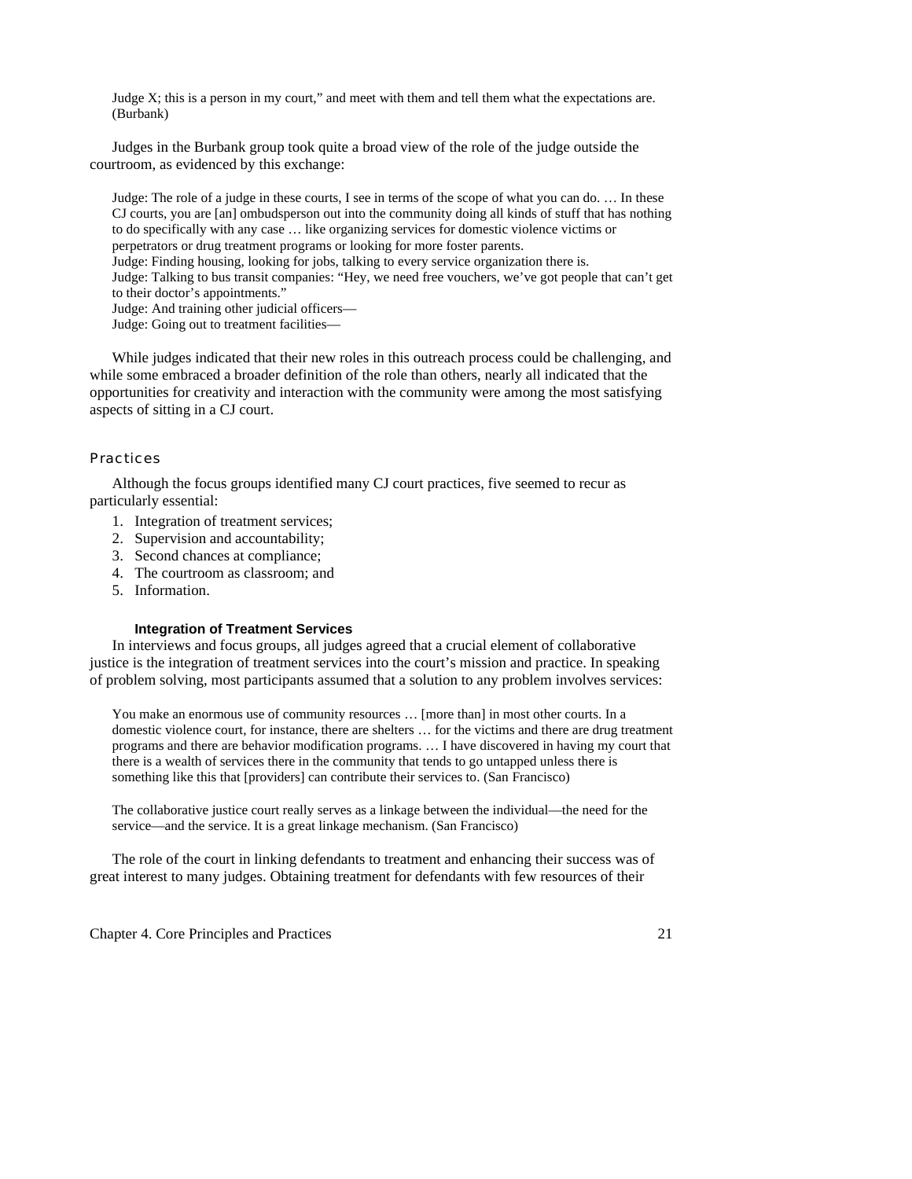> Judge X; this is a person in my court," and meet with them and tell them what the expectations are. (Burbank)

Judges in the Burbank group took quite a broad view of the role of the judge outside the courtroom, as evidenced by this exchange:

> Judge: The role of a judge in these courts, I see in terms of the scope of what you can do. … In these CJ courts, you are [an] ombudsperson out into the community doing all kinds of stuff that has nothing to do specifically with any case … like organizing services for domestic violence victims or perpetrators or drug treatment programs or looking for more foster parents.
> Judge: Finding housing, looking for jobs, talking to every service organization there is.
> Judge: Talking to bus transit companies: "Hey, we need free vouchers, we've got people that can't get to their doctor's appointments."
> Judge: And training other judicial officers—
> Judge: Going out to treatment facilities—

While judges indicated that their new roles in this outreach process could be challenging, and while some embraced a broader definition of the role than others, nearly all indicated that the opportunities for creativity and interaction with the community were among the most satisfying aspects of sitting in a CJ court.

### Practices

Although the focus groups identified many CJ court practices, five seemed to recur as particularly essential:

1. Integration of treatment services;
2. Supervision and accountability;
3. Second chances at compliance;
4. The courtroom as classroom; and
5. Information.

#### Integration of Treatment Services

In interviews and focus groups, all judges agreed that a crucial element of collaborative justice is the integration of treatment services into the court's mission and practice. In speaking of problem solving, most participants assumed that a solution to any problem involves services:

> You make an enormous use of community resources … [more than] in most other courts. In a domestic violence court, for instance, there are shelters … for the victims and there are drug treatment programs and there are behavior modification programs. … I have discovered in having my court that there is a wealth of services there in the community that tends to go untapped unless there is something like this that [providers] can contribute their services to. (San Francisco)

> The collaborative justice court really serves as a linkage between the individual—the need for the service—and the service. It is a great linkage mechanism. (San Francisco)

The role of the court in linking defendants to treatment and enhancing their success was of great interest to many judges. Obtaining treatment for defendants with few resources of their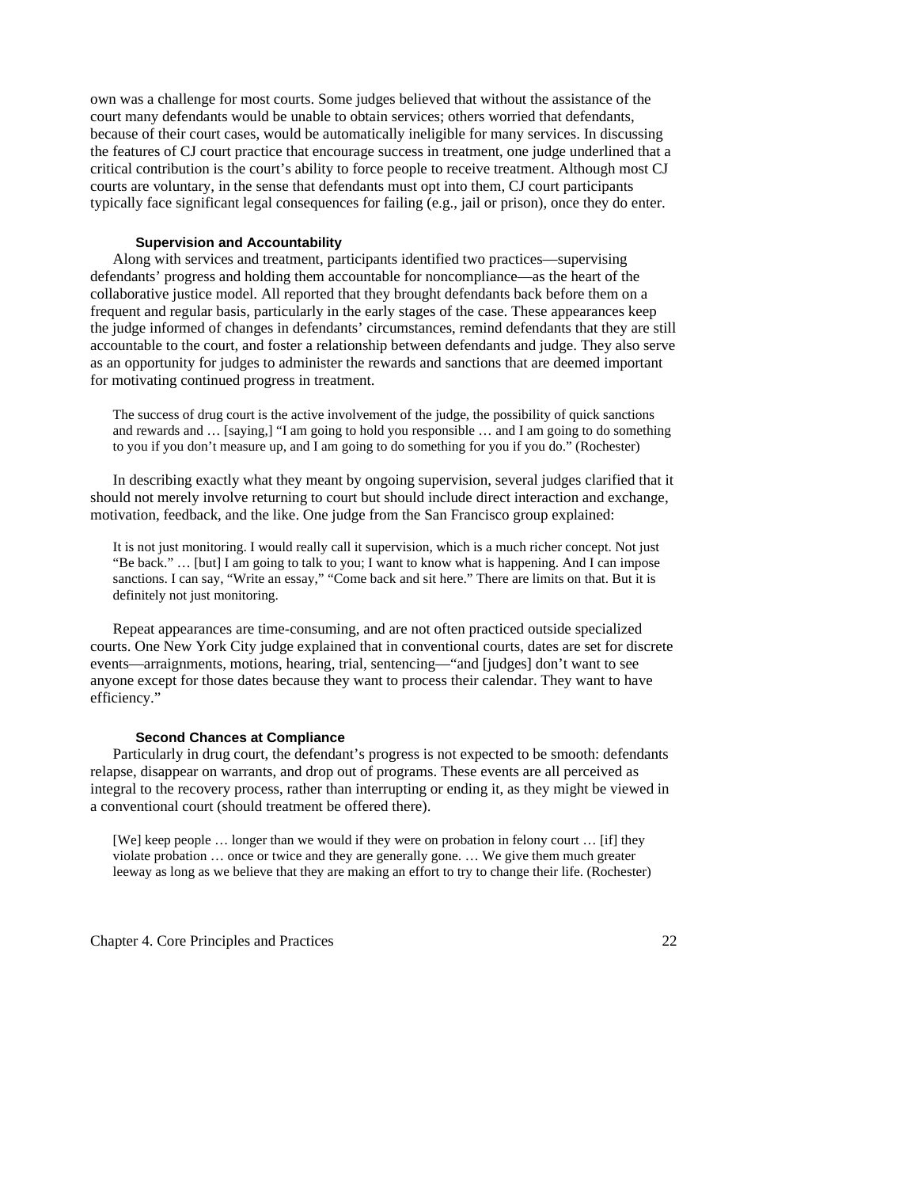own was a challenge for most courts. Some judges believed that without the assistance of the court many defendants would be unable to obtain services; others worried that defendants, because of their court cases, would be automatically ineligible for many services. In discussing the features of CJ court practice that encourage success in treatment, one judge underlined that a critical contribution is the court's ability to force people to receive treatment. Although most CJ courts are voluntary, in the sense that defendants must opt into them, CJ court participants typically face significant legal consequences for failing (e.g., jail or prison), once they do enter.

#### Supervision and Accountability

Along with services and treatment, participants identified two practices—supervising defendants' progress and holding them accountable for noncompliance—as the heart of the collaborative justice model. All reported that they brought defendants back before them on a frequent and regular basis, particularly in the early stages of the case. These appearances keep the judge informed of changes in defendants' circumstances, remind defendants that they are still accountable to the court, and foster a relationship between defendants and judge. They also serve as an opportunity for judges to administer the rewards and sanctions that are deemed important for motivating continued progress in treatment.

> The success of drug court is the active involvement of the judge, the possibility of quick sanctions and rewards and … [saying,] "I am going to hold you responsible … and I am going to do something to you if you don't measure up, and I am going to do something for you if you do." (Rochester)

In describing exactly what they meant by ongoing supervision, several judges clarified that it should not merely involve returning to court but should include direct interaction and exchange, motivation, feedback, and the like. One judge from the San Francisco group explained:

> It is not just monitoring. I would really call it supervision, which is a much richer concept. Not just "Be back." … [but] I am going to talk to you; I want to know what is happening. And I can impose sanctions. I can say, "Write an essay," "Come back and sit here." There are limits on that. But it is definitely not just monitoring.

Repeat appearances are time-consuming, and are not often practiced outside specialized courts. One New York City judge explained that in conventional courts, dates are set for discrete events—arraignments, motions, hearing, trial, sentencing—"and [judges] don't want to see anyone except for those dates because they want to process their calendar. They want to have efficiency."

#### Second Chances at Compliance

Particularly in drug court, the defendant's progress is not expected to be smooth: defendants relapse, disappear on warrants, and drop out of programs. These events are all perceived as integral to the recovery process, rather than interrupting or ending it, as they might be viewed in a conventional court (should treatment be offered there).

> [We] keep people … longer than we would if they were on probation in felony court … [if] they violate probation … once or twice and they are generally gone. … We give them much greater leeway as long as we believe that they are making an effort to try to change their life. (Rochester)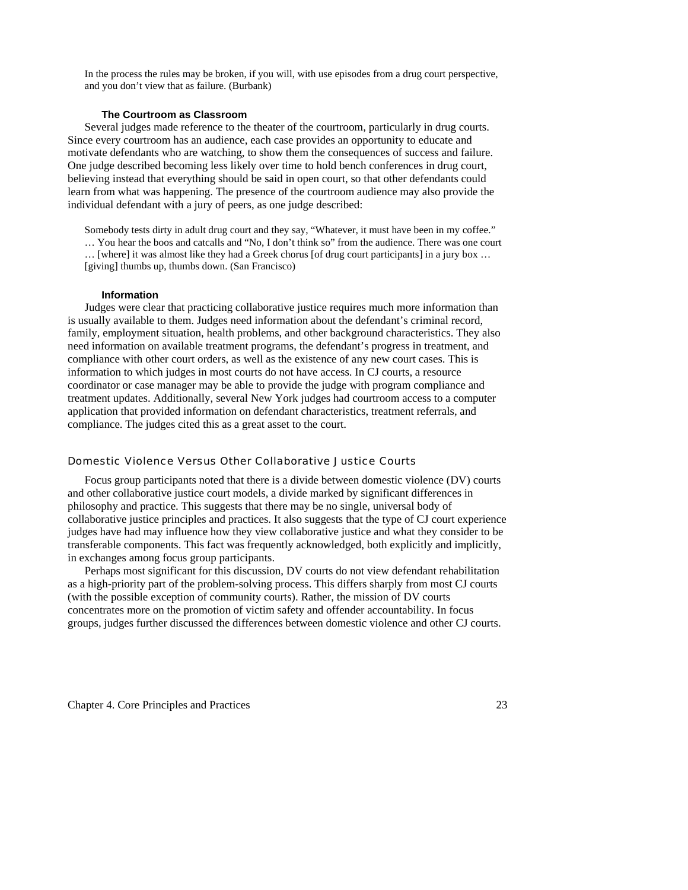> In the process the rules may be broken, if you will, with use episodes from a drug court perspective, and you don't view that as failure. (Burbank)

#### The Courtroom as Classroom

Several judges made reference to the theater of the courtroom, particularly in drug courts. Since every courtroom has an audience, each case provides an opportunity to educate and motivate defendants who are watching, to show them the consequences of success and failure. One judge described becoming less likely over time to hold bench conferences in drug court, believing instead that everything should be said in open court, so that other defendants could learn from what was happening. The presence of the courtroom audience may also provide the individual defendant with a jury of peers, as one judge described:

> Somebody tests dirty in adult drug court and they say, "Whatever, it must have been in my coffee." … You hear the boos and catcalls and "No, I don't think so" from the audience. There was one court … [where] it was almost like they had a Greek chorus [of drug court participants] in a jury box … [giving] thumbs up, thumbs down. (San Francisco)

#### Information

Judges were clear that practicing collaborative justice requires much more information than is usually available to them. Judges need information about the defendant's criminal record, family, employment situation, health problems, and other background characteristics. They also need information on available treatment programs, the defendant's progress in treatment, and compliance with other court orders, as well as the existence of any new court cases. This is information to which judges in most courts do not have access. In CJ courts, a resource coordinator or case manager may be able to provide the judge with program compliance and treatment updates. Additionally, several New York judges had courtroom access to a computer application that provided information on defendant characteristics, treatment referrals, and compliance. The judges cited this as a great asset to the court.

### Domestic Violence Versus Other Collaborative Justice Courts

Focus group participants noted that there is a divide between domestic violence (DV) courts and other collaborative justice court models, a divide marked by significant differences in philosophy and practice. This suggests that there may be no single, universal body of collaborative justice principles and practices. It also suggests that the type of CJ court experience judges have had may influence how they view collaborative justice and what they consider to be transferable components. This fact was frequently acknowledged, both explicitly and implicitly, in exchanges among focus group participants.

Perhaps most significant for this discussion, DV courts do not view defendant rehabilitation as a high-priority part of the problem-solving process. This differs sharply from most CJ courts (with the possible exception of community courts). Rather, the mission of DV courts concentrates more on the promotion of victim safety and offender accountability. In focus groups, judges further discussed the differences between domestic violence and other CJ courts.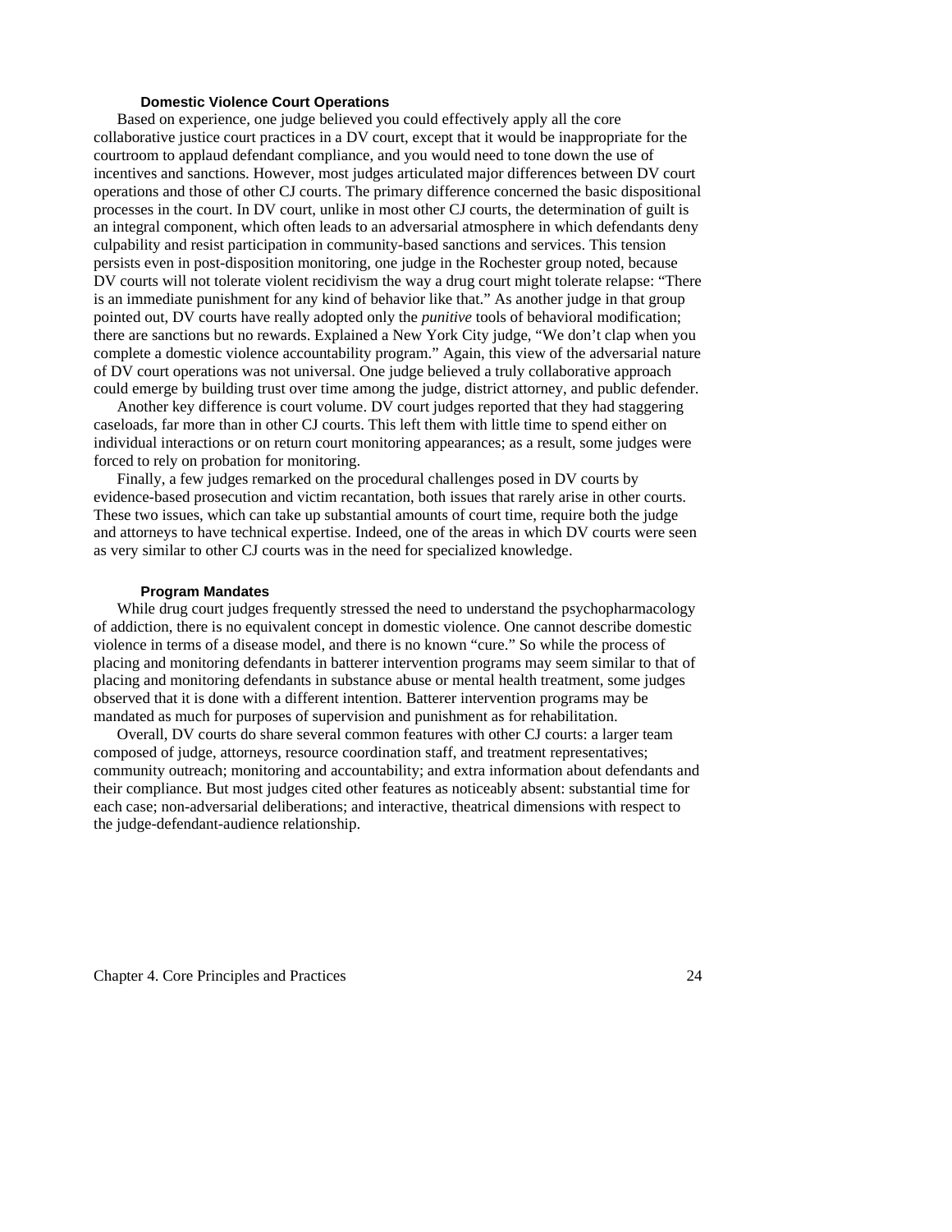### Domestic Violence Court Operations

Based on experience, one judge believed you could effectively apply all the core collaborative justice court practices in a DV court, except that it would be inappropriate for the courtroom to applaud defendant compliance, and you would need to tone down the use of incentives and sanctions. However, most judges articulated major differences between DV court operations and those of other CJ courts. The primary difference concerned the basic dispositional processes in the court. In DV court, unlike in most other CJ courts, the determination of guilt is an integral component, which often leads to an adversarial atmosphere in which defendants deny culpability and resist participation in community-based sanctions and services. This tension persists even in post-disposition monitoring, one judge in the Rochester group noted, because DV courts will not tolerate violent recidivism the way a drug court might tolerate relapse: "There is an immediate punishment for any kind of behavior like that." As another judge in that group pointed out, DV courts have really adopted only the *punitive* tools of behavioral modification; there are sanctions but no rewards. Explained a New York City judge, "We don't clap when you complete a domestic violence accountability program." Again, this view of the adversarial nature of DV court operations was not universal. One judge believed a truly collaborative approach could emerge by building trust over time among the judge, district attorney, and public defender.

Another key difference is court volume. DV court judges reported that they had staggering caseloads, far more than in other CJ courts. This left them with little time to spend either on individual interactions or on return court monitoring appearances; as a result, some judges were forced to rely on probation for monitoring.

Finally, a few judges remarked on the procedural challenges posed in DV courts by evidence-based prosecution and victim recantation, both issues that rarely arise in other courts. These two issues, which can take up substantial amounts of court time, require both the judge and attorneys to have technical expertise. Indeed, one of the areas in which DV courts were seen as very similar to other CJ courts was in the need for specialized knowledge.

### Program Mandates

While drug court judges frequently stressed the need to understand the psychopharmacology of addiction, there is no equivalent concept in domestic violence. One cannot describe domestic violence in terms of a disease model, and there is no known "cure." So while the process of placing and monitoring defendants in batterer intervention programs may seem similar to that of placing and monitoring defendants in substance abuse or mental health treatment, some judges observed that it is done with a different intention. Batterer intervention programs may be mandated as much for purposes of supervision and punishment as for rehabilitation.

Overall, DV courts do share several common features with other CJ courts: a larger team composed of judge, attorneys, resource coordination staff, and treatment representatives; community outreach; monitoring and accountability; and extra information about defendants and their compliance. But most judges cited other features as noticeably absent: substantial time for each case; non-adversarial deliberations; and interactive, theatrical dimensions with respect to the judge-defendant-audience relationship.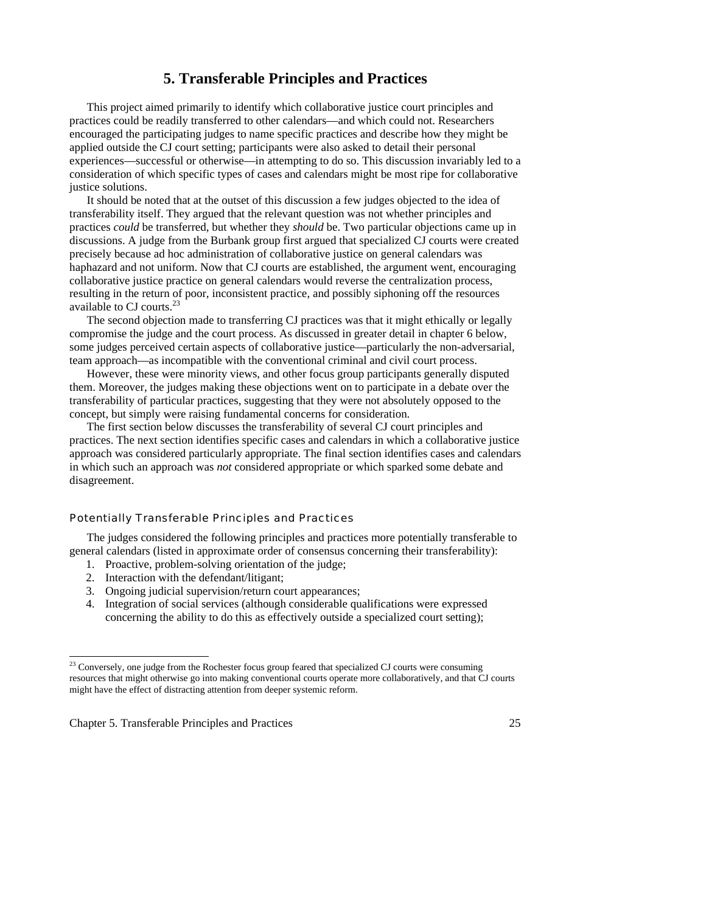# 5. Transferable Principles and Practices

This project aimed primarily to identify which collaborative justice court principles and practices could be readily transferred to other calendars—and which could not. Researchers encouraged the participating judges to name specific practices and describe how they might be applied outside the CJ court setting; participants were also asked to detail their personal experiences—successful or otherwise—in attempting to do so. This discussion invariably led to a consideration of which specific types of cases and calendars might be most ripe for collaborative justice solutions.

It should be noted that at the outset of this discussion a few judges objected to the idea of transferability itself. They argued that the relevant question was not whether principles and practices *could* be transferred, but whether they *should* be. Two particular objections came up in discussions. A judge from the Burbank group first argued that specialized CJ courts were created precisely because ad hoc administration of collaborative justice on general calendars was haphazard and not uniform. Now that CJ courts are established, the argument went, encouraging collaborative justice practice on general calendars would reverse the centralization process, resulting in the return of poor, inconsistent practice, and possibly siphoning off the resources available to CJ courts.[23]

The second objection made to transferring CJ practices was that it might ethically or legally compromise the judge and the court process. As discussed in greater detail in chapter 6 below, some judges perceived certain aspects of collaborative justice—particularly the non-adversarial, team approach—as incompatible with the conventional criminal and civil court process.

However, these were minority views, and other focus group participants generally disputed them. Moreover, the judges making these objections went on to participate in a debate over the transferability of particular practices, suggesting that they were not absolutely opposed to the concept, but simply were raising fundamental concerns for consideration.

The first section below discusses the transferability of several CJ court principles and practices. The next section identifies specific cases and calendars in which a collaborative justice approach was considered particularly appropriate. The final section identifies cases and calendars in which such an approach was *not* considered appropriate or which sparked some debate and disagreement.

## Potentially Transferable Principles and Practices

The judges considered the following principles and practices more potentially transferable to general calendars (listed in approximate order of consensus concerning their transferability):

1. Proactive, problem-solving orientation of the judge;
2. Interaction with the defendant/litigant;
3. Ongoing judicial supervision/return court appearances;
4. Integration of social services (although considerable qualifications were expressed concerning the ability to do this as effectively outside a specialized court setting);

[23] Conversely, one judge from the Rochester focus group feared that specialized CJ courts were consuming resources that might otherwise go into making conventional courts operate more collaboratively, and that CJ courts might have the effect of distracting attention from deeper systemic reform.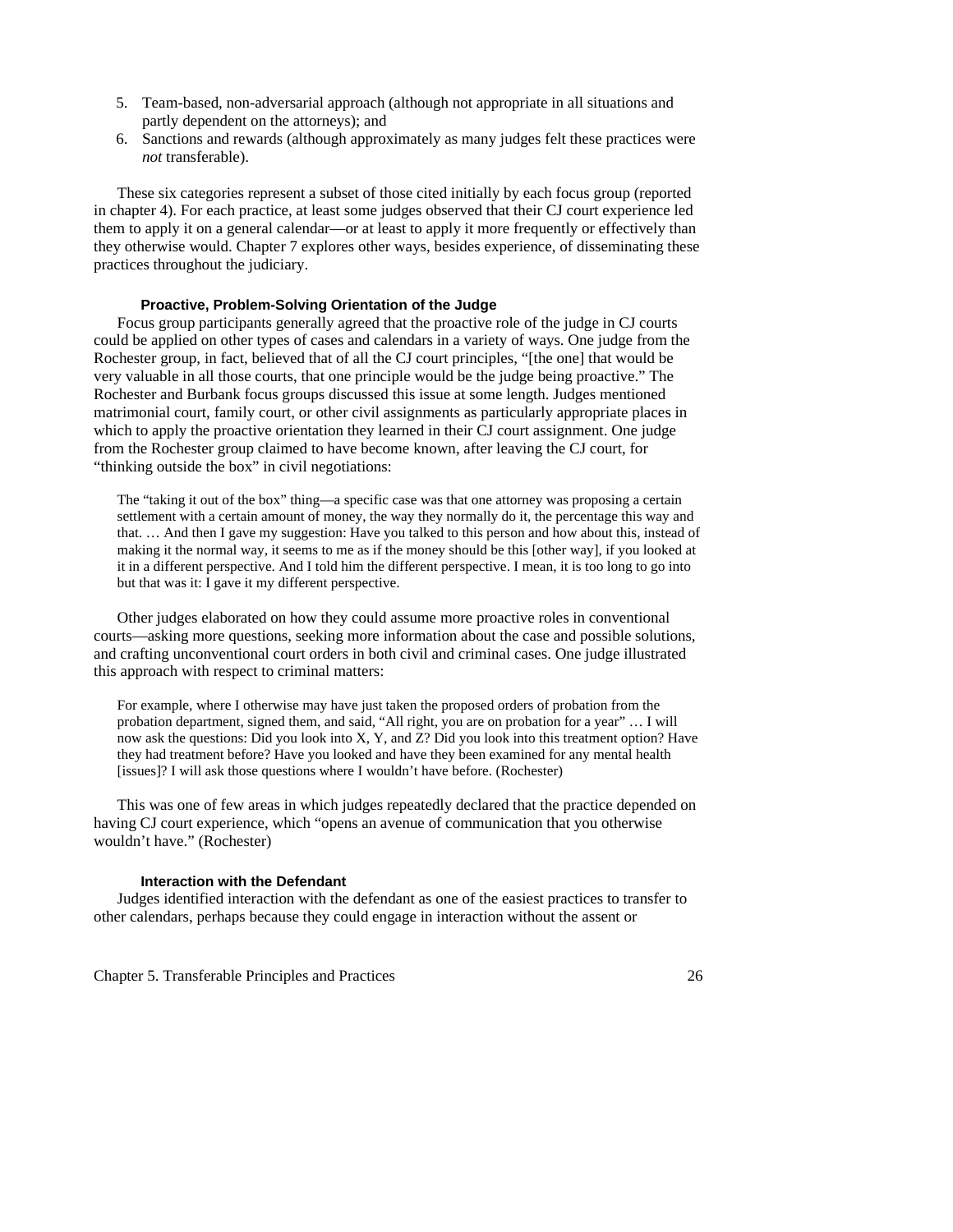5. Team-based, non-adversarial approach (although not appropriate in all situations and partly dependent on the attorneys); and
6. Sanctions and rewards (although approximately as many judges felt these practices were *not* transferable).

These six categories represent a subset of those cited initially by each focus group (reported in chapter 4). For each practice, at least some judges observed that their CJ court experience led them to apply it on a general calendar—or at least to apply it more frequently or effectively than they otherwise would. Chapter 7 explores other ways, besides experience, of disseminating these practices throughout the judiciary.

#### Proactive, Problem-Solving Orientation of the Judge

Focus group participants generally agreed that the proactive role of the judge in CJ courts could be applied on other types of cases and calendars in a variety of ways. One judge from the Rochester group, in fact, believed that of all the CJ court principles, "[the one] that would be very valuable in all those courts, that one principle would be the judge being proactive." The Rochester and Burbank focus groups discussed this issue at some length. Judges mentioned matrimonial court, family court, or other civil assignments as particularly appropriate places in which to apply the proactive orientation they learned in their CJ court assignment. One judge from the Rochester group claimed to have become known, after leaving the CJ court, for "thinking outside the box" in civil negotiations:

> The "taking it out of the box" thing—a specific case was that one attorney was proposing a certain settlement with a certain amount of money, the way they normally do it, the percentage this way and that. … And then I gave my suggestion: Have you talked to this person and how about this, instead of making it the normal way, it seems to me as if the money should be this [other way], if you looked at it in a different perspective. And I told him the different perspective. I mean, it is too long to go into but that was it: I gave it my different perspective.

Other judges elaborated on how they could assume more proactive roles in conventional courts—asking more questions, seeking more information about the case and possible solutions, and crafting unconventional court orders in both civil and criminal cases. One judge illustrated this approach with respect to criminal matters:

> For example, where I otherwise may have just taken the proposed orders of probation from the probation department, signed them, and said, "All right, you are on probation for a year" … I will now ask the questions: Did you look into X, Y, and Z? Did you look into this treatment option? Have they had treatment before? Have you looked and have they been examined for any mental health [issues]? I will ask those questions where I wouldn't have before. (Rochester)

This was one of few areas in which judges repeatedly declared that the practice depended on having CJ court experience, which "opens an avenue of communication that you otherwise wouldn't have." (Rochester)

#### Interaction with the Defendant

Judges identified interaction with the defendant as one of the easiest practices to transfer to other calendars, perhaps because they could engage in interaction without the assent or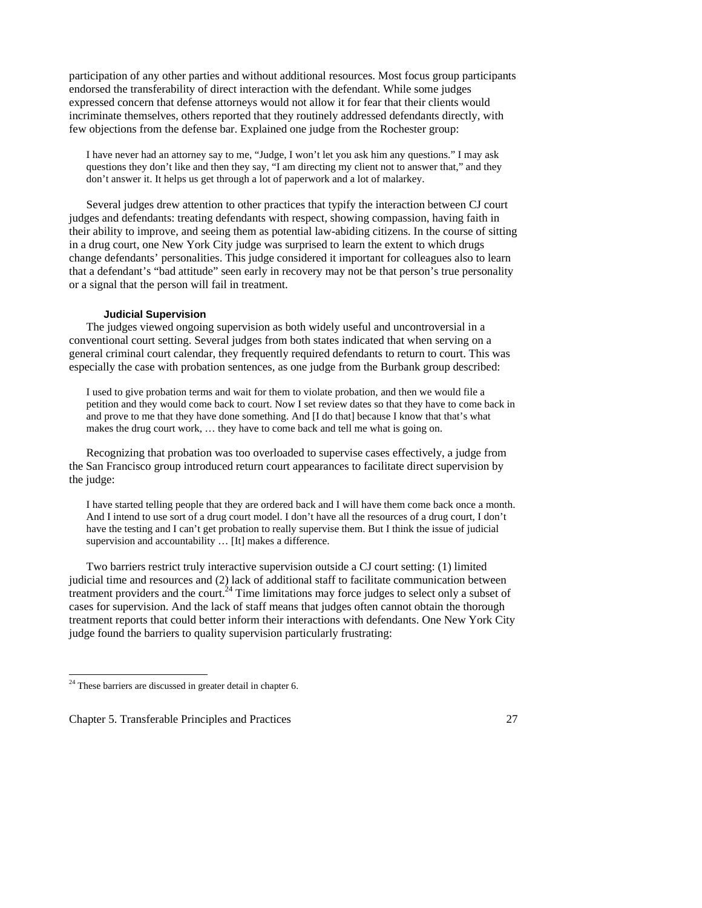participation of any other parties and without additional resources. Most focus group participants endorsed the transferability of direct interaction with the defendant. While some judges expressed concern that defense attorneys would not allow it for fear that their clients would incriminate themselves, others reported that they routinely addressed defendants directly, with few objections from the defense bar. Explained one judge from the Rochester group:

> I have never had an attorney say to me, "Judge, I won't let you ask him any questions." I may ask questions they don't like and then they say, "I am directing my client not to answer that," and they don't answer it. It helps us get through a lot of paperwork and a lot of malarkey.

Several judges drew attention to other practices that typify the interaction between CJ court judges and defendants: treating defendants with respect, showing compassion, having faith in their ability to improve, and seeing them as potential law-abiding citizens. In the course of sitting in a drug court, one New York City judge was surprised to learn the extent to which drugs change defendants' personalities. This judge considered it important for colleagues also to learn that a defendant's "bad attitude" seen early in recovery may not be that person's true personality or a signal that the person will fail in treatment.

#### Judicial Supervision

The judges viewed ongoing supervision as both widely useful and uncontroversial in a conventional court setting. Several judges from both states indicated that when serving on a general criminal court calendar, they frequently required defendants to return to court. This was especially the case with probation sentences, as one judge from the Burbank group described:

> I used to give probation terms and wait for them to violate probation, and then we would file a petition and they would come back to court. Now I set review dates so that they have to come back in and prove to me that they have done something. And [I do that] because I know that that's what makes the drug court work, … they have to come back and tell me what is going on.

Recognizing that probation was too overloaded to supervise cases effectively, a judge from the San Francisco group introduced return court appearances to facilitate direct supervision by the judge:

> I have started telling people that they are ordered back and I will have them come back once a month. And I intend to use sort of a drug court model. I don't have all the resources of a drug court, I don't have the testing and I can't get probation to really supervise them. But I think the issue of judicial supervision and accountability … [It] makes a difference.

Two barriers restrict truly interactive supervision outside a CJ court setting: (1) limited judicial time and resources and (2) lack of additional staff to facilitate communication between treatment providers and the court.[24] Time limitations may force judges to select only a subset of cases for supervision. And the lack of staff means that judges often cannot obtain the thorough treatment reports that could better inform their interactions with defendants. One New York City judge found the barriers to quality supervision particularly frustrating:

[24] These barriers are discussed in greater detail in chapter 6.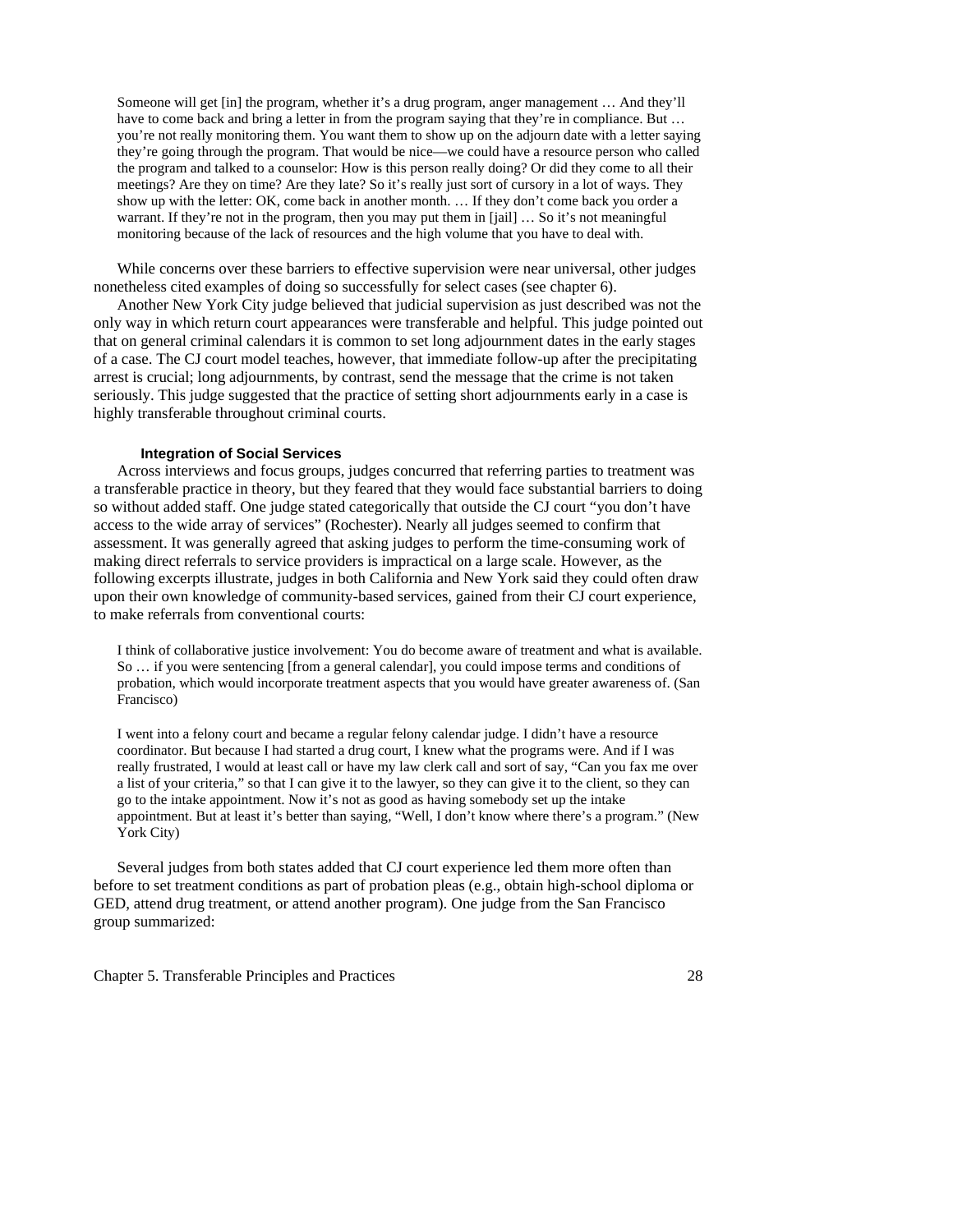> Someone will get [in] the program, whether it's a drug program, anger management … And they'll have to come back and bring a letter in from the program saying that they're in compliance. But … you're not really monitoring them. You want them to show up on the adjourn date with a letter saying they're going through the program. That would be nice—we could have a resource person who called the program and talked to a counselor: How is this person really doing? Or did they come to all their meetings? Are they on time? Are they late? So it's really just sort of cursory in a lot of ways. They show up with the letter: OK, come back in another month. … If they don't come back you order a warrant. If they're not in the program, then you may put them in [jail] … So it's not meaningful monitoring because of the lack of resources and the high volume that you have to deal with.

While concerns over these barriers to effective supervision were near universal, other judges nonetheless cited examples of doing so successfully for select cases (see chapter 6).

Another New York City judge believed that judicial supervision as just described was not the only way in which return court appearances were transferable and helpful. This judge pointed out that on general criminal calendars it is common to set long adjournment dates in the early stages of a case. The CJ court model teaches, however, that immediate follow-up after the precipitating arrest is crucial; long adjournments, by contrast, send the message that the crime is not taken seriously. This judge suggested that the practice of setting short adjournments early in a case is highly transferable throughout criminal courts.

#### Integration of Social Services

Across interviews and focus groups, judges concurred that referring parties to treatment was a transferable practice in theory, but they feared that they would face substantial barriers to doing so without added staff. One judge stated categorically that outside the CJ court "you don't have access to the wide array of services" (Rochester). Nearly all judges seemed to confirm that assessment. It was generally agreed that asking judges to perform the time-consuming work of making direct referrals to service providers is impractical on a large scale. However, as the following excerpts illustrate, judges in both California and New York said they could often draw upon their own knowledge of community-based services, gained from their CJ court experience, to make referrals from conventional courts:

> I think of collaborative justice involvement: You do become aware of treatment and what is available. So … if you were sentencing [from a general calendar], you could impose terms and conditions of probation, which would incorporate treatment aspects that you would have greater awareness of. (San Francisco)

> I went into a felony court and became a regular felony calendar judge. I didn't have a resource coordinator. But because I had started a drug court, I knew what the programs were. And if I was really frustrated, I would at least call or have my law clerk call and sort of say, "Can you fax me over a list of your criteria," so that I can give it to the lawyer, so they can give it to the client, so they can go to the intake appointment. Now it's not as good as having somebody set up the intake appointment. But at least it's better than saying, "Well, I don't know where there's a program." (New York City)

Several judges from both states added that CJ court experience led them more often than before to set treatment conditions as part of probation pleas (e.g., obtain high-school diploma or GED, attend drug treatment, or attend another program). One judge from the San Francisco group summarized: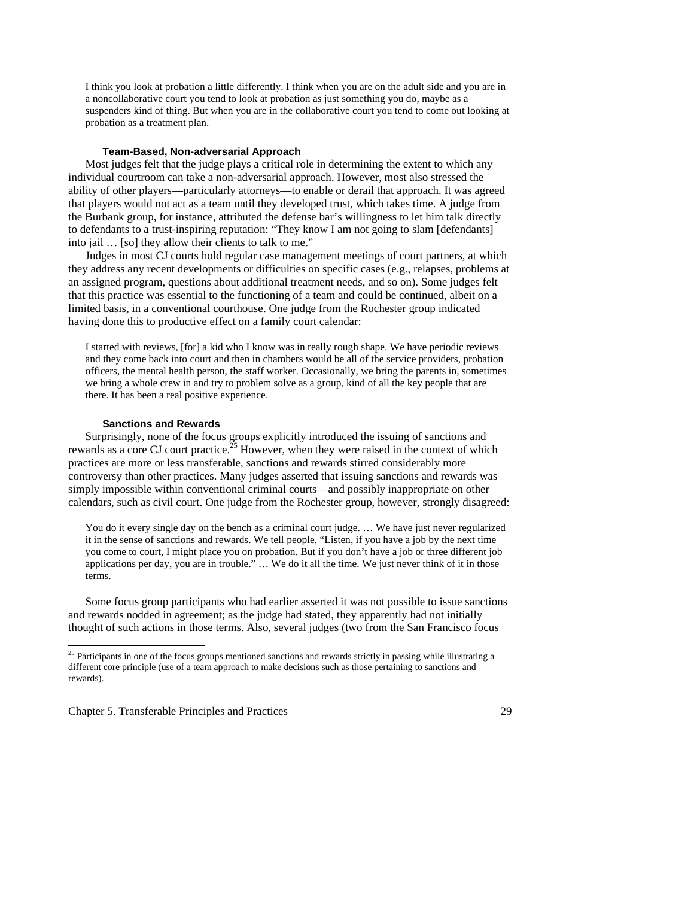> I think you look at probation a little differently. I think when you are on the adult side and you are in a noncollaborative court you tend to look at probation as just something you do, maybe as a suspenders kind of thing. But when you are in the collaborative court you tend to come out looking at probation as a treatment plan.

#### Team-Based, Non-adversarial Approach

Most judges felt that the judge plays a critical role in determining the extent to which any individual courtroom can take a non-adversarial approach. However, most also stressed the ability of other players—particularly attorneys—to enable or derail that approach. It was agreed that players would not act as a team until they developed trust, which takes time. A judge from the Burbank group, for instance, attributed the defense bar's willingness to let him talk directly to defendants to a trust-inspiring reputation: "They know I am not going to slam [defendants] into jail … [so] they allow their clients to talk to me."

Judges in most CJ courts hold regular case management meetings of court partners, at which they address any recent developments or difficulties on specific cases (e.g., relapses, problems at an assigned program, questions about additional treatment needs, and so on). Some judges felt that this practice was essential to the functioning of a team and could be continued, albeit on a limited basis, in a conventional courthouse. One judge from the Rochester group indicated having done this to productive effect on a family court calendar:

> I started with reviews, [for] a kid who I know was in really rough shape. We have periodic reviews and they come back into court and then in chambers would be all of the service providers, probation officers, the mental health person, the staff worker. Occasionally, we bring the parents in, sometimes we bring a whole crew in and try to problem solve as a group, kind of all the key people that are there. It has been a real positive experience.

#### Sanctions and Rewards

Surprisingly, none of the focus groups explicitly introduced the issuing of sanctions and rewards as a core CJ court practice.[25] However, when they were raised in the context of which practices are more or less transferable, sanctions and rewards stirred considerably more controversy than other practices. Many judges asserted that issuing sanctions and rewards was simply impossible within conventional criminal courts—and possibly inappropriate on other calendars, such as civil court. One judge from the Rochester group, however, strongly disagreed:

> You do it every single day on the bench as a criminal court judge. … We have just never regularized it in the sense of sanctions and rewards. We tell people, "Listen, if you have a job by the next time you come to court, I might place you on probation. But if you don't have a job or three different job applications per day, you are in trouble." … We do it all the time. We just never think of it in those terms.

Some focus group participants who had earlier asserted it was not possible to issue sanctions and rewards nodded in agreement; as the judge had stated, they apparently had not initially thought of such actions in those terms. Also, several judges (two from the San Francisco focus

---

[25] Participants in one of the focus groups mentioned sanctions and rewards strictly in passing while illustrating a different core principle (use of a team approach to make decisions such as those pertaining to sanctions and rewards).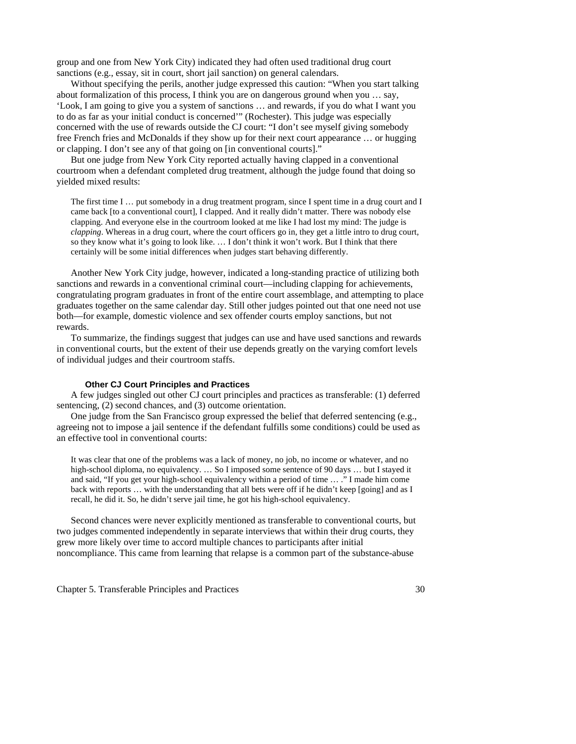group and one from New York City) indicated they had often used traditional drug court sanctions (e.g., essay, sit in court, short jail sanction) on general calendars.

Without specifying the perils, another judge expressed this caution: “When you start talking about formalization of this process, I think you are on dangerous ground when you … say, ‘Look, I am going to give you a system of sanctions … and rewards, if you do what I want you to do as far as your initial conduct is concerned’” (Rochester). This judge was especially concerned with the use of rewards outside the CJ court: “I don’t see myself giving somebody free French fries and McDonalds if they show up for their next court appearance … or hugging or clapping. I don’t see any of that going on [in conventional courts].”

But one judge from New York City reported actually having clapped in a conventional courtroom when a defendant completed drug treatment, although the judge found that doing so yielded mixed results:

> The first time I … put somebody in a drug treatment program, since I spent time in a drug court and I came back [to a conventional court], I clapped. And it really didn’t matter. There was nobody else clapping. And everyone else in the courtroom looked at me like I had lost my mind: The judge is *clapping*. Whereas in a drug court, where the court officers go in, they get a little intro to drug court, so they know what it’s going to look like. … I don’t think it won’t work. But I think that there certainly will be some initial differences when judges start behaving differently.

Another New York City judge, however, indicated a long-standing practice of utilizing both sanctions and rewards in a conventional criminal court—including clapping for achievements, congratulating program graduates in front of the entire court assemblage, and attempting to place graduates together on the same calendar day. Still other judges pointed out that one need not use both—for example, domestic violence and sex offender courts employ sanctions, but not rewards.

To summarize, the findings suggest that judges can use and have used sanctions and rewards in conventional courts, but the extent of their use depends greatly on the varying comfort levels of individual judges and their courtroom staffs.

### Other CJ Court Principles and Practices

A few judges singled out other CJ court principles and practices as transferable: (1) deferred sentencing, (2) second chances, and (3) outcome orientation.

One judge from the San Francisco group expressed the belief that deferred sentencing (e.g., agreeing not to impose a jail sentence if the defendant fulfills some conditions) could be used as an effective tool in conventional courts:

> It was clear that one of the problems was a lack of money, no job, no income or whatever, and no high-school diploma, no equivalency. … So I imposed some sentence of 90 days … but I stayed it and said, “If you get your high-school equivalency within a period of time … .” I made him come back with reports … with the understanding that all bets were off if he didn’t keep [going] and as I recall, he did it. So, he didn’t serve jail time, he got his high-school equivalency.

Second chances were never explicitly mentioned as transferable to conventional courts, but two judges commented independently in separate interviews that within their drug courts, they grew more likely over time to accord multiple chances to participants after initial noncompliance. This came from learning that relapse is a common part of the substance-abuse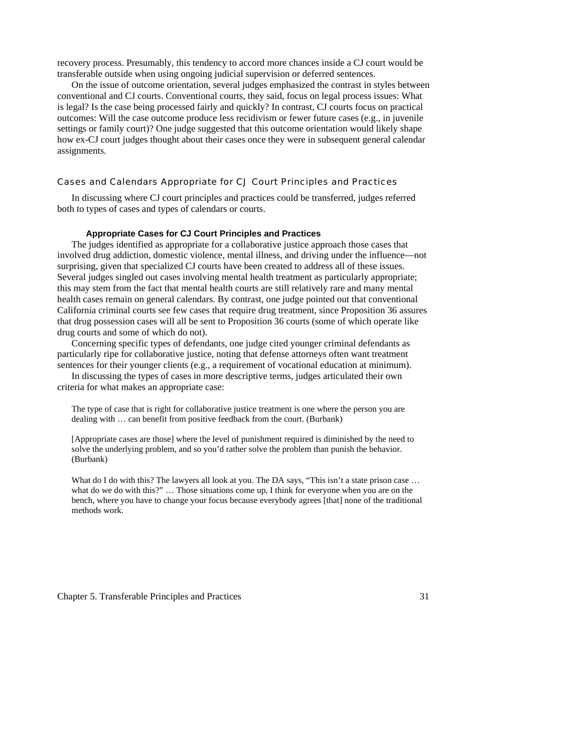recovery process. Presumably, this tendency to accord more chances inside a CJ court would be transferable outside when using ongoing judicial supervision or deferred sentences.

On the issue of outcome orientation, several judges emphasized the contrast in styles between conventional and CJ courts. Conventional courts, they said, focus on legal process issues: What is legal? Is the case being processed fairly and quickly? In contrast, CJ courts focus on practical outcomes: Will the case outcome produce less recidivism or fewer future cases (e.g., in juvenile settings or family court)? One judge suggested that this outcome orientation would likely shape how ex-CJ court judges thought about their cases once they were in subsequent general calendar assignments.

## Cases and Calendars Appropriate for CJ Court Principles and Practices

In discussing where CJ court principles and practices could be transferred, judges referred both to types of cases and types of calendars or courts.

### Appropriate Cases for CJ Court Principles and Practices

The judges identified as appropriate for a collaborative justice approach those cases that involved drug addiction, domestic violence, mental illness, and driving under the influence—not surprising, given that specialized CJ courts have been created to address all of these issues. Several judges singled out cases involving mental health treatment as particularly appropriate; this may stem from the fact that mental health courts are still relatively rare and many mental health cases remain on general calendars. By contrast, one judge pointed out that conventional California criminal courts see few cases that require drug treatment, since Proposition 36 assures that drug possession cases will all be sent to Proposition 36 courts (some of which operate like drug courts and some of which do not).

Concerning specific types of defendants, one judge cited younger criminal defendants as particularly ripe for collaborative justice, noting that defense attorneys often want treatment sentences for their younger clients (e.g., a requirement of vocational education at minimum).

In discussing the types of cases in more descriptive terms, judges articulated their own criteria for what makes an appropriate case:

> The type of case that is right for collaborative justice treatment is one where the person you are dealing with … can benefit from positive feedback from the court. (Burbank)

> [Appropriate cases are those] where the level of punishment required is diminished by the need to solve the underlying problem, and so you'd rather solve the problem than punish the behavior. (Burbank)

> What do I do with this? The lawyers all look at you. The DA says, "This isn't a state prison case … what do we do with this?" … Those situations come up, I think for everyone when you are on the bench, where you have to change your focus because everybody agrees [that] none of the traditional methods work.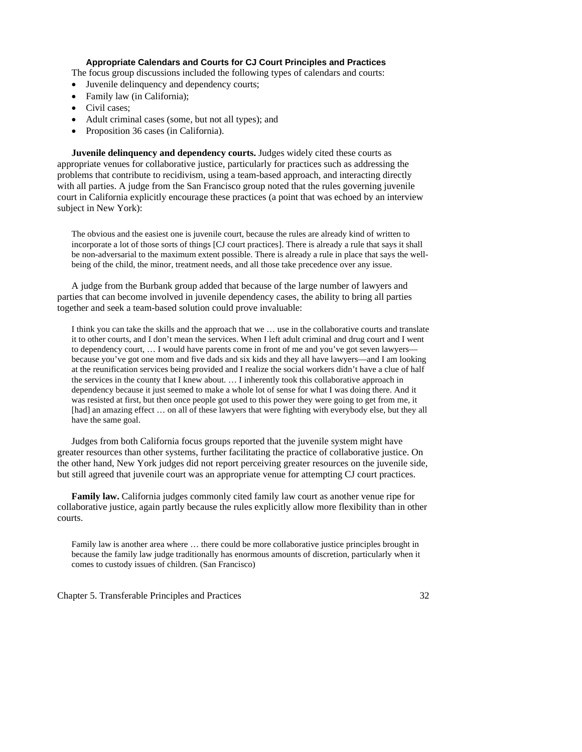### Appropriate Calendars and Courts for CJ Court Principles and Practices

The focus group discussions included the following types of calendars and courts:

- Juvenile delinquency and dependency courts;
- Family law (in California);
- Civil cases;
- Adult criminal cases (some, but not all types); and
- Proposition 36 cases (in California).

**Juvenile delinquency and dependency courts.** Judges widely cited these courts as appropriate venues for collaborative justice, particularly for practices such as addressing the problems that contribute to recidivism, using a team-based approach, and interacting directly with all parties. A judge from the San Francisco group noted that the rules governing juvenile court in California explicitly encourage these practices (a point that was echoed by an interview subject in New York):

> The obvious and the easiest one is juvenile court, because the rules are already kind of written to incorporate a lot of those sorts of things [CJ court practices]. There is already a rule that says it shall be non-adversarial to the maximum extent possible. There is already a rule in place that says the well-being of the child, the minor, treatment needs, and all those take precedence over any issue.

A judge from the Burbank group added that because of the large number of lawyers and parties that can become involved in juvenile dependency cases, the ability to bring all parties together and seek a team-based solution could prove invaluable:

> I think you can take the skills and the approach that we … use in the collaborative courts and translate it to other courts, and I don't mean the services. When I left adult criminal and drug court and I went to dependency court, … I would have parents come in front of me and you've got seven lawyers—because you've got one mom and five dads and six kids and they all have lawyers—and I am looking at the reunification services being provided and I realize the social workers didn't have a clue of half the services in the county that I knew about. … I inherently took this collaborative approach in dependency because it just seemed to make a whole lot of sense for what I was doing there. And it was resisted at first, but then once people got used to this power they were going to get from me, it [had] an amazing effect … on all of these lawyers that were fighting with everybody else, but they all have the same goal.

Judges from both California focus groups reported that the juvenile system might have greater resources than other systems, further facilitating the practice of collaborative justice. On the other hand, New York judges did not report perceiving greater resources on the juvenile side, but still agreed that juvenile court was an appropriate venue for attempting CJ court practices.

**Family law.** California judges commonly cited family law court as another venue ripe for collaborative justice, again partly because the rules explicitly allow more flexibility than in other courts.

> Family law is another area where … there could be more collaborative justice principles brought in because the family law judge traditionally has enormous amounts of discretion, particularly when it comes to custody issues of children. (San Francisco)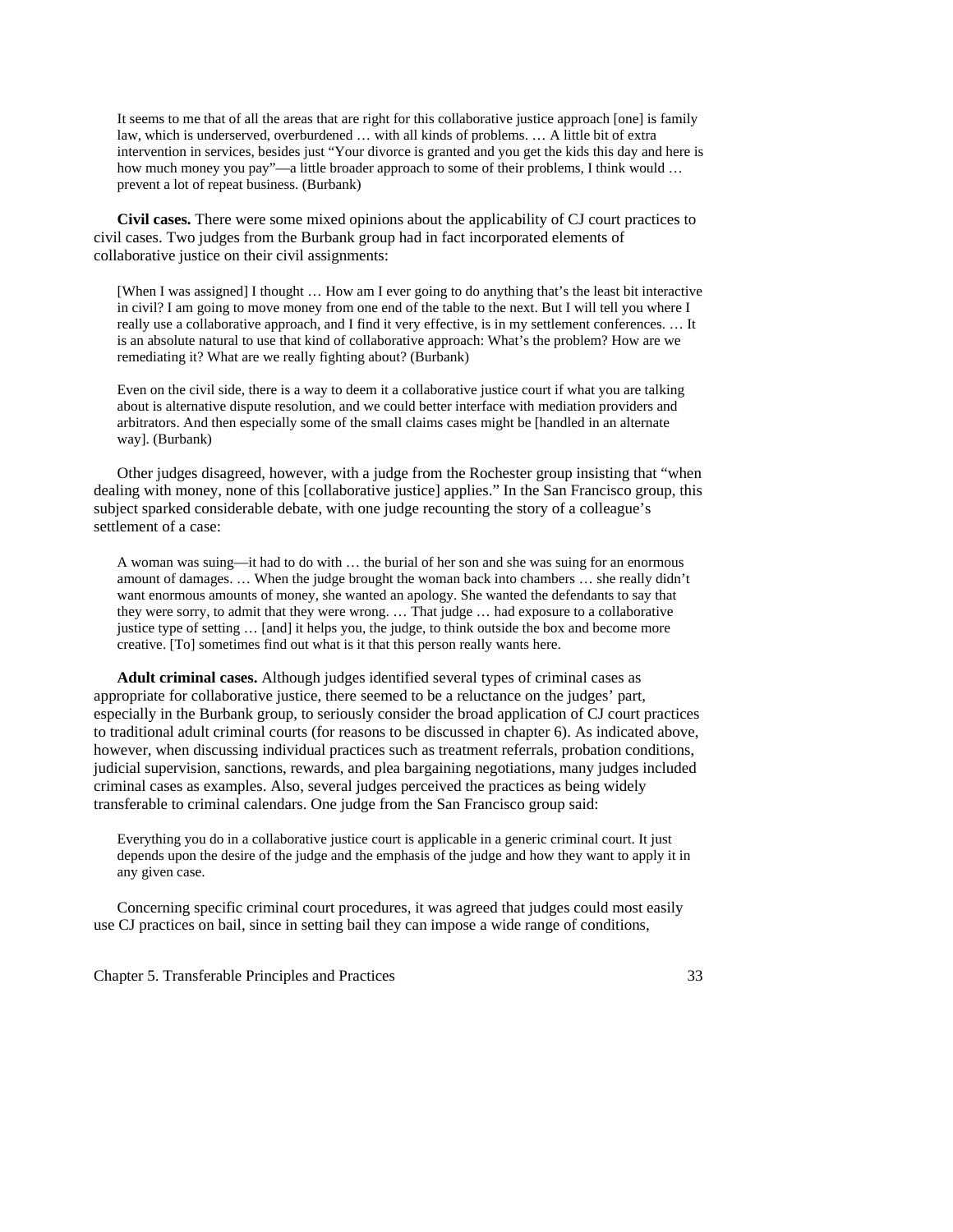> It seems to me that of all the areas that are right for this collaborative justice approach [one] is family law, which is underserved, overburdened … with all kinds of problems. … A little bit of extra intervention in services, besides just "Your divorce is granted and you get the kids this day and here is how much money you pay"—a little broader approach to some of their problems, I think would … prevent a lot of repeat business. (Burbank)

**Civil cases.** There were some mixed opinions about the applicability of CJ court practices to civil cases. Two judges from the Burbank group had in fact incorporated elements of collaborative justice on their civil assignments:

> [When I was assigned] I thought … How am I ever going to do anything that's the least bit interactive in civil? I am going to move money from one end of the table to the next. But I will tell you where I really use a collaborative approach, and I find it very effective, is in my settlement conferences. … It is an absolute natural to use that kind of collaborative approach: What's the problem? How are we remediating it? What are we really fighting about? (Burbank)

> Even on the civil side, there is a way to deem it a collaborative justice court if what you are talking about is alternative dispute resolution, and we could better interface with mediation providers and arbitrators. And then especially some of the small claims cases might be [handled in an alternate way]. (Burbank)

Other judges disagreed, however, with a judge from the Rochester group insisting that "when dealing with money, none of this [collaborative justice] applies." In the San Francisco group, this subject sparked considerable debate, with one judge recounting the story of a colleague's settlement of a case:

> A woman was suing—it had to do with … the burial of her son and she was suing for an enormous amount of damages. … When the judge brought the woman back into chambers … she really didn't want enormous amounts of money, she wanted an apology. She wanted the defendants to say that they were sorry, to admit that they were wrong. … That judge … had exposure to a collaborative justice type of setting … [and] it helps you, the judge, to think outside the box and become more creative. [To] sometimes find out what is it that this person really wants here.

**Adult criminal cases.** Although judges identified several types of criminal cases as appropriate for collaborative justice, there seemed to be a reluctance on the judges' part, especially in the Burbank group, to seriously consider the broad application of CJ court practices to traditional adult criminal courts (for reasons to be discussed in chapter 6). As indicated above, however, when discussing individual practices such as treatment referrals, probation conditions, judicial supervision, sanctions, rewards, and plea bargaining negotiations, many judges included criminal cases as examples. Also, several judges perceived the practices as being widely transferable to criminal calendars. One judge from the San Francisco group said:

> Everything you do in a collaborative justice court is applicable in a generic criminal court. It just depends upon the desire of the judge and the emphasis of the judge and how they want to apply it in any given case.

Concerning specific criminal court procedures, it was agreed that judges could most easily use CJ practices on bail, since in setting bail they can impose a wide range of conditions,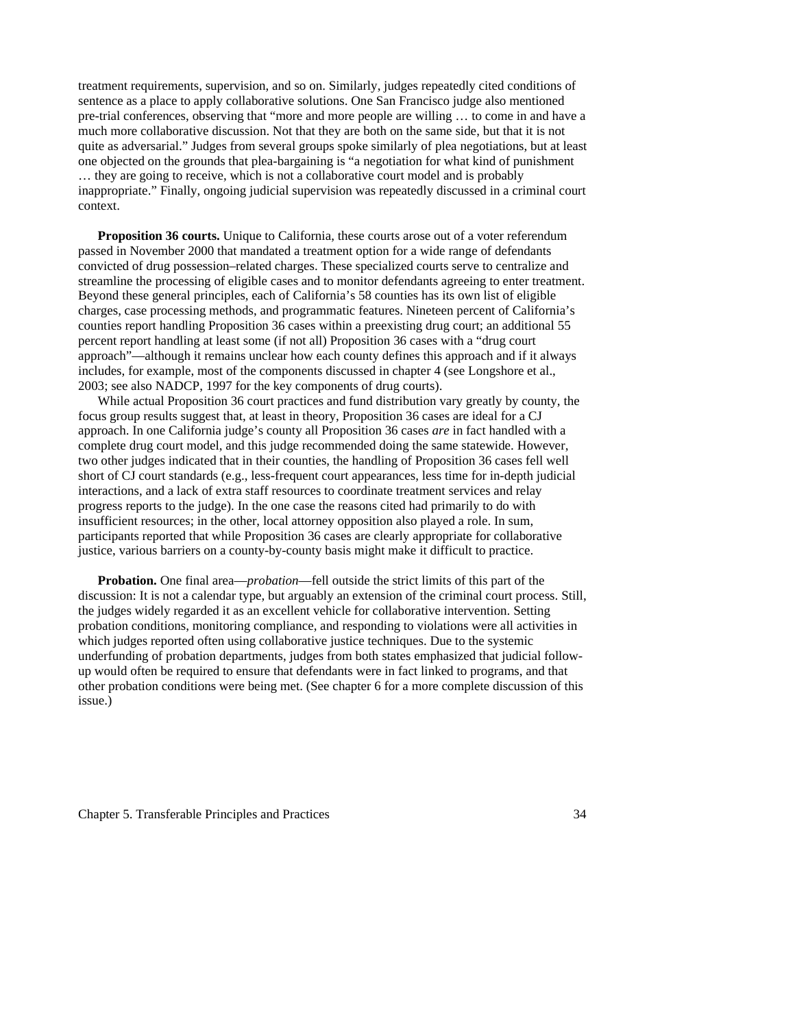treatment requirements, supervision, and so on. Similarly, judges repeatedly cited conditions of sentence as a place to apply collaborative solutions. One San Francisco judge also mentioned pre-trial conferences, observing that "more and more people are willing … to come in and have a much more collaborative discussion. Not that they are both on the same side, but that it is not quite as adversarial." Judges from several groups spoke similarly of plea negotiations, but at least one objected on the grounds that plea-bargaining is "a negotiation for what kind of punishment … they are going to receive, which is not a collaborative court model and is probably inappropriate." Finally, ongoing judicial supervision was repeatedly discussed in a criminal court context.

**Proposition 36 courts.** Unique to California, these courts arose out of a voter referendum passed in November 2000 that mandated a treatment option for a wide range of defendants convicted of drug possession–related charges. These specialized courts serve to centralize and streamline the processing of eligible cases and to monitor defendants agreeing to enter treatment. Beyond these general principles, each of California's 58 counties has its own list of eligible charges, case processing methods, and programmatic features. Nineteen percent of California's counties report handling Proposition 36 cases within a preexisting drug court; an additional 55 percent report handling at least some (if not all) Proposition 36 cases with a "drug court approach"—although it remains unclear how each county defines this approach and if it always includes, for example, most of the components discussed in chapter 4 (see Longshore et al., 2003; see also NADCP, 1997 for the key components of drug courts).

While actual Proposition 36 court practices and fund distribution vary greatly by county, the focus group results suggest that, at least in theory, Proposition 36 cases are ideal for a CJ approach. In one California judge's county all Proposition 36 cases *are* in fact handled with a complete drug court model, and this judge recommended doing the same statewide. However, two other judges indicated that in their counties, the handling of Proposition 36 cases fell well short of CJ court standards (e.g., less-frequent court appearances, less time for in-depth judicial interactions, and a lack of extra staff resources to coordinate treatment services and relay progress reports to the judge). In the one case the reasons cited had primarily to do with insufficient resources; in the other, local attorney opposition also played a role. In sum, participants reported that while Proposition 36 cases are clearly appropriate for collaborative justice, various barriers on a county-by-county basis might make it difficult to practice.

**Probation.** One final area—*probation*—fell outside the strict limits of this part of the discussion: It is not a calendar type, but arguably an extension of the criminal court process. Still, the judges widely regarded it as an excellent vehicle for collaborative intervention. Setting probation conditions, monitoring compliance, and responding to violations were all activities in which judges reported often using collaborative justice techniques. Due to the systemic underfunding of probation departments, judges from both states emphasized that judicial follow-up would often be required to ensure that defendants were in fact linked to programs, and that other probation conditions were being met. (See chapter 6 for a more complete discussion of this issue.)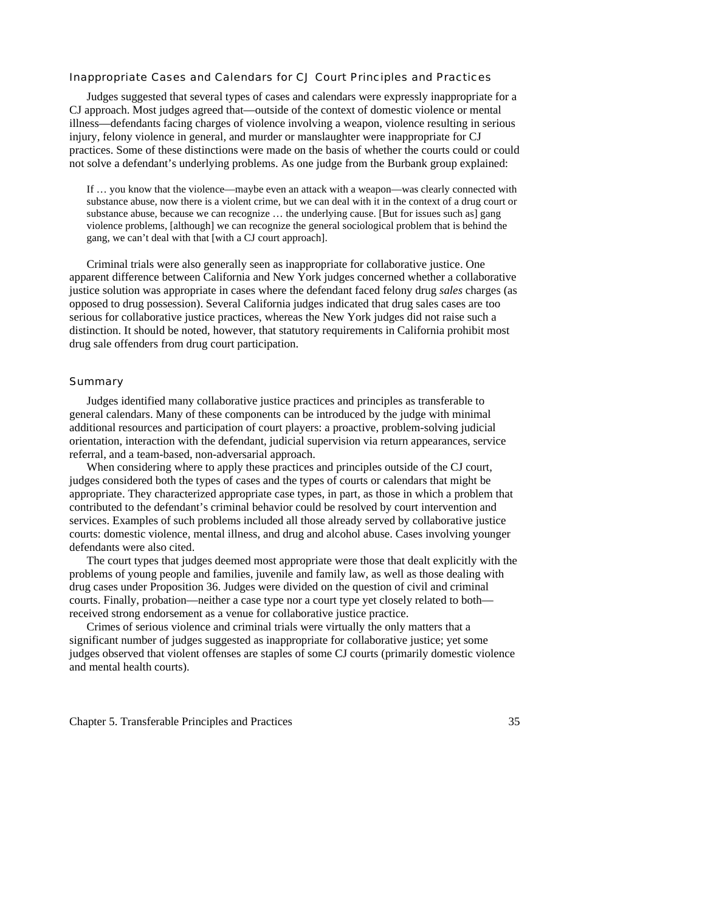### Inappropriate Cases and Calendars for CJ Court Principles and Practices

Judges suggested that several types of cases and calendars were expressly inappropriate for a CJ approach. Most judges agreed that—outside of the context of domestic violence or mental illness—defendants facing charges of violence involving a weapon, violence resulting in serious injury, felony violence in general, and murder or manslaughter were inappropriate for CJ practices. Some of these distinctions were made on the basis of whether the courts could or could not solve a defendant's underlying problems. As one judge from the Burbank group explained:

> If … you know that the violence—maybe even an attack with a weapon—was clearly connected with substance abuse, now there is a violent crime, but we can deal with it in the context of a drug court or substance abuse, because we can recognize … the underlying cause. [But for issues such as] gang violence problems, [although] we can recognize the general sociological problem that is behind the gang, we can't deal with that [with a CJ court approach].

Criminal trials were also generally seen as inappropriate for collaborative justice. One apparent difference between California and New York judges concerned whether a collaborative justice solution was appropriate in cases where the defendant faced felony drug *sales* charges (as opposed to drug possession). Several California judges indicated that drug sales cases are too serious for collaborative justice practices, whereas the New York judges did not raise such a distinction. It should be noted, however, that statutory requirements in California prohibit most drug sale offenders from drug court participation.

### Summary

Judges identified many collaborative justice practices and principles as transferable to general calendars. Many of these components can be introduced by the judge with minimal additional resources and participation of court players: a proactive, problem-solving judicial orientation, interaction with the defendant, judicial supervision via return appearances, service referral, and a team-based, non-adversarial approach.

When considering where to apply these practices and principles outside of the CJ court, judges considered both the types of cases and the types of courts or calendars that might be appropriate. They characterized appropriate case types, in part, as those in which a problem that contributed to the defendant's criminal behavior could be resolved by court intervention and services. Examples of such problems included all those already served by collaborative justice courts: domestic violence, mental illness, and drug and alcohol abuse. Cases involving younger defendants were also cited.

The court types that judges deemed most appropriate were those that dealt explicitly with the problems of young people and families, juvenile and family law, as well as those dealing with drug cases under Proposition 36. Judges were divided on the question of civil and criminal courts. Finally, probation—neither a case type nor a court type yet closely related to both—received strong endorsement as a venue for collaborative justice practice.

Crimes of serious violence and criminal trials were virtually the only matters that a significant number of judges suggested as inappropriate for collaborative justice; yet some judges observed that violent offenses are staples of some CJ courts (primarily domestic violence and mental health courts).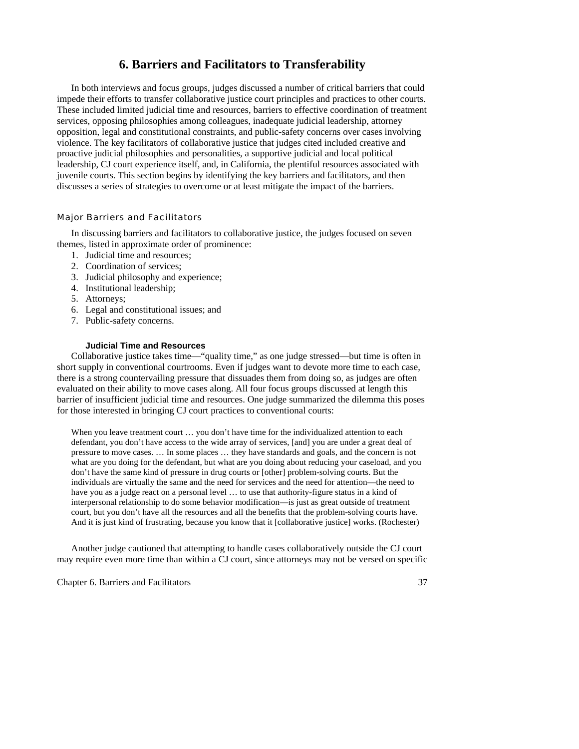# 6. Barriers and Facilitators to Transferability

In both interviews and focus groups, judges discussed a number of critical barriers that could impede their efforts to transfer collaborative justice court principles and practices to other courts. These included limited judicial time and resources, barriers to effective coordination of treatment services, opposing philosophies among colleagues, inadequate judicial leadership, attorney opposition, legal and constitutional constraints, and public-safety concerns over cases involving violence. The key facilitators of collaborative justice that judges cited included creative and proactive judicial philosophies and personalities, a supportive judicial and local political leadership, CJ court experience itself, and, in California, the plentiful resources associated with juvenile courts. This section begins by identifying the key barriers and facilitators, and then discusses a series of strategies to overcome or at least mitigate the impact of the barriers.

## Major Barriers and Facilitators

In discussing barriers and facilitators to collaborative justice, the judges focused on seven themes, listed in approximate order of prominence:

1. Judicial time and resources;
2. Coordination of services;
3. Judicial philosophy and experience;
4. Institutional leadership;
5. Attorneys;
6. Legal and constitutional issues; and
7. Public-safety concerns.

### Judicial Time and Resources

Collaborative justice takes time—"quality time," as one judge stressed—but time is often in short supply in conventional courtrooms. Even if judges want to devote more time to each case, there is a strong countervailing pressure that dissuades them from doing so, as judges are often evaluated on their ability to move cases along. All four focus groups discussed at length this barrier of insufficient judicial time and resources. One judge summarized the dilemma this poses for those interested in bringing CJ court practices to conventional courts:

> When you leave treatment court … you don't have time for the individualized attention to each defendant, you don't have access to the wide array of services, [and] you are under a great deal of pressure to move cases. … In some places … they have standards and goals, and the concern is not what are you doing for the defendant, but what are you doing about reducing your caseload, and you don't have the same kind of pressure in drug courts or [other] problem-solving courts. But the individuals are virtually the same and the need for services and the need for attention—the need to have you as a judge react on a personal level … to use that authority-figure status in a kind of interpersonal relationship to do some behavior modification—is just as great outside of treatment court, but you don't have all the resources and all the benefits that the problem-solving courts have. And it is just kind of frustrating, because you know that it [collaborative justice] works. (Rochester)

Another judge cautioned that attempting to handle cases collaboratively outside the CJ court may require even more time than within a CJ court, since attorneys may not be versed on specific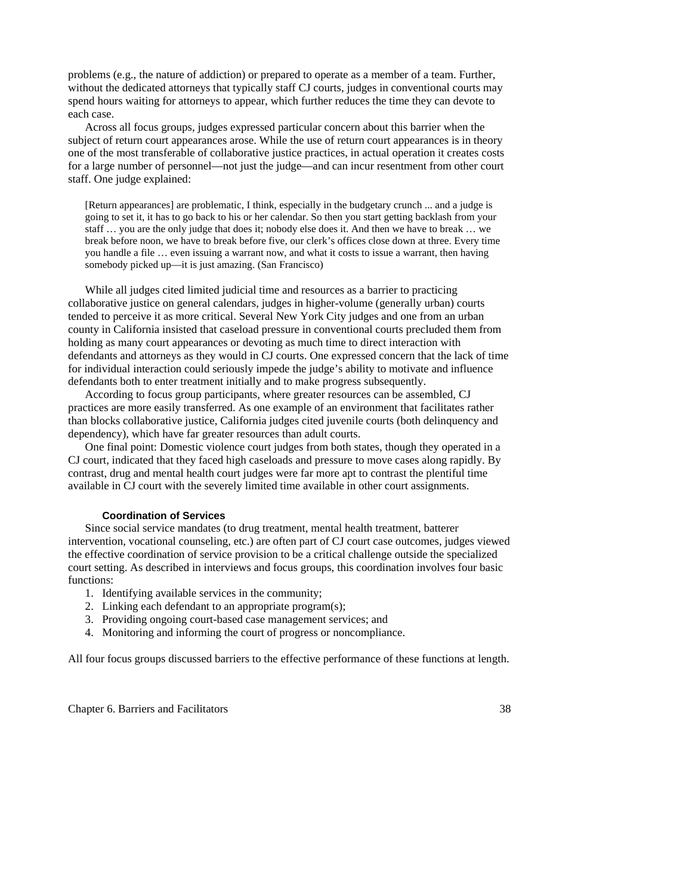problems (e.g., the nature of addiction) or prepared to operate as a member of a team. Further, without the dedicated attorneys that typically staff CJ courts, judges in conventional courts may spend hours waiting for attorneys to appear, which further reduces the time they can devote to each case.

Across all focus groups, judges expressed particular concern about this barrier when the subject of return court appearances arose. While the use of return court appearances is in theory one of the most transferable of collaborative justice practices, in actual operation it creates costs for a large number of personnel—not just the judge—and can incur resentment from other court staff. One judge explained:

> [Return appearances] are problematic, I think, especially in the budgetary crunch ... and a judge is going to set it, it has to go back to his or her calendar. So then you start getting backlash from your staff … you are the only judge that does it; nobody else does it. And then we have to break … we break before noon, we have to break before five, our clerk's offices close down at three. Every time you handle a file … even issuing a warrant now, and what it costs to issue a warrant, then having somebody picked up—it is just amazing. (San Francisco)

While all judges cited limited judicial time and resources as a barrier to practicing collaborative justice on general calendars, judges in higher-volume (generally urban) courts tended to perceive it as more critical. Several New York City judges and one from an urban county in California insisted that caseload pressure in conventional courts precluded them from holding as many court appearances or devoting as much time to direct interaction with defendants and attorneys as they would in CJ courts. One expressed concern that the lack of time for individual interaction could seriously impede the judge's ability to motivate and influence defendants both to enter treatment initially and to make progress subsequently.

According to focus group participants, where greater resources can be assembled, CJ practices are more easily transferred. As one example of an environment that facilitates rather than blocks collaborative justice, California judges cited juvenile courts (both delinquency and dependency), which have far greater resources than adult courts.

One final point: Domestic violence court judges from both states, though they operated in a CJ court, indicated that they faced high caseloads and pressure to move cases along rapidly. By contrast, drug and mental health court judges were far more apt to contrast the plentiful time available in CJ court with the severely limited time available in other court assignments.

#### Coordination of Services

Since social service mandates (to drug treatment, mental health treatment, batterer intervention, vocational counseling, etc.) are often part of CJ court case outcomes, judges viewed the effective coordination of service provision to be a critical challenge outside the specialized court setting. As described in interviews and focus groups, this coordination involves four basic functions:

1. Identifying available services in the community;
2. Linking each defendant to an appropriate program(s);
3. Providing ongoing court-based case management services; and
4. Monitoring and informing the court of progress or noncompliance.

All four focus groups discussed barriers to the effective performance of these functions at length.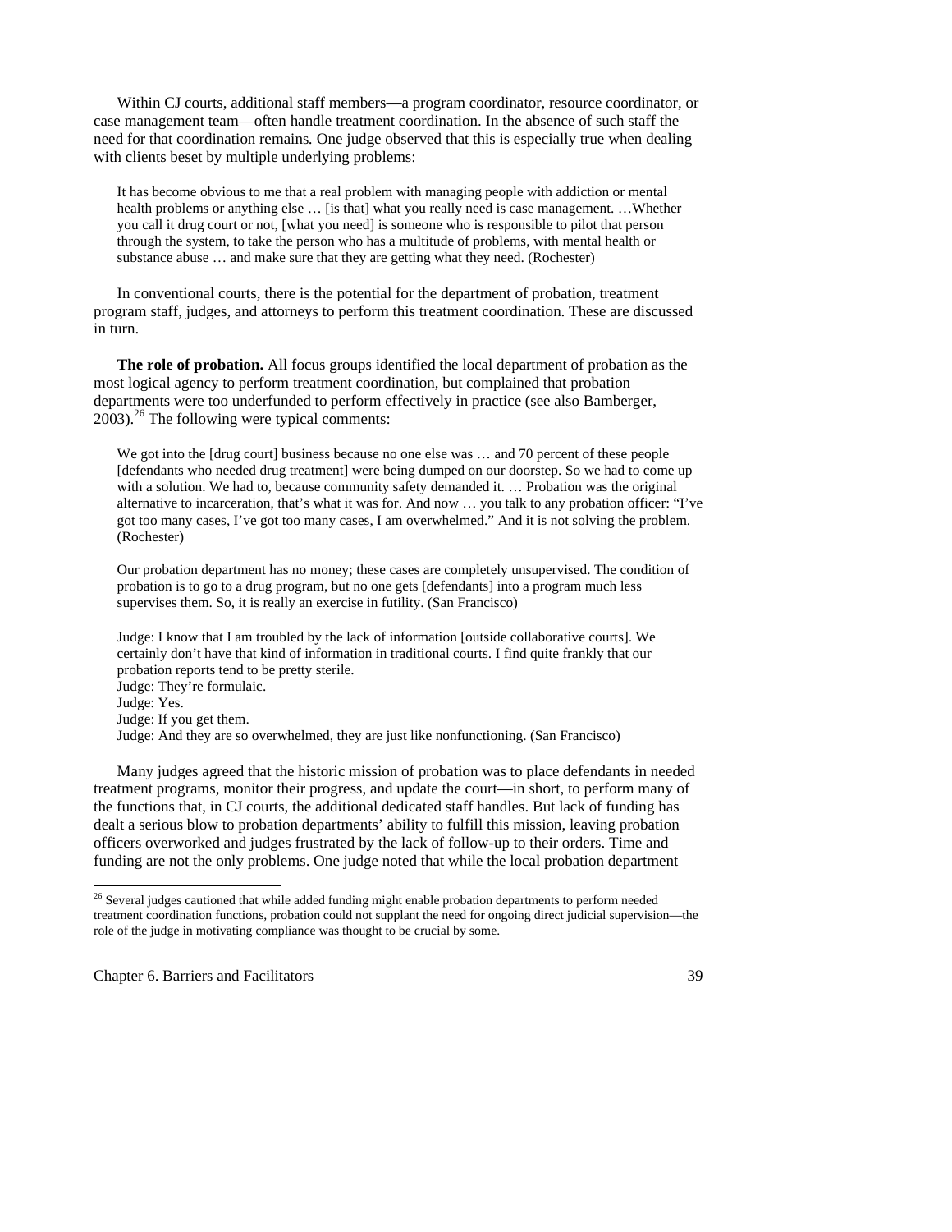Within CJ courts, additional staff members—a program coordinator, resource coordinator, or case management team—often handle treatment coordination. In the absence of such staff the need for that coordination remains. One judge observed that this is especially true when dealing with clients beset by multiple underlying problems:

> It has become obvious to me that a real problem with managing people with addiction or mental health problems or anything else … [is that] what you really need is case management. …Whether you call it drug court or not, [what you need] is someone who is responsible to pilot that person through the system, to take the person who has a multitude of problems, with mental health or substance abuse … and make sure that they are getting what they need. (Rochester)

In conventional courts, there is the potential for the department of probation, treatment program staff, judges, and attorneys to perform this treatment coordination. These are discussed in turn.

**The role of probation.** All focus groups identified the local department of probation as the most logical agency to perform treatment coordination, but complained that probation departments were too underfunded to perform effectively in practice (see also Bamberger, 2003).[26] The following were typical comments:

> We got into the [drug court] business because no one else was … and 70 percent of these people [defendants who needed drug treatment] were being dumped on our doorstep. So we had to come up with a solution. We had to, because community safety demanded it. … Probation was the original alternative to incarceration, that's what it was for. And now … you talk to any probation officer: "I've got too many cases, I've got too many cases, I am overwhelmed." And it is not solving the problem. (Rochester)

> Our probation department has no money; these cases are completely unsupervised. The condition of probation is to go to a drug program, but no one gets [defendants] into a program much less supervises them. So, it is really an exercise in futility. (San Francisco)

> Judge: I know that I am troubled by the lack of information [outside collaborative courts]. We certainly don't have that kind of information in traditional courts. I find quite frankly that our probation reports tend to be pretty sterile.
> Judge: They're formulaic.
> Judge: Yes.
> Judge: If you get them.
> Judge: And they are so overwhelmed, they are just like nonfunctioning. (San Francisco)

Many judges agreed that the historic mission of probation was to place defendants in needed treatment programs, monitor their progress, and update the court—in short, to perform many of the functions that, in CJ courts, the additional dedicated staff handles. But lack of funding has dealt a serious blow to probation departments' ability to fulfill this mission, leaving probation officers overworked and judges frustrated by the lack of follow-up to their orders. Time and funding are not the only problems. One judge noted that while the local probation department

---

[26] Several judges cautioned that while added funding might enable probation departments to perform needed treatment coordination functions, probation could not supplant the need for ongoing direct judicial supervision—the role of the judge in motivating compliance was thought to be crucial by some.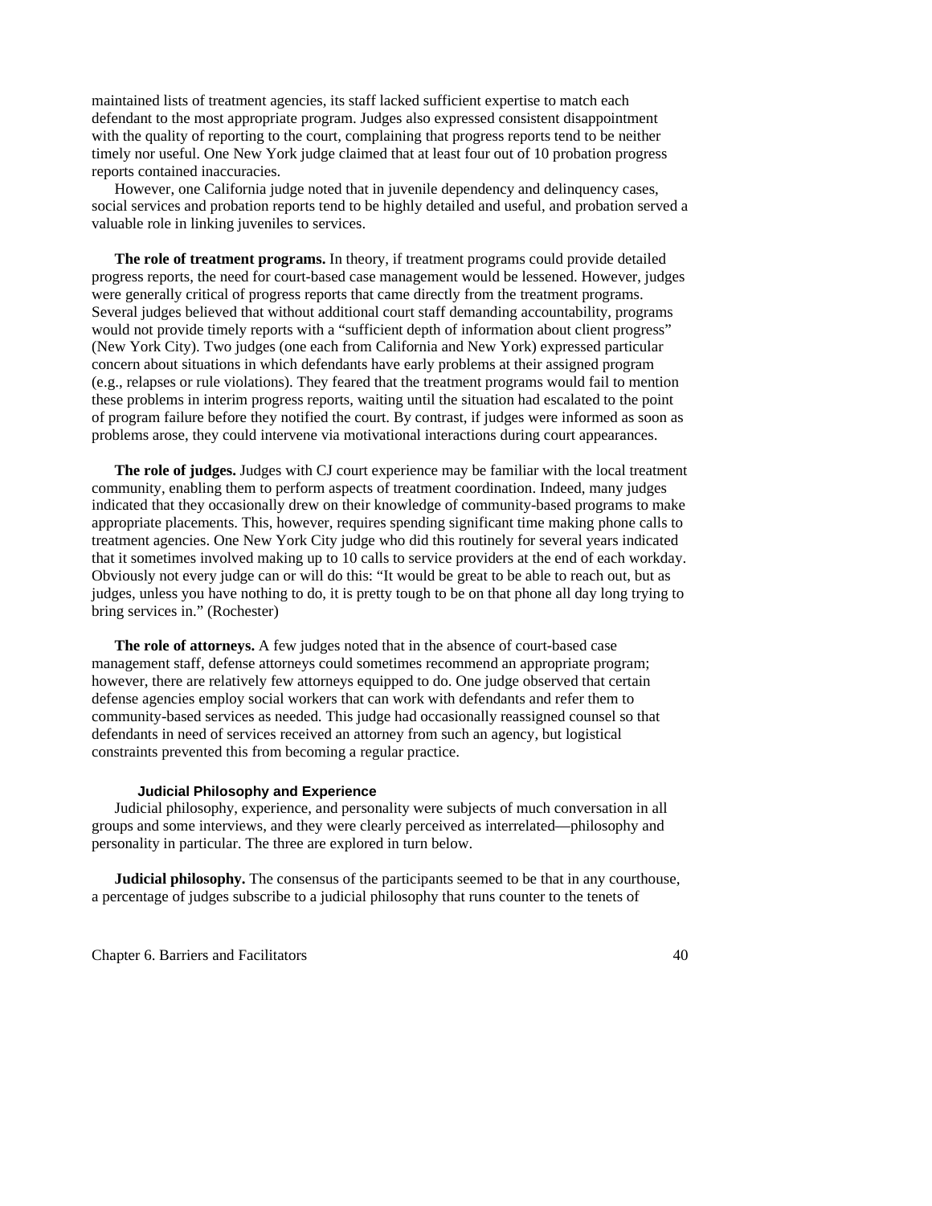maintained lists of treatment agencies, its staff lacked sufficient expertise to match each defendant to the most appropriate program. Judges also expressed consistent disappointment with the quality of reporting to the court, complaining that progress reports tend to be neither timely nor useful. One New York judge claimed that at least four out of 10 probation progress reports contained inaccuracies.

However, one California judge noted that in juvenile dependency and delinquency cases, social services and probation reports tend to be highly detailed and useful, and probation served a valuable role in linking juveniles to services.

**The role of treatment programs.** In theory, if treatment programs could provide detailed progress reports, the need for court-based case management would be lessened. However, judges were generally critical of progress reports that came directly from the treatment programs. Several judges believed that without additional court staff demanding accountability, programs would not provide timely reports with a "sufficient depth of information about client progress" (New York City). Two judges (one each from California and New York) expressed particular concern about situations in which defendants have early problems at their assigned program (e.g., relapses or rule violations). They feared that the treatment programs would fail to mention these problems in interim progress reports, waiting until the situation had escalated to the point of program failure before they notified the court. By contrast, if judges were informed as soon as problems arose, they could intervene via motivational interactions during court appearances.

**The role of judges.** Judges with CJ court experience may be familiar with the local treatment community, enabling them to perform aspects of treatment coordination. Indeed, many judges indicated that they occasionally drew on their knowledge of community-based programs to make appropriate placements. This, however, requires spending significant time making phone calls to treatment agencies. One New York City judge who did this routinely for several years indicated that it sometimes involved making up to 10 calls to service providers at the end of each workday. Obviously not every judge can or will do this: "It would be great to be able to reach out, but as judges, unless you have nothing to do, it is pretty tough to be on that phone all day long trying to bring services in." (Rochester)

**The role of attorneys.** A few judges noted that in the absence of court-based case management staff, defense attorneys could sometimes recommend an appropriate program; however, there are relatively few attorneys equipped to do. One judge observed that certain defense agencies employ social workers that can work with defendants and refer them to community-based services as needed. This judge had occasionally reassigned counsel so that defendants in need of services received an attorney from such an agency, but logistical constraints prevented this from becoming a regular practice.

#### Judicial Philosophy and Experience

Judicial philosophy, experience, and personality were subjects of much conversation in all groups and some interviews, and they were clearly perceived as interrelated—philosophy and personality in particular. The three are explored in turn below.

**Judicial philosophy.** The consensus of the participants seemed to be that in any courthouse, a percentage of judges subscribe to a judicial philosophy that runs counter to the tenets of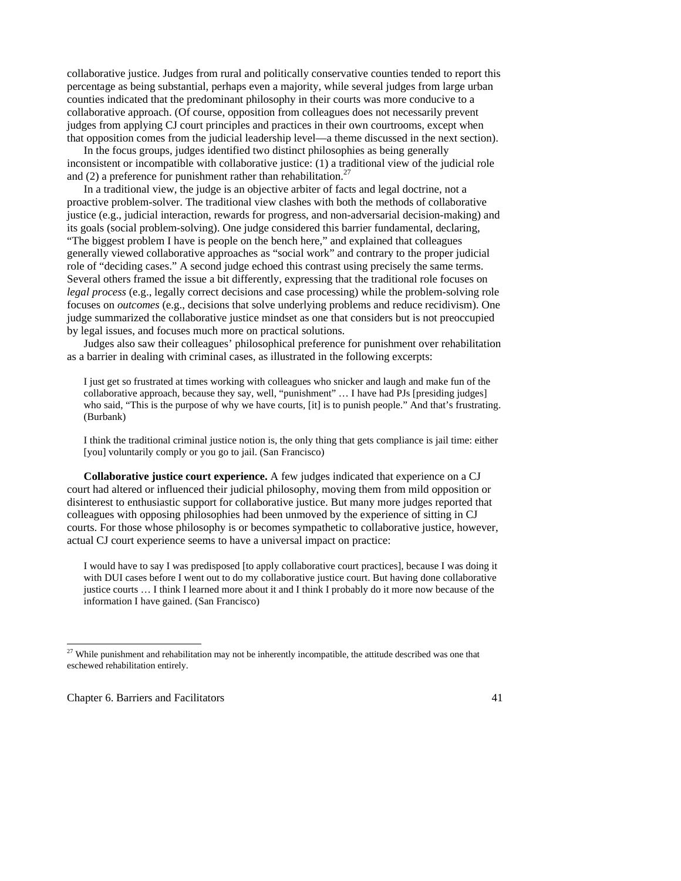collaborative justice. Judges from rural and politically conservative counties tended to report this percentage as being substantial, perhaps even a majority, while several judges from large urban counties indicated that the predominant philosophy in their courts was more conducive to a collaborative approach. (Of course, opposition from colleagues does not necessarily prevent judges from applying CJ court principles and practices in their own courtrooms, except when that opposition comes from the judicial leadership level—a theme discussed in the next section).

In the focus groups, judges identified two distinct philosophies as being generally inconsistent or incompatible with collaborative justice: (1) a traditional view of the judicial role and (2) a preference for punishment rather than rehabilitation.[27]

In a traditional view, the judge is an objective arbiter of facts and legal doctrine, not a proactive problem-solver. The traditional view clashes with both the methods of collaborative justice (e.g., judicial interaction, rewards for progress, and non-adversarial decision-making) and its goals (social problem-solving). One judge considered this barrier fundamental, declaring, "The biggest problem I have is people on the bench here," and explained that colleagues generally viewed collaborative approaches as "social work" and contrary to the proper judicial role of "deciding cases." A second judge echoed this contrast using precisely the same terms. Several others framed the issue a bit differently, expressing that the traditional role focuses on *legal process* (e.g., legally correct decisions and case processing) while the problem-solving role focuses on *outcomes* (e.g., decisions that solve underlying problems and reduce recidivism). One judge summarized the collaborative justice mindset as one that considers but is not preoccupied by legal issues, and focuses much more on practical solutions.

Judges also saw their colleagues' philosophical preference for punishment over rehabilitation as a barrier in dealing with criminal cases, as illustrated in the following excerpts:

> I just get so frustrated at times working with colleagues who snicker and laugh and make fun of the collaborative approach, because they say, well, "punishment" … I have had PJs [presiding judges] who said, "This is the purpose of why we have courts, [it] is to punish people." And that's frustrating. (Burbank)

> I think the traditional criminal justice notion is, the only thing that gets compliance is jail time: either [you] voluntarily comply or you go to jail. (San Francisco)

**Collaborative justice court experience.** A few judges indicated that experience on a CJ court had altered or influenced their judicial philosophy, moving them from mild opposition or disinterest to enthusiastic support for collaborative justice. But many more judges reported that colleagues with opposing philosophies had been unmoved by the experience of sitting in CJ courts. For those whose philosophy is or becomes sympathetic to collaborative justice, however, actual CJ court experience seems to have a universal impact on practice:

> I would have to say I was predisposed [to apply collaborative court practices], because I was doing it with DUI cases before I went out to do my collaborative justice court. But having done collaborative justice courts … I think I learned more about it and I think I probably do it more now because of the information I have gained. (San Francisco)

---

[27] While punishment and rehabilitation may not be inherently incompatible, the attitude described was one that eschewed rehabilitation entirely.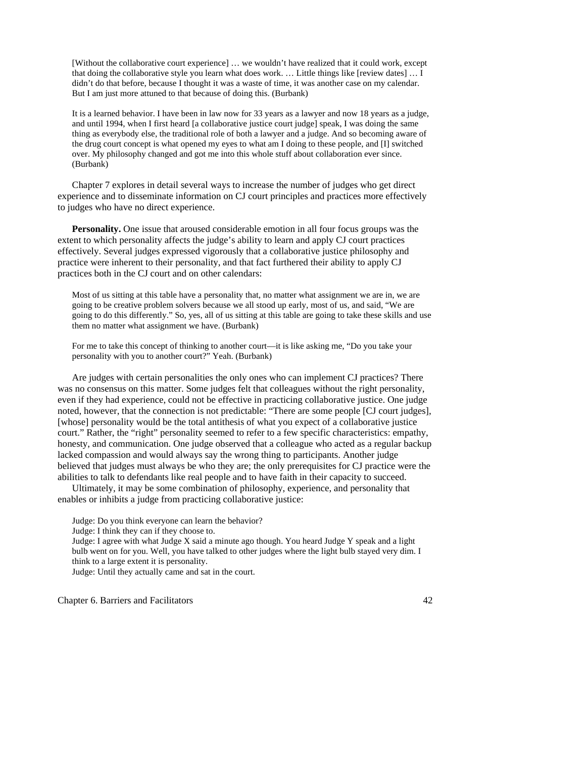> [Without the collaborative court experience] … we wouldn't have realized that it could work, except that doing the collaborative style you learn what does work. … Little things like [review dates] … I didn't do that before, because I thought it was a waste of time, it was another case on my calendar. But I am just more attuned to that because of doing this. (Burbank)

> It is a learned behavior. I have been in law now for 33 years as a lawyer and now 18 years as a judge, and until 1994, when I first heard [a collaborative justice court judge] speak, I was doing the same thing as everybody else, the traditional role of both a lawyer and a judge. And so becoming aware of the drug court concept is what opened my eyes to what am I doing to these people, and [I] switched over. My philosophy changed and got me into this whole stuff about collaboration ever since. (Burbank)

Chapter 7 explores in detail several ways to increase the number of judges who get direct experience and to disseminate information on CJ court principles and practices more effectively to judges who have no direct experience.

**Personality.** One issue that aroused considerable emotion in all four focus groups was the extent to which personality affects the judge's ability to learn and apply CJ court practices effectively. Several judges expressed vigorously that a collaborative justice philosophy and practice were inherent to their personality, and that fact furthered their ability to apply CJ practices both in the CJ court and on other calendars:

> Most of us sitting at this table have a personality that, no matter what assignment we are in, we are going to be creative problem solvers because we all stood up early, most of us, and said, "We are going to do this differently." So, yes, all of us sitting at this table are going to take these skills and use them no matter what assignment we have. (Burbank)

> For me to take this concept of thinking to another court—it is like asking me, "Do you take your personality with you to another court?" Yeah. (Burbank)

Are judges with certain personalities the only ones who can implement CJ practices? There was no consensus on this matter. Some judges felt that colleagues without the right personality, even if they had experience, could not be effective in practicing collaborative justice. One judge noted, however, that the connection is not predictable: "There are some people [CJ court judges], [whose] personality would be the total antithesis of what you expect of a collaborative justice court." Rather, the "right" personality seemed to refer to a few specific characteristics: empathy, honesty, and communication. One judge observed that a colleague who acted as a regular backup lacked compassion and would always say the wrong thing to participants. Another judge believed that judges must always be who they are; the only prerequisites for CJ practice were the abilities to talk to defendants like real people and to have faith in their capacity to succeed.

Ultimately, it may be some combination of philosophy, experience, and personality that enables or inhibits a judge from practicing collaborative justice:

> Judge: Do you think everyone can learn the behavior?
> Judge: I think they can if they choose to.
> Judge: I agree with what Judge X said a minute ago though. You heard Judge Y speak and a light bulb went on for you. Well, you have talked to other judges where the light bulb stayed very dim. I think to a large extent it is personality.
> Judge: Until they actually came and sat in the court.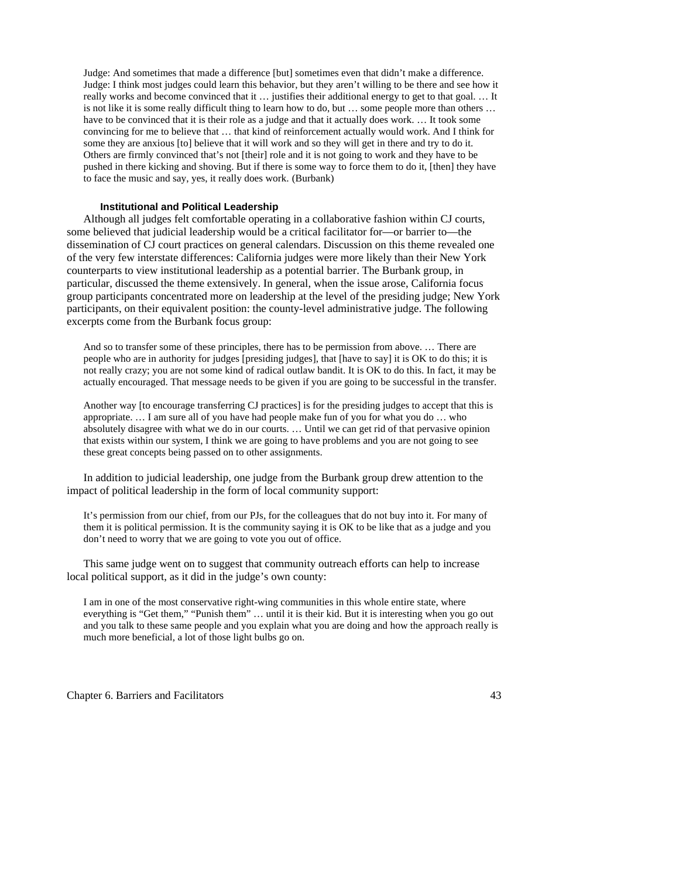> Judge: And sometimes that made a difference [but] sometimes even that didn't make a difference.
> Judge: I think most judges could learn this behavior, but they aren't willing to be there and see how it really works and become convinced that it … justifies their additional energy to get to that goal. … It is not like it is some really difficult thing to learn how to do, but … some people more than others … have to be convinced that it is their role as a judge and that it actually does work. … It took some convincing for me to believe that … that kind of reinforcement actually would work. And I think for some they are anxious [to] believe that it will work and so they will get in there and try to do it. Others are firmly convinced that's not [their] role and it is not going to work and they have to be pushed in there kicking and shoving. But if there is some way to force them to do it, [then] they have to face the music and say, yes, it really does work. (Burbank)

#### Institutional and Political Leadership

Although all judges felt comfortable operating in a collaborative fashion within CJ courts, some believed that judicial leadership would be a critical facilitator for—or barrier to—the dissemination of CJ court practices on general calendars. Discussion on this theme revealed one of the very few interstate differences: California judges were more likely than their New York counterparts to view institutional leadership as a potential barrier. The Burbank group, in particular, discussed the theme extensively. In general, when the issue arose, California focus group participants concentrated more on leadership at the level of the presiding judge; New York participants, on their equivalent position: the county-level administrative judge. The following excerpts come from the Burbank focus group:

> And so to transfer some of these principles, there has to be permission from above. … There are people who are in authority for judges [presiding judges], that [have to say] it is OK to do this; it is not really crazy; you are not some kind of radical outlaw bandit. It is OK to do this. In fact, it may be actually encouraged. That message needs to be given if you are going to be successful in the transfer.

> Another way [to encourage transferring CJ practices] is for the presiding judges to accept that this is appropriate. … I am sure all of you have had people make fun of you for what you do … who absolutely disagree with what we do in our courts. … Until we can get rid of that pervasive opinion that exists within our system, I think we are going to have problems and you are not going to see these great concepts being passed on to other assignments.

In addition to judicial leadership, one judge from the Burbank group drew attention to the impact of political leadership in the form of local community support:

> It's permission from our chief, from our PJs, for the colleagues that do not buy into it. For many of them it is political permission. It is the community saying it is OK to be like that as a judge and you don't need to worry that we are going to vote you out of office.

This same judge went on to suggest that community outreach efforts can help to increase local political support, as it did in the judge's own county:

> I am in one of the most conservative right-wing communities in this whole entire state, where everything is "Get them," "Punish them" … until it is their kid. But it is interesting when you go out and you talk to these same people and you explain what you are doing and how the approach really is much more beneficial, a lot of those light bulbs go on.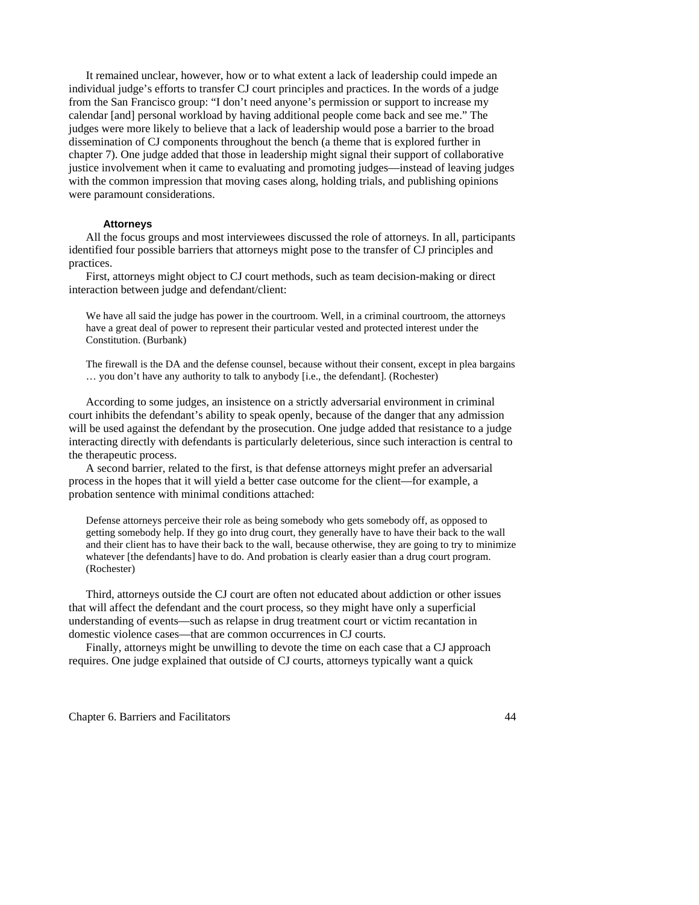It remained unclear, however, how or to what extent a lack of leadership could impede an individual judge's efforts to transfer CJ court principles and practices. In the words of a judge from the San Francisco group: "I don't need anyone's permission or support to increase my calendar [and] personal workload by having additional people come back and see me." The judges were more likely to believe that a lack of leadership would pose a barrier to the broad dissemination of CJ components throughout the bench (a theme that is explored further in chapter 7). One judge added that those in leadership might signal their support of collaborative justice involvement when it came to evaluating and promoting judges—instead of leaving judges with the common impression that moving cases along, holding trials, and publishing opinions were paramount considerations.

#### Attorneys

All the focus groups and most interviewees discussed the role of attorneys. In all, participants identified four possible barriers that attorneys might pose to the transfer of CJ principles and practices.

First, attorneys might object to CJ court methods, such as team decision-making or direct interaction between judge and defendant/client:

> We have all said the judge has power in the courtroom. Well, in a criminal courtroom, the attorneys have a great deal of power to represent their particular vested and protected interest under the Constitution. (Burbank)

> The firewall is the DA and the defense counsel, because without their consent, except in plea bargains … you don't have any authority to talk to anybody [i.e., the defendant]. (Rochester)

According to some judges, an insistence on a strictly adversarial environment in criminal court inhibits the defendant's ability to speak openly, because of the danger that any admission will be used against the defendant by the prosecution. One judge added that resistance to a judge interacting directly with defendants is particularly deleterious, since such interaction is central to the therapeutic process.

A second barrier, related to the first, is that defense attorneys might prefer an adversarial process in the hopes that it will yield a better case outcome for the client—for example, a probation sentence with minimal conditions attached:

> Defense attorneys perceive their role as being somebody who gets somebody off, as opposed to getting somebody help. If they go into drug court, they generally have to have their back to the wall and their client has to have their back to the wall, because otherwise, they are going to try to minimize whatever [the defendants] have to do. And probation is clearly easier than a drug court program. (Rochester)

Third, attorneys outside the CJ court are often not educated about addiction or other issues that will affect the defendant and the court process, so they might have only a superficial understanding of events—such as relapse in drug treatment court or victim recantation in domestic violence cases—that are common occurrences in CJ courts.

Finally, attorneys might be unwilling to devote the time on each case that a CJ approach requires. One judge explained that outside of CJ courts, attorneys typically want a quick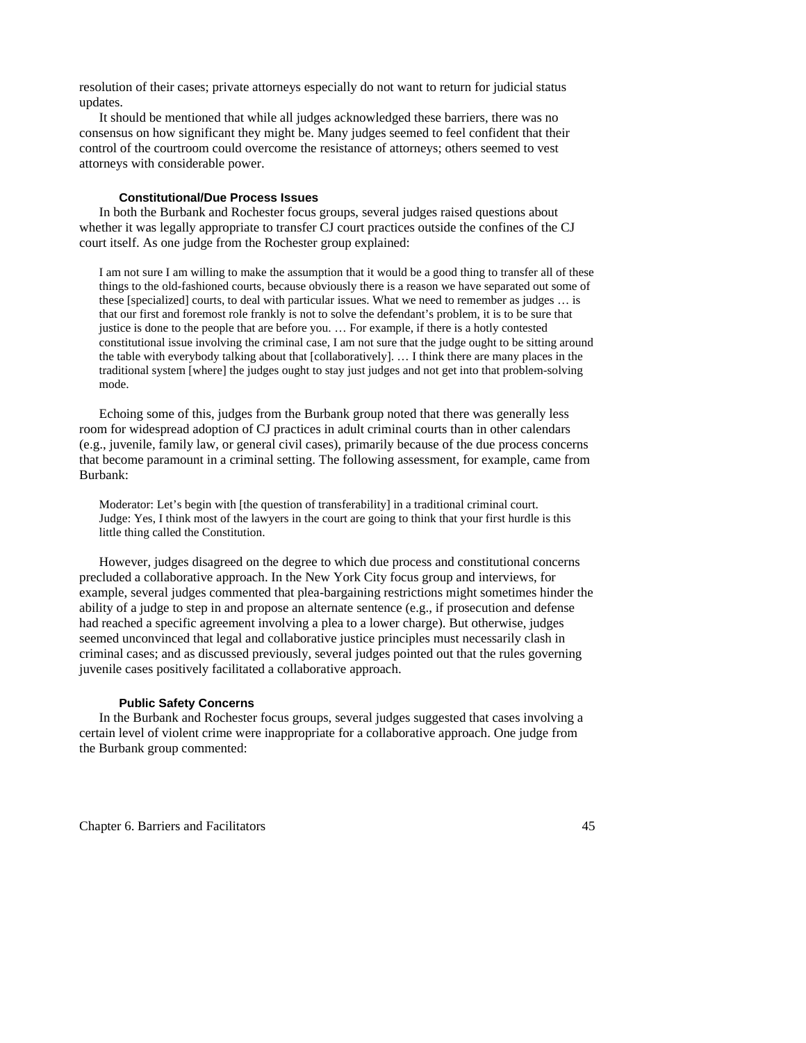resolution of their cases; private attorneys especially do not want to return for judicial status updates.

It should be mentioned that while all judges acknowledged these barriers, there was no consensus on how significant they might be. Many judges seemed to feel confident that their control of the courtroom could overcome the resistance of attorneys; others seemed to vest attorneys with considerable power.

#### Constitutional/Due Process Issues

In both the Burbank and Rochester focus groups, several judges raised questions about whether it was legally appropriate to transfer CJ court practices outside the confines of the CJ court itself. As one judge from the Rochester group explained:

> I am not sure I am willing to make the assumption that it would be a good thing to transfer all of these things to the old-fashioned courts, because obviously there is a reason we have separated out some of these [specialized] courts, to deal with particular issues. What we need to remember as judges … is that our first and foremost role frankly is not to solve the defendant's problem, it is to be sure that justice is done to the people that are before you. … For example, if there is a hotly contested constitutional issue involving the criminal case, I am not sure that the judge ought to be sitting around the table with everybody talking about that [collaboratively]. … I think there are many places in the traditional system [where] the judges ought to stay just judges and not get into that problem-solving mode.

Echoing some of this, judges from the Burbank group noted that there was generally less room for widespread adoption of CJ practices in adult criminal courts than in other calendars (e.g., juvenile, family law, or general civil cases), primarily because of the due process concerns that become paramount in a criminal setting. The following assessment, for example, came from Burbank:

> Moderator: Let's begin with [the question of transferability] in a traditional criminal court.
> Judge: Yes, I think most of the lawyers in the court are going to think that your first hurdle is this little thing called the Constitution.

However, judges disagreed on the degree to which due process and constitutional concerns precluded a collaborative approach. In the New York City focus group and interviews, for example, several judges commented that plea-bargaining restrictions might sometimes hinder the ability of a judge to step in and propose an alternate sentence (e.g., if prosecution and defense had reached a specific agreement involving a plea to a lower charge). But otherwise, judges seemed unconvinced that legal and collaborative justice principles must necessarily clash in criminal cases; and as discussed previously, several judges pointed out that the rules governing juvenile cases positively facilitated a collaborative approach.

#### Public Safety Concerns

In the Burbank and Rochester focus groups, several judges suggested that cases involving a certain level of violent crime were inappropriate for a collaborative approach. One judge from the Burbank group commented: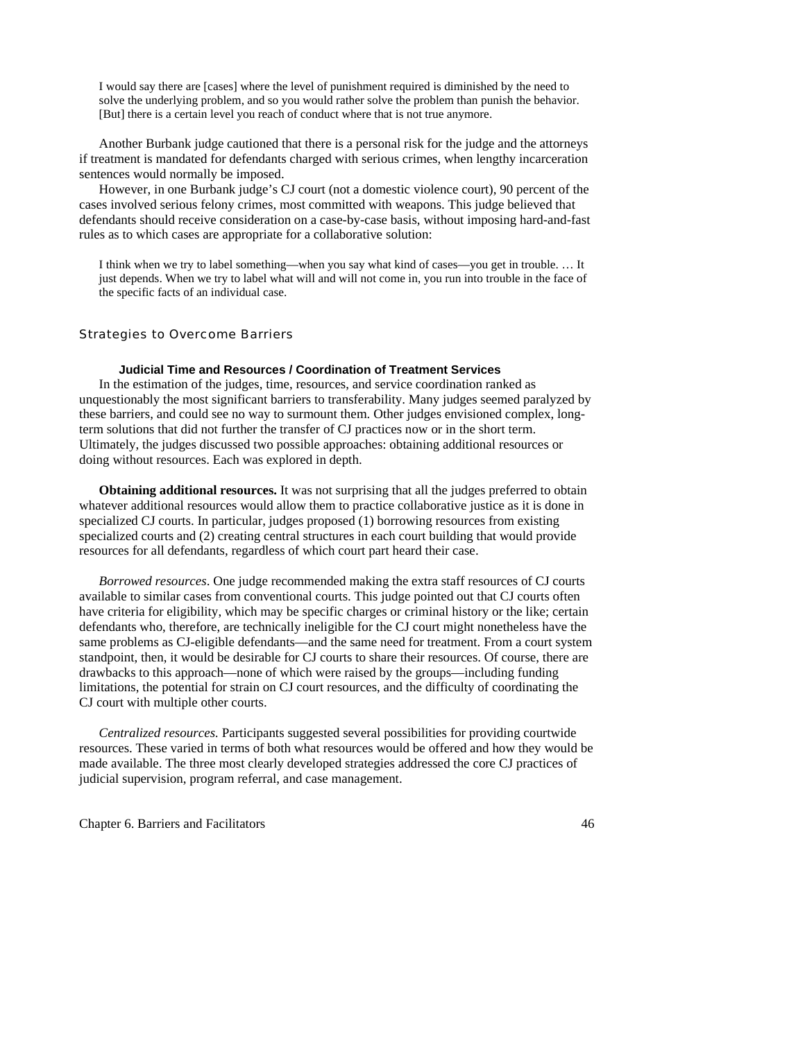> I would say there are [cases] where the level of punishment required is diminished by the need to solve the underlying problem, and so you would rather solve the problem than punish the behavior. [But] there is a certain level you reach of conduct where that is not true anymore.

Another Burbank judge cautioned that there is a personal risk for the judge and the attorneys if treatment is mandated for defendants charged with serious crimes, when lengthy incarceration sentences would normally be imposed.

However, in one Burbank judge's CJ court (not a domestic violence court), 90 percent of the cases involved serious felony crimes, most committed with weapons. This judge believed that defendants should receive consideration on a case-by-case basis, without imposing hard-and-fast rules as to which cases are appropriate for a collaborative solution:

> I think when we try to label something—when you say what kind of cases—you get in trouble. … It just depends. When we try to label what will and will not come in, you run into trouble in the face of the specific facts of an individual case.

### Strategies to Overcome Barriers

#### Judicial Time and Resources / Coordination of Treatment Services

In the estimation of the judges, time, resources, and service coordination ranked as unquestionably the most significant barriers to transferability. Many judges seemed paralyzed by these barriers, and could see no way to surmount them. Other judges envisioned complex, long-term solutions that did not further the transfer of CJ practices now or in the short term. Ultimately, the judges discussed two possible approaches: obtaining additional resources or doing without resources. Each was explored in depth.

**Obtaining additional resources.** It was not surprising that all the judges preferred to obtain whatever additional resources would allow them to practice collaborative justice as it is done in specialized CJ courts. In particular, judges proposed (1) borrowing resources from existing specialized courts and (2) creating central structures in each court building that would provide resources for all defendants, regardless of which court part heard their case.

*Borrowed resources*. One judge recommended making the extra staff resources of CJ courts available to similar cases from conventional courts. This judge pointed out that CJ courts often have criteria for eligibility, which may be specific charges or criminal history or the like; certain defendants who, therefore, are technically ineligible for the CJ court might nonetheless have the same problems as CJ-eligible defendants—and the same need for treatment. From a court system standpoint, then, it would be desirable for CJ courts to share their resources. Of course, there are drawbacks to this approach—none of which were raised by the groups—including funding limitations, the potential for strain on CJ court resources, and the difficulty of coordinating the CJ court with multiple other courts.

*Centralized resources.* Participants suggested several possibilities for providing courtwide resources. These varied in terms of both what resources would be offered and how they would be made available. The three most clearly developed strategies addressed the core CJ practices of judicial supervision, program referral, and case management.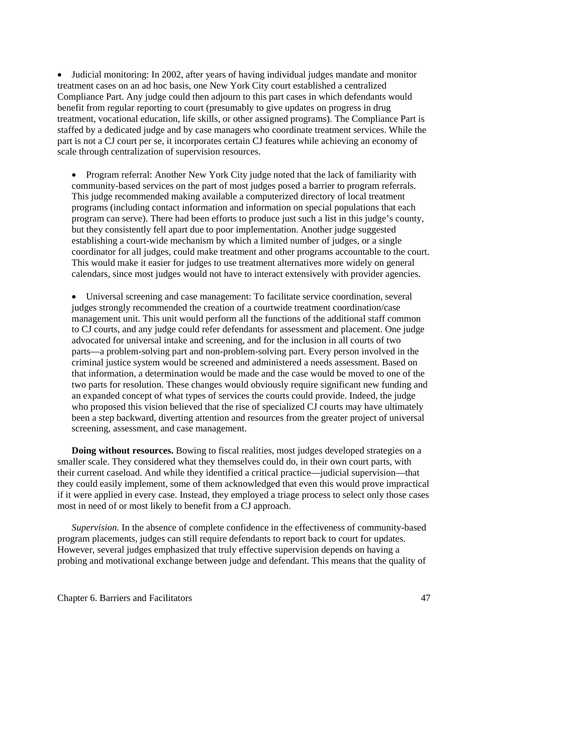- Judicial monitoring: In 2002, after years of having individual judges mandate and monitor treatment cases on an ad hoc basis, one New York City court established a centralized Compliance Part. Any judge could then adjourn to this part cases in which defendants would benefit from regular reporting to court (presumably to give updates on progress in drug treatment, vocational education, life skills, or other assigned programs). The Compliance Part is staffed by a dedicated judge and by case managers who coordinate treatment services. While the part is not a CJ court per se, it incorporates certain CJ features while achieving an economy of scale through centralization of supervision resources.

- Program referral: Another New York City judge noted that the lack of familiarity with community-based services on the part of most judges posed a barrier to program referrals. This judge recommended making available a computerized directory of local treatment programs (including contact information and information on special populations that each program can serve). There had been efforts to produce just such a list in this judge's county, but they consistently fell apart due to poor implementation. Another judge suggested establishing a court-wide mechanism by which a limited number of judges, or a single coordinator for all judges, could make treatment and other programs accountable to the court. This would make it easier for judges to use treatment alternatives more widely on general calendars, since most judges would not have to interact extensively with provider agencies.

- Universal screening and case management: To facilitate service coordination, several judges strongly recommended the creation of a courtwide treatment coordination/case management unit. This unit would perform all the functions of the additional staff common to CJ courts, and any judge could refer defendants for assessment and placement. One judge advocated for universal intake and screening, and for the inclusion in all courts of two parts—a problem-solving part and non-problem-solving part. Every person involved in the criminal justice system would be screened and administered a needs assessment. Based on that information, a determination would be made and the case would be moved to one of the two parts for resolution. These changes would obviously require significant new funding and an expanded concept of what types of services the courts could provide. Indeed, the judge who proposed this vision believed that the rise of specialized CJ courts may have ultimately been a step backward, diverting attention and resources from the greater project of universal screening, assessment, and case management.

**Doing without resources.** Bowing to fiscal realities, most judges developed strategies on a smaller scale. They considered what they themselves could do, in their own court parts, with their current caseload. And while they identified a critical practice—judicial supervision—that they could easily implement, some of them acknowledged that even this would prove impractical if it were applied in every case. Instead, they employed a triage process to select only those cases most in need of or most likely to benefit from a CJ approach.

*Supervision.* In the absence of complete confidence in the effectiveness of community-based program placements, judges can still require defendants to report back to court for updates. However, several judges emphasized that truly effective supervision depends on having a probing and motivational exchange between judge and defendant. This means that the quality of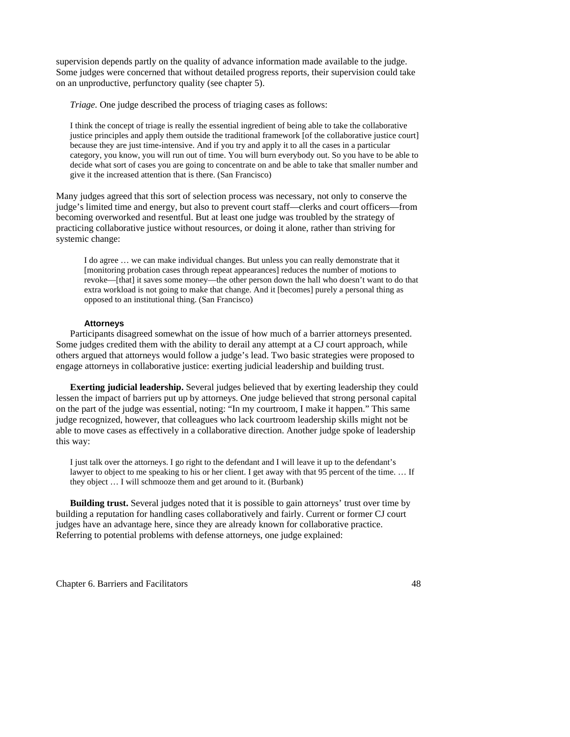supervision depends partly on the quality of advance information made available to the judge. Some judges were concerned that without detailed progress reports, their supervision could take on an unproductive, perfunctory quality (see chapter 5).

*Triage*. One judge described the process of triaging cases as follows:

> I think the concept of triage is really the essential ingredient of being able to take the collaborative justice principles and apply them outside the traditional framework [of the collaborative justice court] because they are just time-intensive. And if you try and apply it to all the cases in a particular category, you know, you will run out of time. You will burn everybody out. So you have to be able to decide what sort of cases you are going to concentrate on and be able to take that smaller number and give it the increased attention that is there. (San Francisco)

Many judges agreed that this sort of selection process was necessary, not only to conserve the judge's limited time and energy, but also to prevent court staff—clerks and court officers—from becoming overworked and resentful. But at least one judge was troubled by the strategy of practicing collaborative justice without resources, or doing it alone, rather than striving for systemic change:

> I do agree … we can make individual changes. But unless you can really demonstrate that it [monitoring probation cases through repeat appearances] reduces the number of motions to revoke—[that] it saves some money—the other person down the hall who doesn't want to do that extra workload is not going to make that change. And it [becomes] purely a personal thing as opposed to an institutional thing. (San Francisco)

#### Attorneys

Participants disagreed somewhat on the issue of how much of a barrier attorneys presented. Some judges credited them with the ability to derail any attempt at a CJ court approach, while others argued that attorneys would follow a judge's lead. Two basic strategies were proposed to engage attorneys in collaborative justice: exerting judicial leadership and building trust.

**Exerting judicial leadership.** Several judges believed that by exerting leadership they could lessen the impact of barriers put up by attorneys. One judge believed that strong personal capital on the part of the judge was essential, noting: "In my courtroom, I make it happen." This same judge recognized, however, that colleagues who lack courtroom leadership skills might not be able to move cases as effectively in a collaborative direction. Another judge spoke of leadership this way:

> I just talk over the attorneys. I go right to the defendant and I will leave it up to the defendant's lawyer to object to me speaking to his or her client. I get away with that 95 percent of the time. … If they object … I will schmooze them and get around to it. (Burbank)

**Building trust.** Several judges noted that it is possible to gain attorneys' trust over time by building a reputation for handling cases collaboratively and fairly. Current or former CJ court judges have an advantage here, since they are already known for collaborative practice. Referring to potential problems with defense attorneys, one judge explained: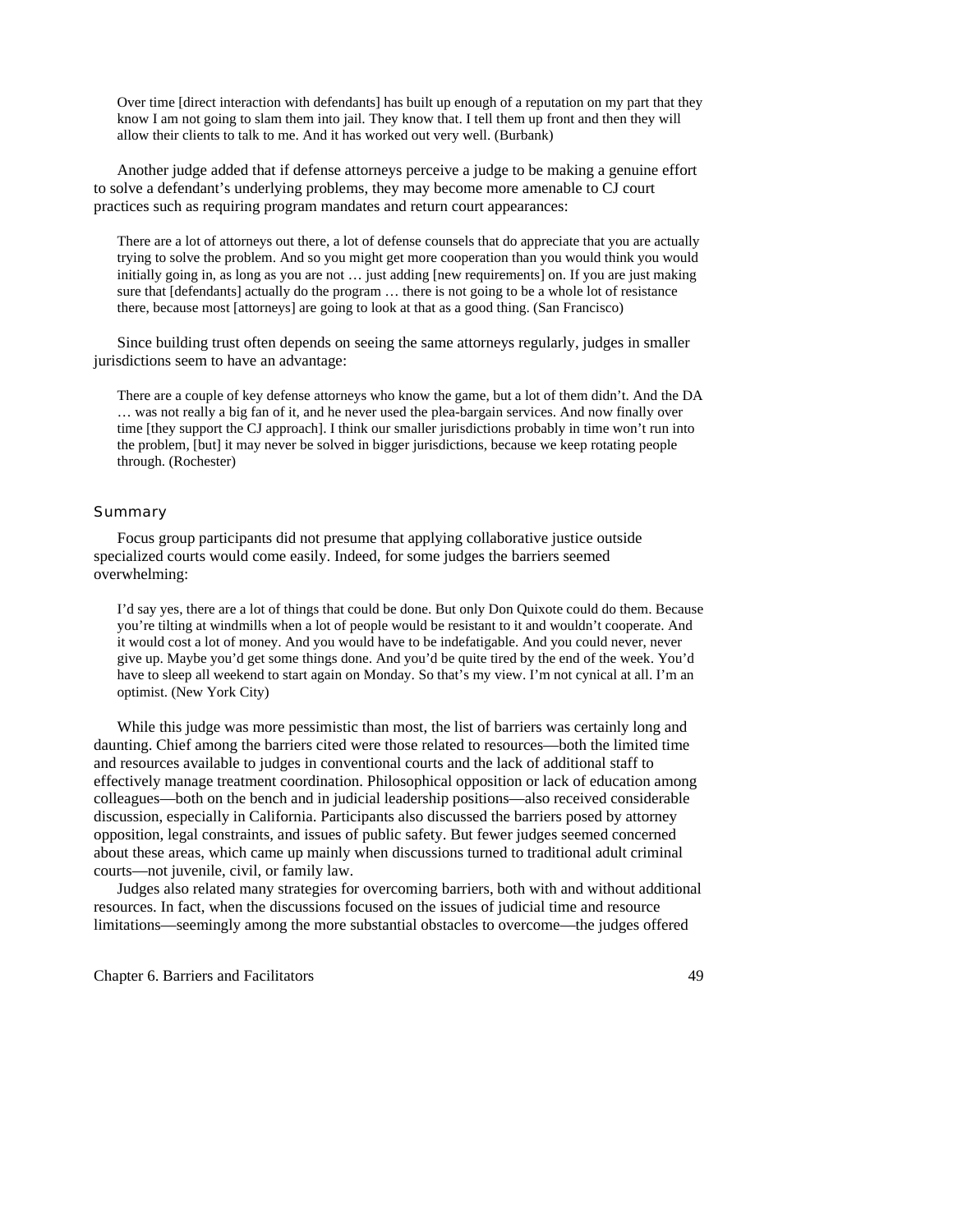> Over time [direct interaction with defendants] has built up enough of a reputation on my part that they know I am not going to slam them into jail. They know that. I tell them up front and then they will allow their clients to talk to me. And it has worked out very well. (Burbank)

Another judge added that if defense attorneys perceive a judge to be making a genuine effort to solve a defendant's underlying problems, they may become more amenable to CJ court practices such as requiring program mandates and return court appearances:

> There are a lot of attorneys out there, a lot of defense counsels that do appreciate that you are actually trying to solve the problem. And so you might get more cooperation than you would think you would initially going in, as long as you are not … just adding [new requirements] on. If you are just making sure that [defendants] actually do the program … there is not going to be a whole lot of resistance there, because most [attorneys] are going to look at that as a good thing. (San Francisco)

Since building trust often depends on seeing the same attorneys regularly, judges in smaller jurisdictions seem to have an advantage:

> There are a couple of key defense attorneys who know the game, but a lot of them didn't. And the DA … was not really a big fan of it, and he never used the plea-bargain services. And now finally over time [they support the CJ approach]. I think our smaller jurisdictions probably in time won't run into the problem, [but] it may never be solved in bigger jurisdictions, because we keep rotating people through. (Rochester)

### Summary

Focus group participants did not presume that applying collaborative justice outside specialized courts would come easily. Indeed, for some judges the barriers seemed overwhelming:

> I'd say yes, there are a lot of things that could be done. But only Don Quixote could do them. Because you're tilting at windmills when a lot of people would be resistant to it and wouldn't cooperate. And it would cost a lot of money. And you would have to be indefatigable. And you could never, never give up. Maybe you'd get some things done. And you'd be quite tired by the end of the week. You'd have to sleep all weekend to start again on Monday. So that's my view. I'm not cynical at all. I'm an optimist. (New York City)

While this judge was more pessimistic than most, the list of barriers was certainly long and daunting. Chief among the barriers cited were those related to resources—both the limited time and resources available to judges in conventional courts and the lack of additional staff to effectively manage treatment coordination. Philosophical opposition or lack of education among colleagues—both on the bench and in judicial leadership positions—also received considerable discussion, especially in California. Participants also discussed the barriers posed by attorney opposition, legal constraints, and issues of public safety. But fewer judges seemed concerned about these areas, which came up mainly when discussions turned to traditional adult criminal courts—not juvenile, civil, or family law.

Judges also related many strategies for overcoming barriers, both with and without additional resources. In fact, when the discussions focused on the issues of judicial time and resource limitations—seemingly among the more substantial obstacles to overcome—the judges offered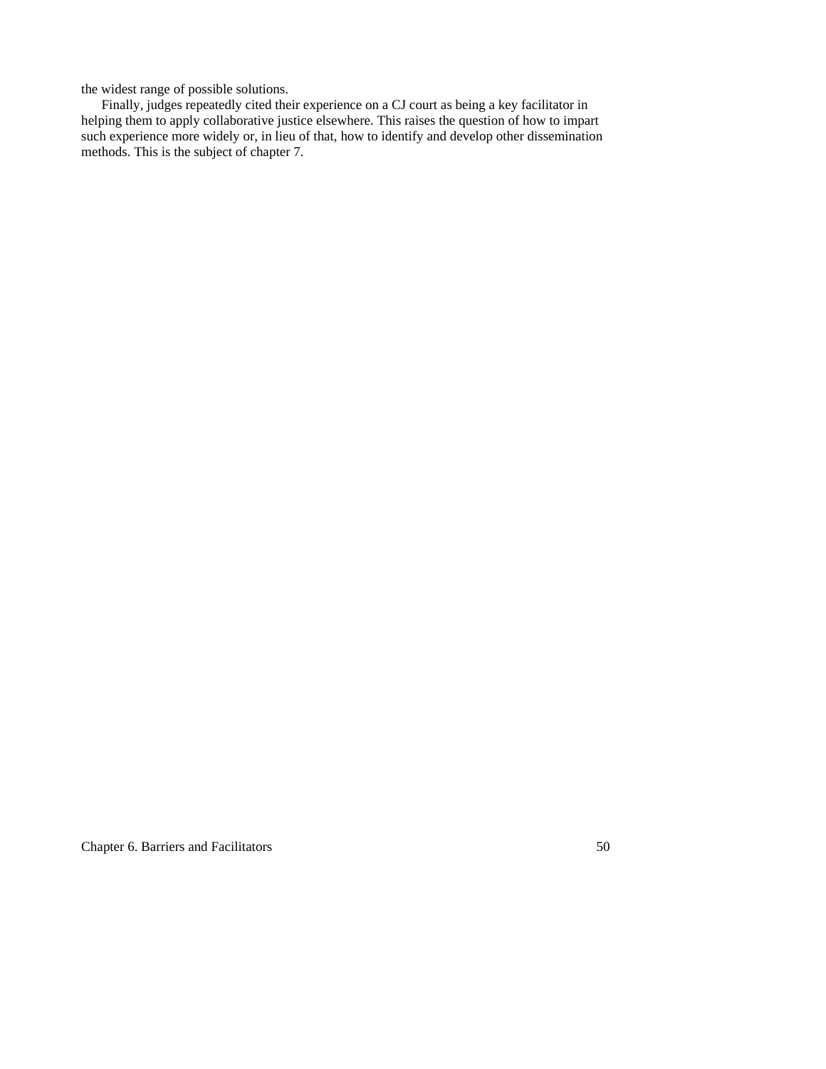the widest range of possible solutions.

Finally, judges repeatedly cited their experience on a CJ court as being a key facilitator in helping them to apply collaborative justice elsewhere. This raises the question of how to impart such experience more widely or, in lieu of that, how to identify and develop other dissemination methods. This is the subject of chapter 7.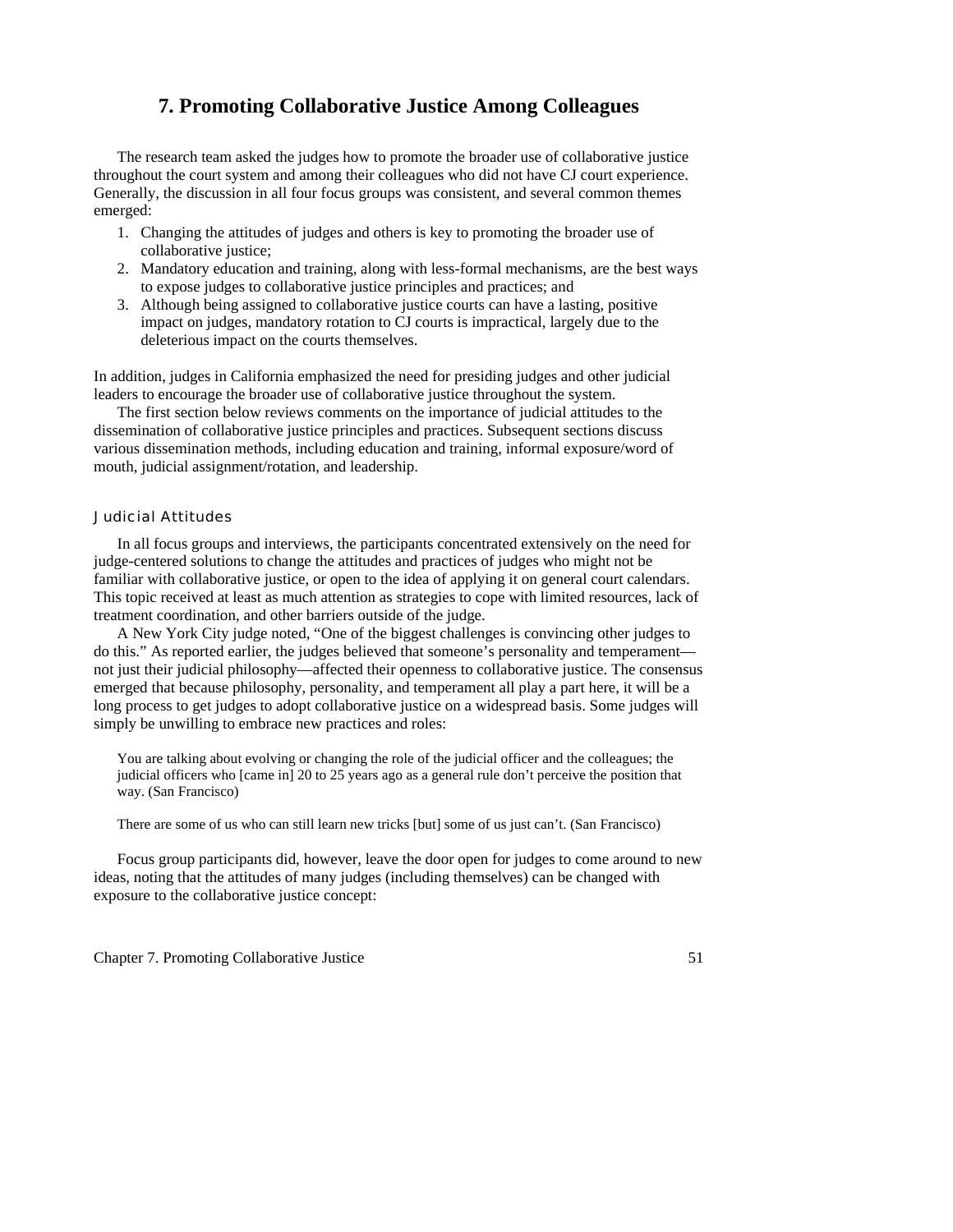# 7. Promoting Collaborative Justice Among Colleagues

The research team asked the judges how to promote the broader use of collaborative justice throughout the court system and among their colleagues who did not have CJ court experience. Generally, the discussion in all four focus groups was consistent, and several common themes emerged:

1. Changing the attitudes of judges and others is key to promoting the broader use of collaborative justice;
2. Mandatory education and training, along with less-formal mechanisms, are the best ways to expose judges to collaborative justice principles and practices; and
3. Although being assigned to collaborative justice courts can have a lasting, positive impact on judges, mandatory rotation to CJ courts is impractical, largely due to the deleterious impact on the courts themselves.

In addition, judges in California emphasized the need for presiding judges and other judicial leaders to encourage the broader use of collaborative justice throughout the system.

The first section below reviews comments on the importance of judicial attitudes to the dissemination of collaborative justice principles and practices. Subsequent sections discuss various dissemination methods, including education and training, informal exposure/word of mouth, judicial assignment/rotation, and leadership.

## Judicial Attitudes

In all focus groups and interviews, the participants concentrated extensively on the need for judge-centered solutions to change the attitudes and practices of judges who might not be familiar with collaborative justice, or open to the idea of applying it on general court calendars. This topic received at least as much attention as strategies to cope with limited resources, lack of treatment coordination, and other barriers outside of the judge.

A New York City judge noted, "One of the biggest challenges is convincing other judges to do this." As reported earlier, the judges believed that someone's personality and temperament—not just their judicial philosophy—affected their openness to collaborative justice. The consensus emerged that because philosophy, personality, and temperament all play a part here, it will be a long process to get judges to adopt collaborative justice on a widespread basis. Some judges will simply be unwilling to embrace new practices and roles:

> You are talking about evolving or changing the role of the judicial officer and the colleagues; the judicial officers who [came in] 20 to 25 years ago as a general rule don't perceive the position that way. (San Francisco)

> There are some of us who can still learn new tricks [but] some of us just can't. (San Francisco)

Focus group participants did, however, leave the door open for judges to come around to new ideas, noting that the attitudes of many judges (including themselves) can be changed with exposure to the collaborative justice concept: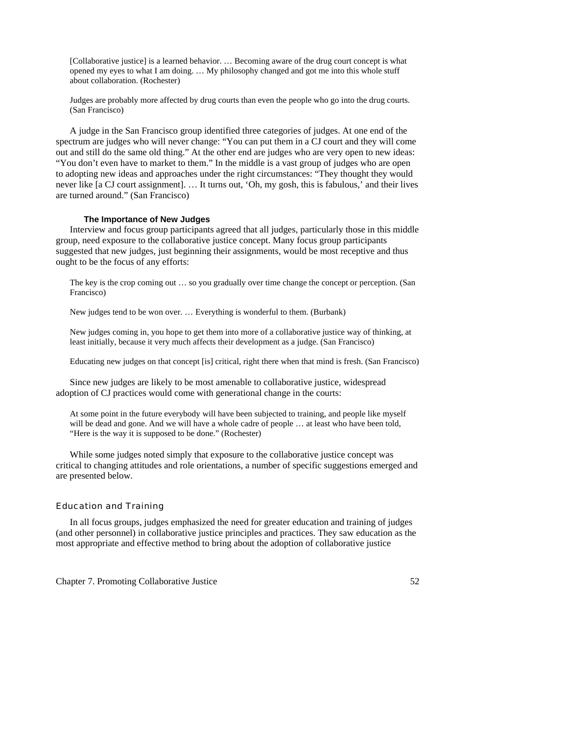> [Collaborative justice] is a learned behavior. … Becoming aware of the drug court concept is what opened my eyes to what I am doing. … My philosophy changed and got me into this whole stuff about collaboration. (Rochester)

> Judges are probably more affected by drug courts than even the people who go into the drug courts. (San Francisco)

A judge in the San Francisco group identified three categories of judges. At one end of the spectrum are judges who will never change: "You can put them in a CJ court and they will come out and still do the same old thing." At the other end are judges who are very open to new ideas: "You don't even have to market to them." In the middle is a vast group of judges who are open to adopting new ideas and approaches under the right circumstances: "They thought they would never like [a CJ court assignment]. … It turns out, 'Oh, my gosh, this is fabulous,' and their lives are turned around." (San Francisco)

#### The Importance of New Judges

Interview and focus group participants agreed that all judges, particularly those in this middle group, need exposure to the collaborative justice concept. Many focus group participants suggested that new judges, just beginning their assignments, would be most receptive and thus ought to be the focus of any efforts:

> The key is the crop coming out … so you gradually over time change the concept or perception. (San Francisco)

> New judges tend to be won over. … Everything is wonderful to them. (Burbank)

> New judges coming in, you hope to get them into more of a collaborative justice way of thinking, at least initially, because it very much affects their development as a judge. (San Francisco)

> Educating new judges on that concept [is] critical, right there when that mind is fresh. (San Francisco)

Since new judges are likely to be most amenable to collaborative justice, widespread adoption of CJ practices would come with generational change in the courts:

> At some point in the future everybody will have been subjected to training, and people like myself will be dead and gone. And we will have a whole cadre of people … at least who have been told, "Here is the way it is supposed to be done." (Rochester)

While some judges noted simply that exposure to the collaborative justice concept was critical to changing attitudes and role orientations, a number of specific suggestions emerged and are presented below.

### Education and Training

In all focus groups, judges emphasized the need for greater education and training of judges (and other personnel) in collaborative justice principles and practices. They saw education as the most appropriate and effective method to bring about the adoption of collaborative justice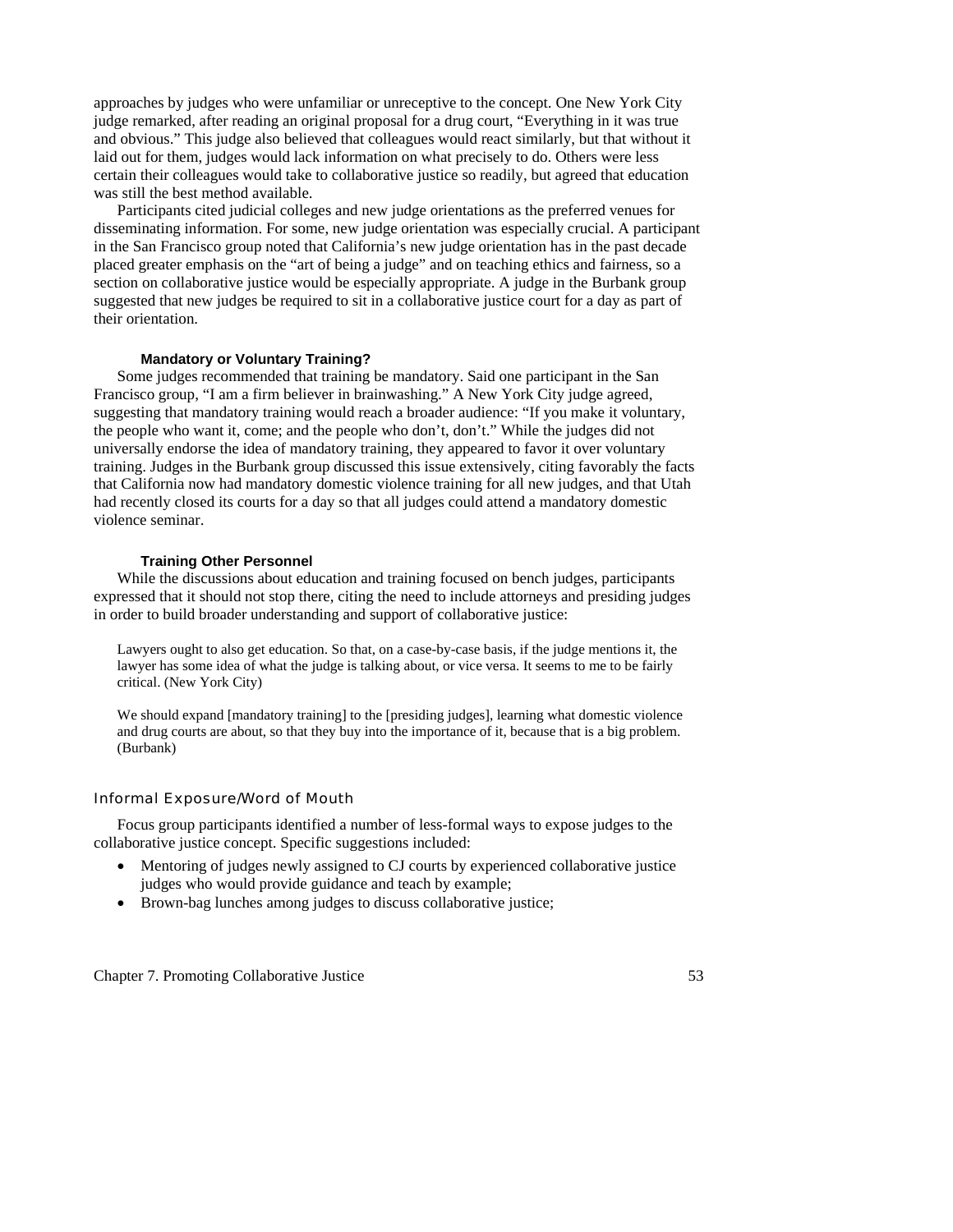approaches by judges who were unfamiliar or unreceptive to the concept. One New York City judge remarked, after reading an original proposal for a drug court, "Everything in it was true and obvious." This judge also believed that colleagues would react similarly, but that without it laid out for them, judges would lack information on what precisely to do. Others were less certain their colleagues would take to collaborative justice so readily, but agreed that education was still the best method available.

Participants cited judicial colleges and new judge orientations as the preferred venues for disseminating information. For some, new judge orientation was especially crucial. A participant in the San Francisco group noted that California's new judge orientation has in the past decade placed greater emphasis on the "art of being a judge" and on teaching ethics and fairness, so a section on collaborative justice would be especially appropriate. A judge in the Burbank group suggested that new judges be required to sit in a collaborative justice court for a day as part of their orientation.

#### Mandatory or Voluntary Training?

Some judges recommended that training be mandatory. Said one participant in the San Francisco group, "I am a firm believer in brainwashing." A New York City judge agreed, suggesting that mandatory training would reach a broader audience: "If you make it voluntary, the people who want it, come; and the people who don't, don't." While the judges did not universally endorse the idea of mandatory training, they appeared to favor it over voluntary training. Judges in the Burbank group discussed this issue extensively, citing favorably the facts that California now had mandatory domestic violence training for all new judges, and that Utah had recently closed its courts for a day so that all judges could attend a mandatory domestic violence seminar.

#### Training Other Personnel

While the discussions about education and training focused on bench judges, participants expressed that it should not stop there, citing the need to include attorneys and presiding judges in order to build broader understanding and support of collaborative justice:

> Lawyers ought to also get education. So that, on a case-by-case basis, if the judge mentions it, the lawyer has some idea of what the judge is talking about, or vice versa. It seems to me to be fairly critical. (New York City)

> We should expand [mandatory training] to the [presiding judges], learning what domestic violence and drug courts are about, so that they buy into the importance of it, because that is a big problem. (Burbank)

### Informal Exposure/Word of Mouth

Focus group participants identified a number of less-formal ways to expose judges to the collaborative justice concept. Specific suggestions included:

- Mentoring of judges newly assigned to CJ courts by experienced collaborative justice judges who would provide guidance and teach by example;
- Brown-bag lunches among judges to discuss collaborative justice;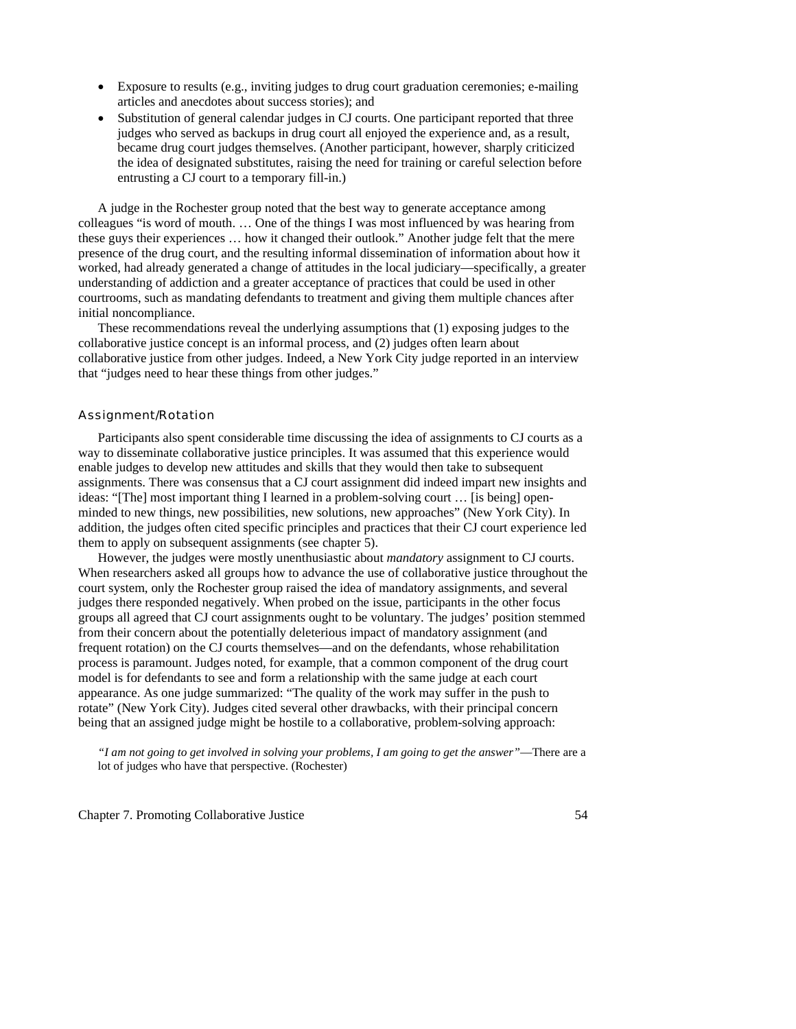- Exposure to results (e.g., inviting judges to drug court graduation ceremonies; e-mailing articles and anecdotes about success stories); and
- Substitution of general calendar judges in CJ courts. One participant reported that three judges who served as backups in drug court all enjoyed the experience and, as a result, became drug court judges themselves. (Another participant, however, sharply criticized the idea of designated substitutes, raising the need for training or careful selection before entrusting a CJ court to a temporary fill-in.)

A judge in the Rochester group noted that the best way to generate acceptance among colleagues "is word of mouth. … One of the things I was most influenced by was hearing from these guys their experiences … how it changed their outlook." Another judge felt that the mere presence of the drug court, and the resulting informal dissemination of information about how it worked, had already generated a change of attitudes in the local judiciary—specifically, a greater understanding of addiction and a greater acceptance of practices that could be used in other courtrooms, such as mandating defendants to treatment and giving them multiple chances after initial noncompliance.

These recommendations reveal the underlying assumptions that (1) exposing judges to the collaborative justice concept is an informal process, and (2) judges often learn about collaborative justice from other judges. Indeed, a New York City judge reported in an interview that "judges need to hear these things from other judges."

### Assignment/Rotation

Participants also spent considerable time discussing the idea of assignments to CJ courts as a way to disseminate collaborative justice principles. It was assumed that this experience would enable judges to develop new attitudes and skills that they would then take to subsequent assignments. There was consensus that a CJ court assignment did indeed impart new insights and ideas: "[The] most important thing I learned in a problem-solving court … [is being] open-minded to new things, new possibilities, new solutions, new approaches" (New York City). In addition, the judges often cited specific principles and practices that their CJ court experience led them to apply on subsequent assignments (see chapter 5).

However, the judges were mostly unenthusiastic about *mandatory* assignment to CJ courts. When researchers asked all groups how to advance the use of collaborative justice throughout the court system, only the Rochester group raised the idea of mandatory assignments, and several judges there responded negatively. When probed on the issue, participants in the other focus groups all agreed that CJ court assignments ought to be voluntary. The judges' position stemmed from their concern about the potentially deleterious impact of mandatory assignment (and frequent rotation) on the CJ courts themselves—and on the defendants, whose rehabilitation process is paramount. Judges noted, for example, that a common component of the drug court model is for defendants to see and form a relationship with the same judge at each court appearance. As one judge summarized: "The quality of the work may suffer in the push to rotate" (New York City). Judges cited several other drawbacks, with their principal concern being that an assigned judge might be hostile to a collaborative, problem-solving approach:

> *"I am not going to get involved in solving your problems, I am going to get the answer"*—There are a lot of judges who have that perspective. (Rochester)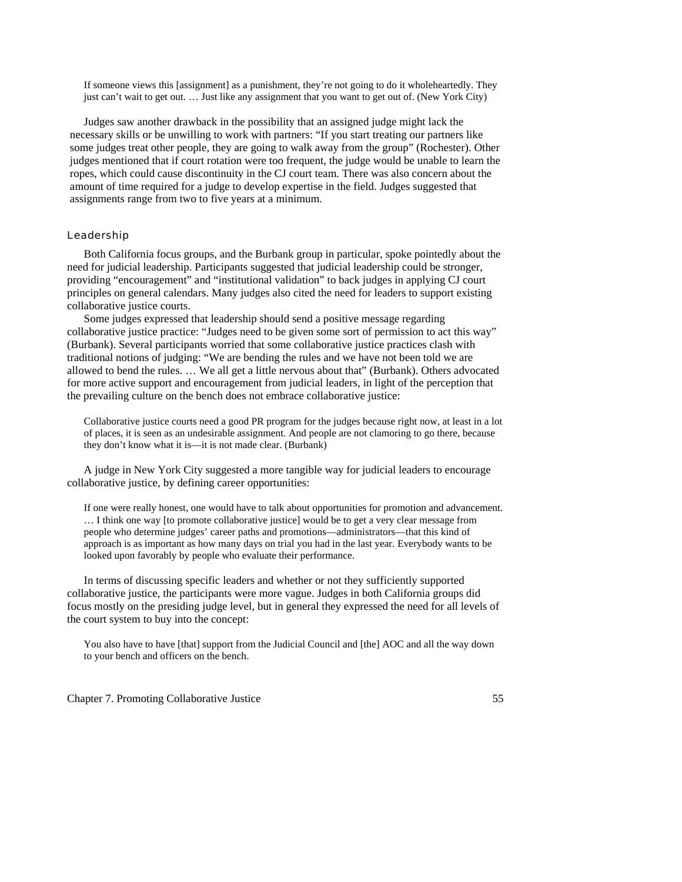> If someone views this [assignment] as a punishment, they're not going to do it wholeheartedly. They just can't wait to get out. … Just like any assignment that you want to get out of. (New York City)

Judges saw another drawback in the possibility that an assigned judge might lack the necessary skills or be unwilling to work with partners: "If you start treating our partners like some judges treat other people, they are going to walk away from the group" (Rochester). Other judges mentioned that if court rotation were too frequent, the judge would be unable to learn the ropes, which could cause discontinuity in the CJ court team. There was also concern about the amount of time required for a judge to develop expertise in the field. Judges suggested that assignments range from two to five years at a minimum.

### Leadership

Both California focus groups, and the Burbank group in particular, spoke pointedly about the need for judicial leadership. Participants suggested that judicial leadership could be stronger, providing "encouragement" and "institutional validation" to back judges in applying CJ court principles on general calendars. Many judges also cited the need for leaders to support existing collaborative justice courts.

Some judges expressed that leadership should send a positive message regarding collaborative justice practice: "Judges need to be given some sort of permission to act this way" (Burbank). Several participants worried that some collaborative justice practices clash with traditional notions of judging: "We are bending the rules and we have not been told we are allowed to bend the rules. … We all get a little nervous about that" (Burbank). Others advocated for more active support and encouragement from judicial leaders, in light of the perception that the prevailing culture on the bench does not embrace collaborative justice:

> Collaborative justice courts need a good PR program for the judges because right now, at least in a lot of places, it is seen as an undesirable assignment. And people are not clamoring to go there, because they don't know what it is—it is not made clear. (Burbank)

A judge in New York City suggested a more tangible way for judicial leaders to encourage collaborative justice, by defining career opportunities:

> If one were really honest, one would have to talk about opportunities for promotion and advancement. … I think one way [to promote collaborative justice] would be to get a very clear message from people who determine judges' career paths and promotions—administrators—that this kind of approach is as important as how many days on trial you had in the last year. Everybody wants to be looked upon favorably by people who evaluate their performance.

In terms of discussing specific leaders and whether or not they sufficiently supported collaborative justice, the participants were more vague. Judges in both California groups did focus mostly on the presiding judge level, but in general they expressed the need for all levels of the court system to buy into the concept:

> You also have to have [that] support from the Judicial Council and [the] AOC and all the way down to your bench and officers on the bench.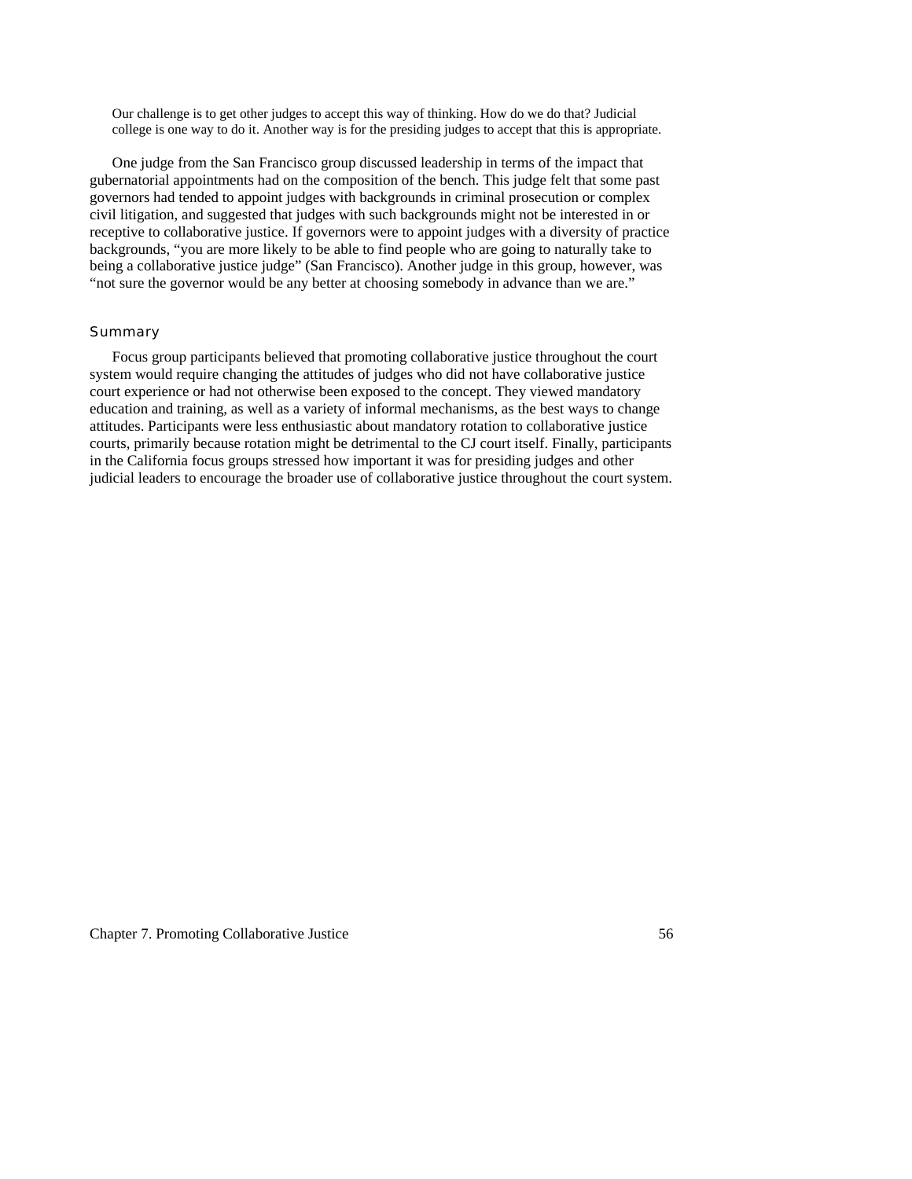> Our challenge is to get other judges to accept this way of thinking. How do we do that? Judicial college is one way to do it. Another way is for the presiding judges to accept that this is appropriate.

One judge from the San Francisco group discussed leadership in terms of the impact that gubernatorial appointments had on the composition of the bench. This judge felt that some past governors had tended to appoint judges with backgrounds in criminal prosecution or complex civil litigation, and suggested that judges with such backgrounds might not be interested in or receptive to collaborative justice. If governors were to appoint judges with a diversity of practice backgrounds, "you are more likely to be able to find people who are going to naturally take to being a collaborative justice judge" (San Francisco). Another judge in this group, however, was "not sure the governor would be any better at choosing somebody in advance than we are."

### Summary

Focus group participants believed that promoting collaborative justice throughout the court system would require changing the attitudes of judges who did not have collaborative justice court experience or had not otherwise been exposed to the concept. They viewed mandatory education and training, as well as a variety of informal mechanisms, as the best ways to change attitudes. Participants were less enthusiastic about mandatory rotation to collaborative justice courts, primarily because rotation might be detrimental to the CJ court itself. Finally, participants in the California focus groups stressed how important it was for presiding judges and other judicial leaders to encourage the broader use of collaborative justice throughout the court system.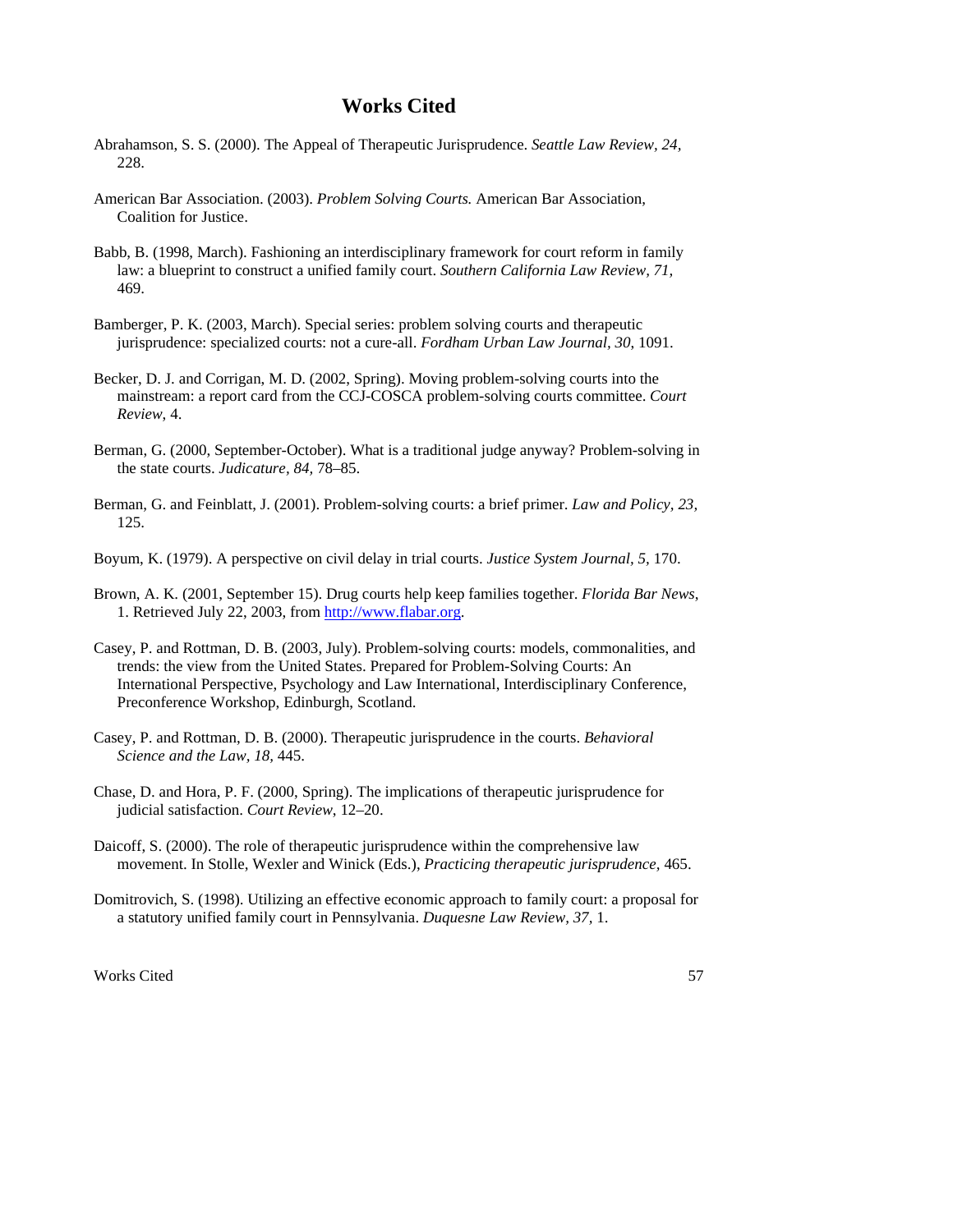# Works Cited

Abrahamson, S. S. (2000). The Appeal of Therapeutic Jurisprudence. *Seattle Law Review, 24*, 228.

American Bar Association. (2003). *Problem Solving Courts.* American Bar Association, Coalition for Justice.

Babb, B. (1998, March). Fashioning an interdisciplinary framework for court reform in family law: a blueprint to construct a unified family court. *Southern California Law Review, 71*, 469.

Bamberger, P. K. (2003, March). Special series: problem solving courts and therapeutic jurisprudence: specialized courts: not a cure-all. *Fordham Urban Law Journal, 30*, 1091.

Becker, D. J. and Corrigan, M. D. (2002, Spring). Moving problem-solving courts into the mainstream: a report card from the CCJ-COSCA problem-solving courts committee. *Court Review*, 4.

Berman, G. (2000, September-October). What is a traditional judge anyway? Problem-solving in the state courts. *Judicature, 84,* 78–85.

Berman, G. and Feinblatt, J. (2001). Problem-solving courts: a brief primer. *Law and Policy, 23,* 125.

Boyum, K. (1979). A perspective on civil delay in trial courts. *Justice System Journal, 5,* 170.

Brown, A. K. (2001, September 15). Drug courts help keep families together. *Florida Bar News*, 1. Retrieved July 22, 2003, from http://www.flabar.org.

Casey, P. and Rottman, D. B. (2003, July). Problem-solving courts: models, commonalities, and trends: the view from the United States. Prepared for Problem-Solving Courts: An International Perspective, Psychology and Law International, Interdisciplinary Conference, Preconference Workshop, Edinburgh, Scotland.

Casey, P. and Rottman, D. B. (2000). Therapeutic jurisprudence in the courts. *Behavioral Science and the Law, 18,* 445.

Chase, D. and Hora, P. F. (2000, Spring). The implications of therapeutic jurisprudence for judicial satisfaction. *Court Review*, 12–20.

Daicoff, S. (2000). The role of therapeutic jurisprudence within the comprehensive law movement. In Stolle, Wexler and Winick (Eds.), *Practicing therapeutic jurisprudence,* 465.

Domitrovich, S. (1998). Utilizing an effective economic approach to family court: a proposal for a statutory unified family court in Pennsylvania. *Duquesne Law Review, 37,* 1.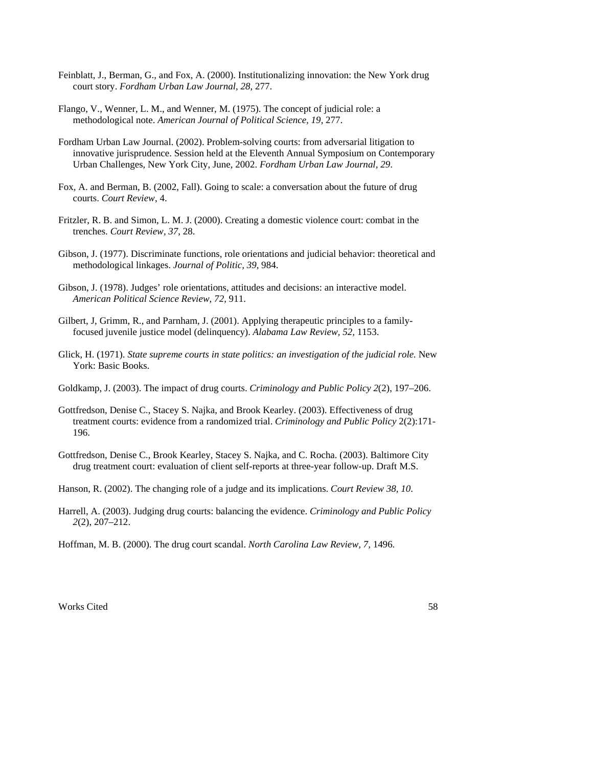Feinblatt, J., Berman, G., and Fox, A. (2000). Institutionalizing innovation: the New York drug court story. *Fordham Urban Law Journal, 28,* 277.

Flango, V., Wenner, L. M., and Wenner, M. (1975). The concept of judicial role: a methodological note. *American Journal of Political Science, 19,* 277.

Fordham Urban Law Journal. (2002). Problem-solving courts: from adversarial litigation to innovative jurisprudence. Session held at the Eleventh Annual Symposium on Contemporary Urban Challenges, New York City, June, 2002. *Fordham Urban Law Journal, 29*.

Fox, A. and Berman, B. (2002, Fall). Going to scale: a conversation about the future of drug courts. *Court Review*, 4.

Fritzler, R. B. and Simon, L. M. J. (2000). Creating a domestic violence court: combat in the trenches. *Court Review, 37,* 28.

Gibson, J. (1977). Discriminate functions, role orientations and judicial behavior: theoretical and methodological linkages. *Journal of Politic, 39,* 984.

Gibson, J. (1978). Judges' role orientations, attitudes and decisions: an interactive model. *American Political Science Review, 72,* 911.

Gilbert, J, Grimm, R., and Parnham, J. (2001). Applying therapeutic principles to a family-focused juvenile justice model (delinquency). *Alabama Law Review, 52,* 1153.

Glick, H. (1971). *State supreme courts in state politics: an investigation of the judicial role.* New York: Basic Books.

Goldkamp, J. (2003). The impact of drug courts. *Criminology and Public Policy 2*(2), 197–206.

Gottfredson, Denise C., Stacey S. Najka, and Brook Kearley. (2003). Effectiveness of drug treatment courts: evidence from a randomized trial. *Criminology and Public Policy* 2(2):171-196.

Gottfredson, Denise C., Brook Kearley, Stacey S. Najka, and C. Rocha. (2003). Baltimore City drug treatment court: evaluation of client self-reports at three-year follow-up. Draft M.S.

Hanson, R. (2002). The changing role of a judge and its implications. *Court Review 38, 10*.

Harrell, A. (2003). Judging drug courts: balancing the evidence. *Criminology and Public Policy 2*(2), 207–212.

Hoffman, M. B. (2000). The drug court scandal. *North Carolina Law Review, 7,* 1496.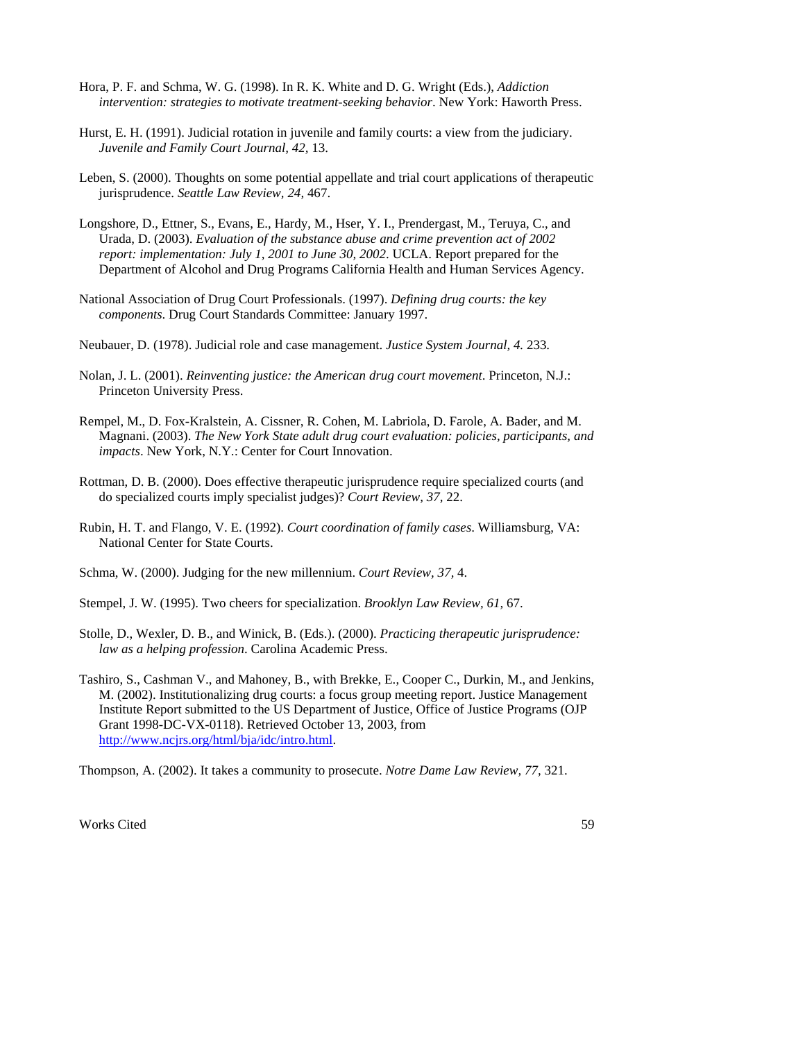Hora, P. F. and Schma, W. G. (1998). In R. K. White and D. G. Wright (Eds.), *Addiction intervention: strategies to motivate treatment-seeking behavior*. New York: Haworth Press.

Hurst, E. H. (1991). Judicial rotation in juvenile and family courts: a view from the judiciary. *Juvenile and Family Court Journal, 42,* 13.

Leben, S. (2000). Thoughts on some potential appellate and trial court applications of therapeutic jurisprudence. *Seattle Law Review, 24,* 467.

Longshore, D., Ettner, S., Evans, E., Hardy, M., Hser, Y. I., Prendergast, M., Teruya, C., and Urada, D. (2003). *Evaluation of the substance abuse and crime prevention act of 2002 report: implementation: July 1, 2001 to June 30, 2002*. UCLA. Report prepared for the Department of Alcohol and Drug Programs California Health and Human Services Agency.

National Association of Drug Court Professionals. (1997). *Defining drug courts: the key components*. Drug Court Standards Committee: January 1997.

Neubauer, D. (1978). Judicial role and case management. *Justice System Journal, 4.* 233.

Nolan, J. L. (2001). *Reinventing justice: the American drug court movement*. Princeton, N.J.: Princeton University Press.

Rempel, M., D. Fox-Kralstein, A. Cissner, R. Cohen, M. Labriola, D. Farole, A. Bader, and M. Magnani. (2003). *The New York State adult drug court evaluation: policies, participants, and impacts*. New York, N.Y.: Center for Court Innovation.

Rottman, D. B. (2000). Does effective therapeutic jurisprudence require specialized courts (and do specialized courts imply specialist judges)? *Court Review, 37,* 22.

Rubin, H. T. and Flango, V. E. (1992). *Court coordination of family cases*. Williamsburg, VA: National Center for State Courts.

Schma, W. (2000). Judging for the new millennium. *Court Review, 37,* 4.

Stempel, J. W. (1995). Two cheers for specialization. *Brooklyn Law Review, 61,* 67.

Stolle, D., Wexler, D. B., and Winick, B. (Eds.). (2000). *Practicing therapeutic jurisprudence: law as a helping profession*. Carolina Academic Press.

Tashiro, S., Cashman V., and Mahoney, B., with Brekke, E., Cooper C., Durkin, M., and Jenkins, M. (2002). Institutionalizing drug courts: a focus group meeting report. Justice Management Institute Report submitted to the US Department of Justice, Office of Justice Programs (OJP Grant 1998-DC-VX-0118). Retrieved October 13, 2003, from http://www.ncjrs.org/html/bja/idc/intro.html.

Thompson, A. (2002). It takes a community to prosecute. *Notre Dame Law Review, 77,* 321.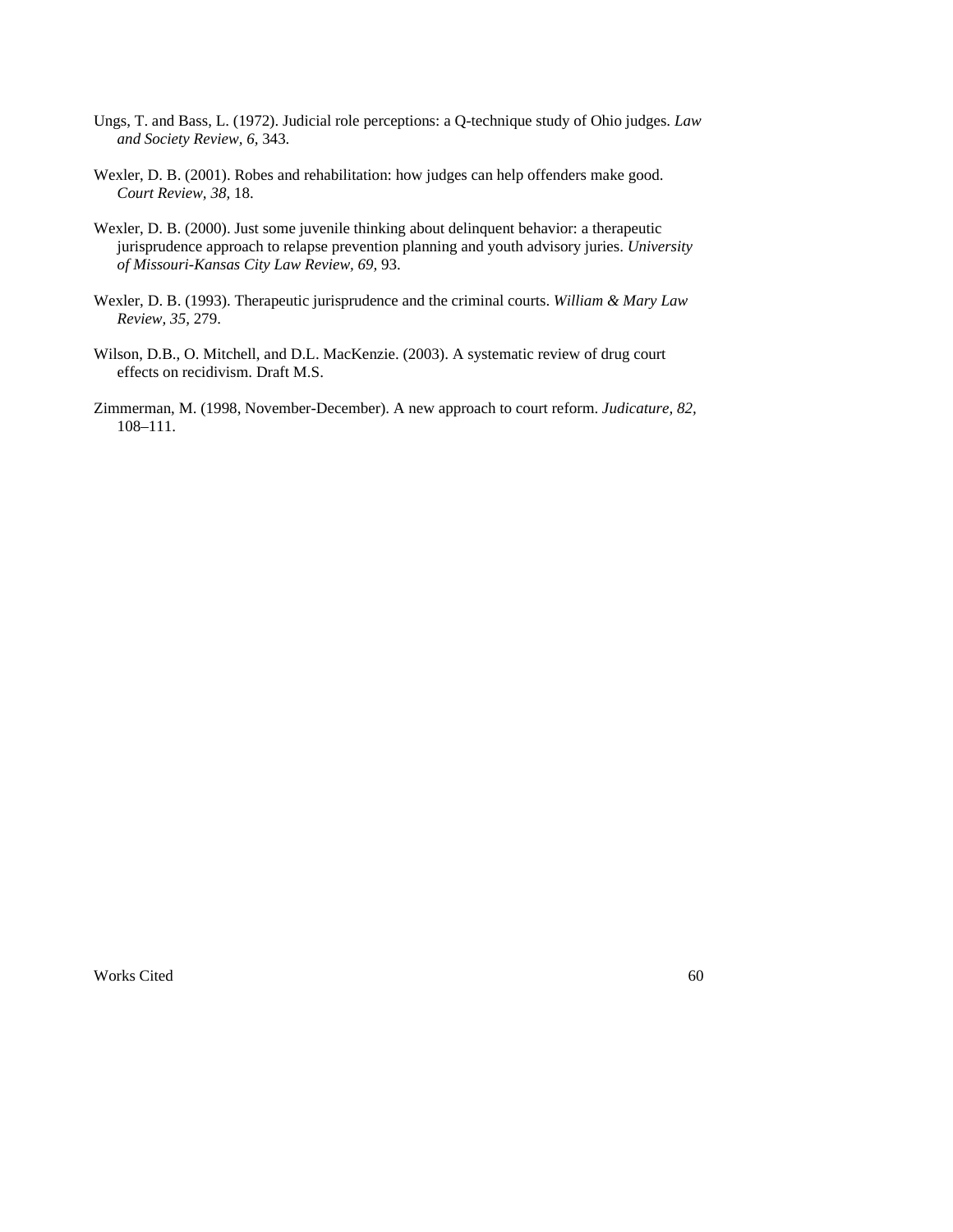Ungs, T. and Bass, L. (1972). Judicial role perceptions: a Q-technique study of Ohio judges. *Law and Society Review, 6,* 343.

Wexler, D. B. (2001). Robes and rehabilitation: how judges can help offenders make good. *Court Review, 38,* 18.

Wexler, D. B. (2000). Just some juvenile thinking about delinquent behavior: a therapeutic jurisprudence approach to relapse prevention planning and youth advisory juries. *University of Missouri-Kansas City Law Review, 69,* 93.

Wexler, D. B. (1993). Therapeutic jurisprudence and the criminal courts. *William & Mary Law Review, 35,* 279.

Wilson, D.B., O. Mitchell, and D.L. MacKenzie. (2003). A systematic review of drug court effects on recidivism. Draft M.S.

Zimmerman, M. (1998, November-December). A new approach to court reform. *Judicature, 82,* 108–111.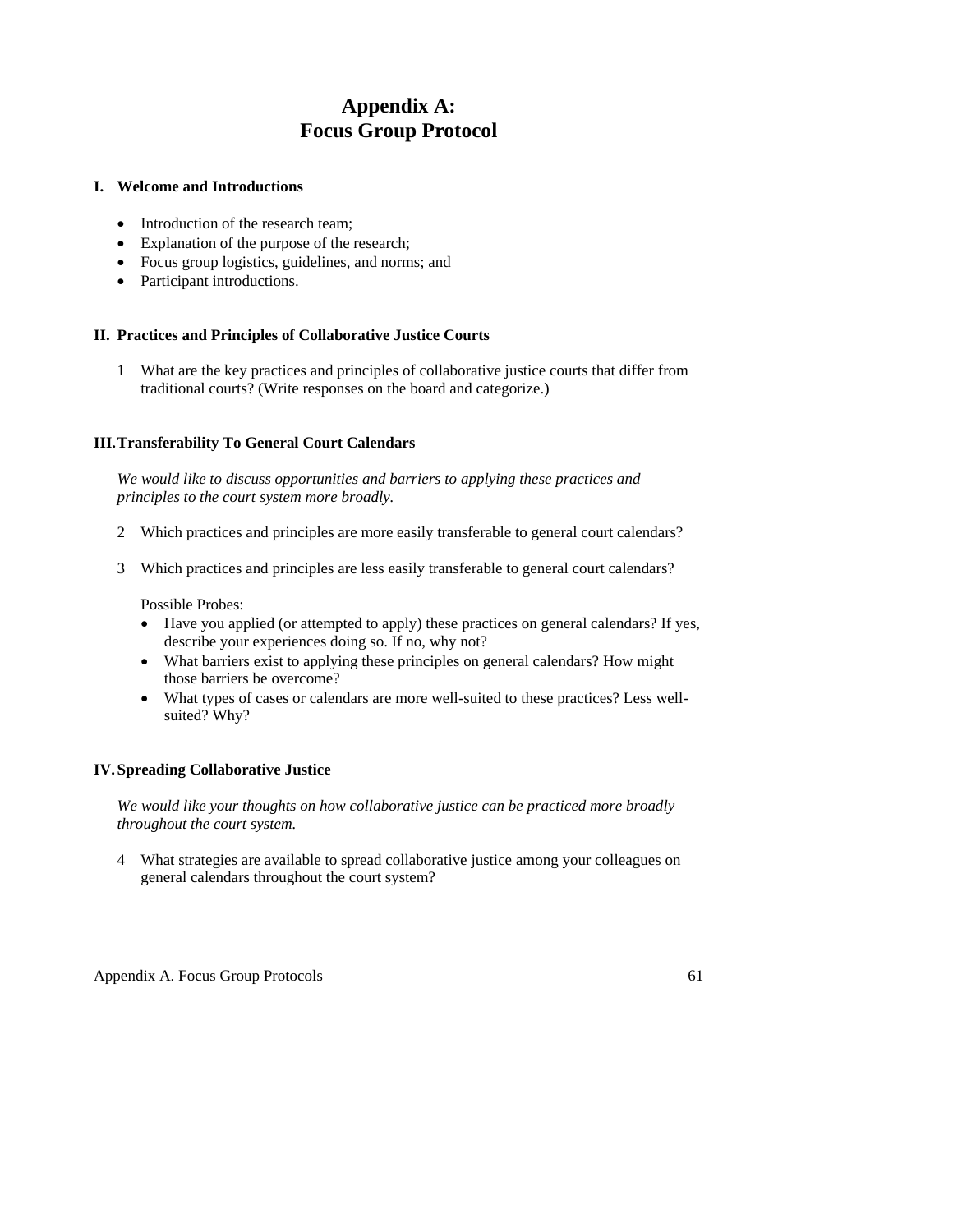# Appendix A:
# Focus Group Protocol

## I. Welcome and Introductions

- Introduction of the research team;
- Explanation of the purpose of the research;
- Focus group logistics, guidelines, and norms; and
- Participant introductions.

## II. Practices and Principles of Collaborative Justice Courts

1 What are the key practices and principles of collaborative justice courts that differ from traditional courts? (Write responses on the board and categorize.)

## III. Transferability To General Court Calendars

*We would like to discuss opportunities and barriers to applying these practices and principles to the court system more broadly.*

2 Which practices and principles are more easily transferable to general court calendars?

3 Which practices and principles are less easily transferable to general court calendars?

Possible Probes:

- Have you applied (or attempted to apply) these practices on general calendars? If yes, describe your experiences doing so. If no, why not?
- What barriers exist to applying these principles on general calendars? How might those barriers be overcome?
- What types of cases or calendars are more well-suited to these practices? Less well-suited? Why?

## IV. Spreading Collaborative Justice

*We would like your thoughts on how collaborative justice can be practiced more broadly throughout the court system.*

4 What strategies are available to spread collaborative justice among your colleagues on general calendars throughout the court system?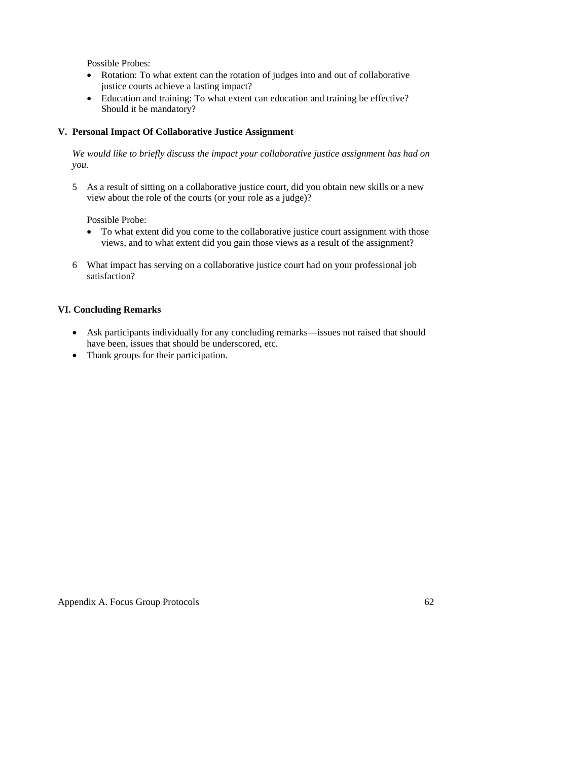Possible Probes:

- Rotation: To what extent can the rotation of judges into and out of collaborative justice courts achieve a lasting impact?
- Education and training: To what extent can education and training be effective? Should it be mandatory?

### V. Personal Impact Of Collaborative Justice Assignment

*We would like to briefly discuss the impact your collaborative justice assignment has had on you.*

5 As a result of sitting on a collaborative justice court, did you obtain new skills or a new view about the role of the courts (or your role as a judge)?

Possible Probe:

- To what extent did you come to the collaborative justice court assignment with those views, and to what extent did you gain those views as a result of the assignment?

6 What impact has serving on a collaborative justice court had on your professional job satisfaction?

### VI. Concluding Remarks

- Ask participants individually for any concluding remarks—issues not raised that should have been, issues that should be underscored, etc.
- Thank groups for their participation.